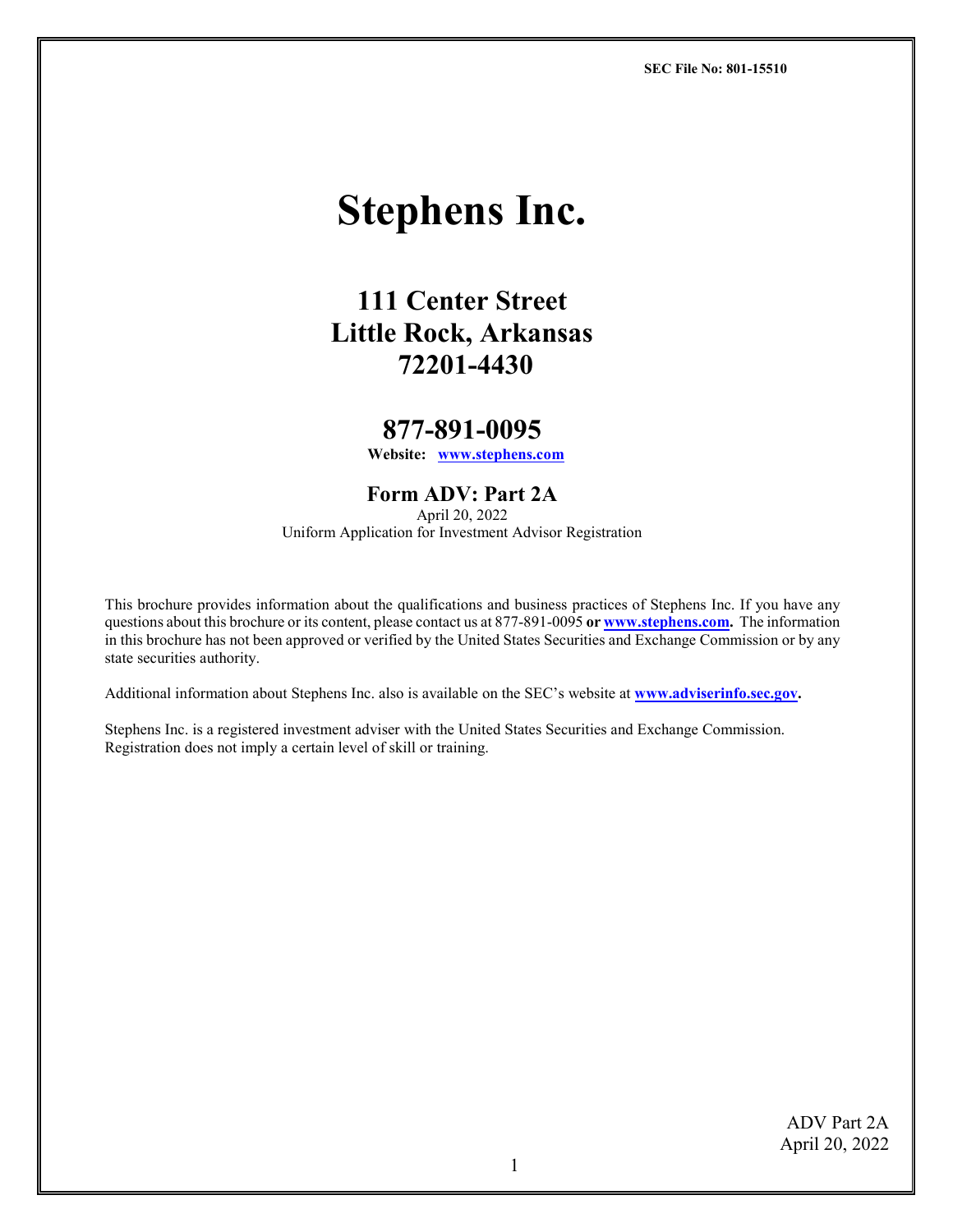SEC File No: 801-15510

# Stephens Inc.

## 111 Center Street
## Little Rock, Arkansas
## 72201-4430

## 877-891-0095

**Website: [www.stephens.com](http://www.stephens.com)**

### Form ADV: Part 2A

April 20, 2022

Uniform Application for Investment Advisor Registration

This brochure provides information about the qualifications and business practices of Stephens Inc. If you have any questions about this brochure or its content, please contact us at 877-891-0095 **or [www.stephens.com](http://www.stephens.com).** The information in this brochure has not been approved or verified by the United States Securities and Exchange Commission or by any state securities authority.

Additional information about Stephens Inc. also is available on the SEC's website at **[www.adviserinfo.sec.gov](http://www.adviserinfo.sec.gov).**

Stephens Inc. is a registered investment adviser with the United States Securities and Exchange Commission. Registration does not imply a certain level of skill or training.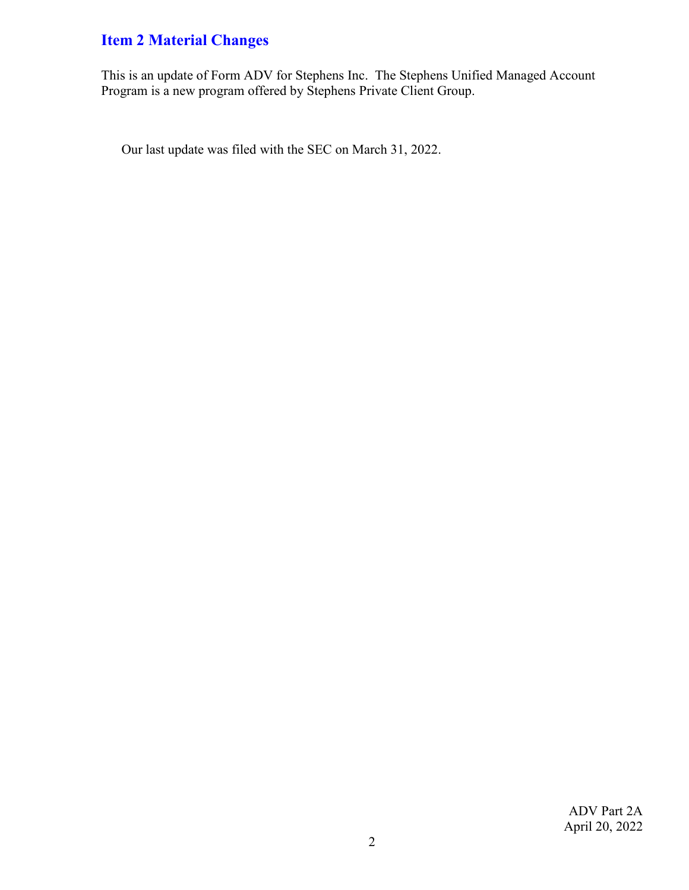## Item 2 Material Changes

This is an update of Form ADV for Stephens Inc. The Stephens Unified Managed Account Program is a new program offered by Stephens Private Client Group.

Our last update was filed with the SEC on March 31, 2022.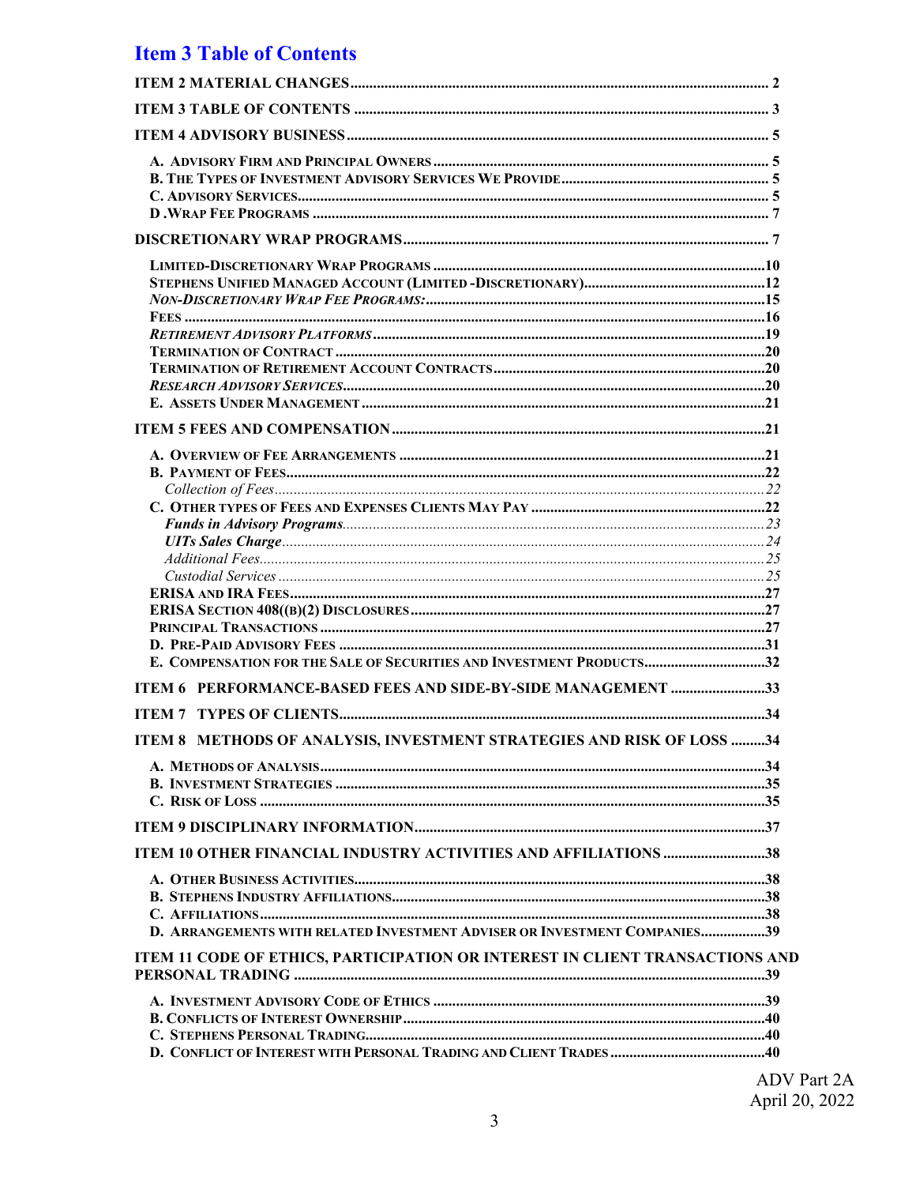# Item 3 Table of Contents

ITEM 2 MATERIAL CHANGES ..... 2

ITEM 3 TABLE OF CONTENTS ..... 3

ITEM 4 ADVISORY BUSINESS ..... 5

- A. ADVISORY FIRM AND PRINCIPAL OWNERS ..... 5
- B. THE TYPES OF INVESTMENT ADVISORY SERVICES WE PROVIDE ..... 5
- C. ADVISORY SERVICES ..... 5
- D .WRAP FEE PROGRAMS ..... 7

DISCRETIONARY WRAP PROGRAMS ..... 7

- LIMITED-DISCRETIONARY WRAP PROGRAMS ..... 10
- STEPHENS UNIFIED MANAGED ACCOUNT (LIMITED -DISCRETIONARY) ..... 12
- *NON-DISCRETIONARY WRAP FEE PROGRAMS:* ..... 15
- FEES ..... 16
- *RETIREMENT ADVISORY PLATFORMS* ..... 19
- TERMINATION OF CONTRACT ..... 20
- TERMINATION OF RETIREMENT ACCOUNT CONTRACTS ..... 20
- *RESEARCH ADVISORY SERVICES* ..... 20
- E. ASSETS UNDER MANAGEMENT ..... 21

ITEM 5 FEES AND COMPENSATION ..... 21

- A. OVERVIEW OF FEE ARRANGEMENTS ..... 21
- B. PAYMENT OF FEES ..... 22
  - *Collection of Fees* ..... 22
- C. OTHER TYPES OF FEES AND EXPENSES CLIENTS MAY PAY ..... 22
  - ***Funds in Advisory Programs*** ..... 23
  - ***UITs Sales Charge*** ..... 24
  - *Additional Fees* ..... 25
  - *Custodial Services* ..... 25
- ERISA AND IRA FEES ..... 27
- ERISA SECTION 408((B)(2) DISCLOSURES ..... 27
- PRINCIPAL TRANSACTIONS ..... 27
- D. PRE-PAID ADVISORY FEES ..... 31
- E. COMPENSATION FOR THE SALE OF SECURITIES AND INVESTMENT PRODUCTS ..... 32

ITEM 6 PERFORMANCE-BASED FEES AND SIDE-BY-SIDE MANAGEMENT ..... 33

ITEM 7 TYPES OF CLIENTS ..... 34

ITEM 8 METHODS OF ANALYSIS, INVESTMENT STRATEGIES AND RISK OF LOSS ..... 34

- A. METHODS OF ANALYSIS ..... 34
- B. INVESTMENT STRATEGIES ..... 35
- C. RISK OF LOSS ..... 35

ITEM 9 DISCIPLINARY INFORMATION ..... 37

ITEM 10 OTHER FINANCIAL INDUSTRY ACTIVITIES AND AFFILIATIONS ..... 38

- A. OTHER BUSINESS ACTIVITIES ..... 38
- B. STEPHENS INDUSTRY AFFILIATIONS ..... 38
- C. AFFILIATIONS ..... 38
- D. ARRANGEMENTS WITH RELATED INVESTMENT ADVISER OR INVESTMENT COMPANIES ..... 39

ITEM 11 CODE OF ETHICS, PARTICIPATION OR INTEREST IN CLIENT TRANSACTIONS AND PERSONAL TRADING ..... 39

- A. INVESTMENT ADVISORY CODE OF ETHICS ..... 39
- B. CONFLICTS OF INTEREST OWNERSHIP ..... 40
- C. STEPHENS PERSONAL TRADING ..... 40
- D. CONFLICT OF INTEREST WITH PERSONAL TRADING AND CLIENT TRADES ..... 40

ADV Part 2A
April 20, 2022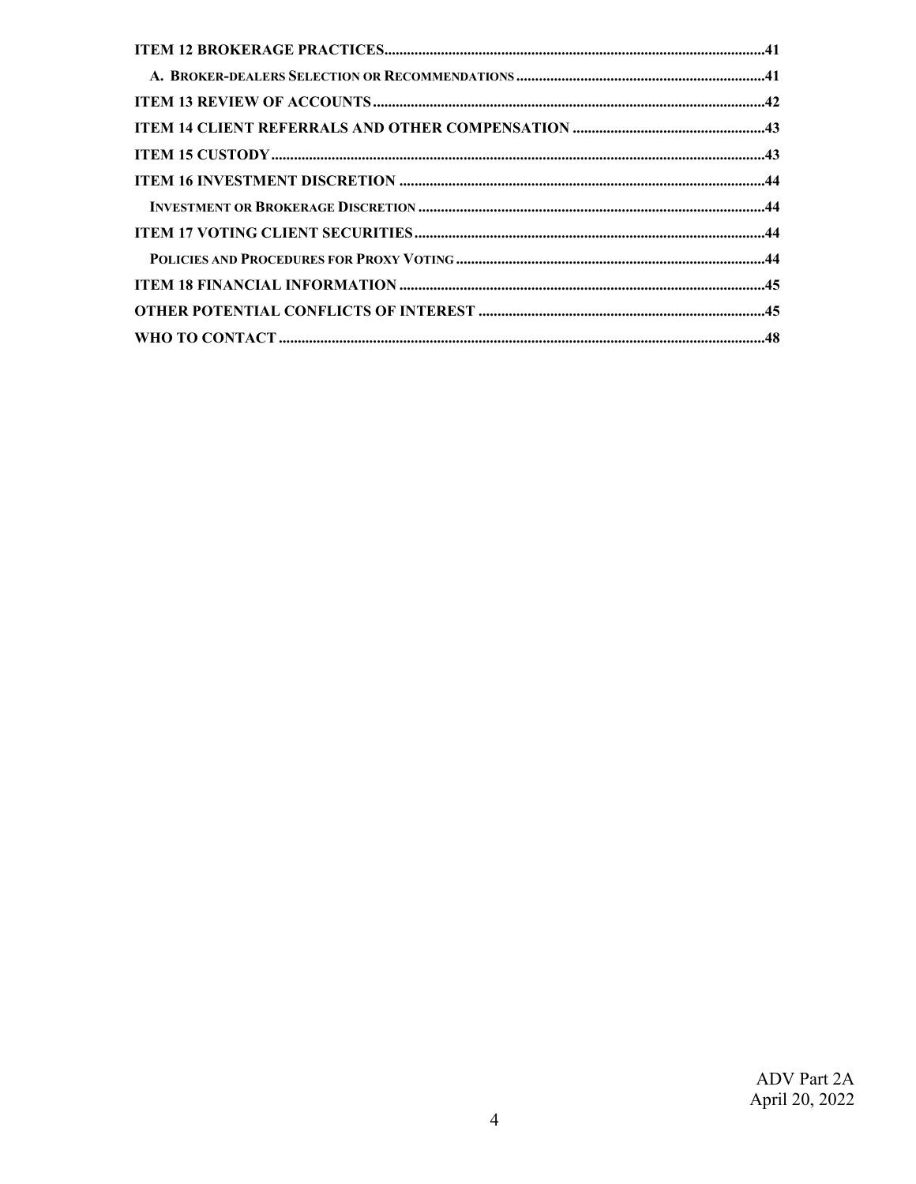**ITEM 12 BROKERAGE PRACTICES**.....41

**A. BROKER-DEALERS SELECTION OR RECOMMENDATIONS**.....41

**ITEM 13 REVIEW OF ACCOUNTS**.....42

**ITEM 14 CLIENT REFERRALS AND OTHER COMPENSATION**.....43

**ITEM 15 CUSTODY**.....43

**ITEM 16 INVESTMENT DISCRETION**.....44

**INVESTMENT OR BROKERAGE DISCRETION**.....44

**ITEM 17 VOTING CLIENT SECURITIES**.....44

**POLICIES AND PROCEDURES FOR PROXY VOTING**.....44

**ITEM 18 FINANCIAL INFORMATION**.....45

**OTHER POTENTIAL CONFLICTS OF INTEREST**.....45

**WHO TO CONTACT**.....48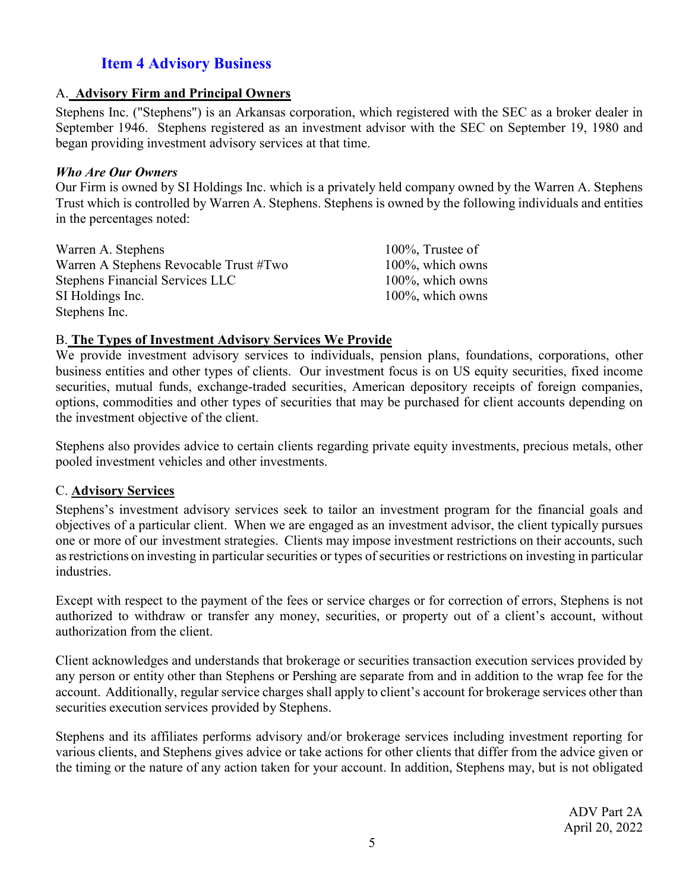## Item 4 Advisory Business

### A. Advisory Firm and Principal Owners

Stephens Inc. ("Stephens") is an Arkansas corporation, which registered with the SEC as a broker dealer in September 1946. Stephens registered as an investment advisor with the SEC on September 19, 1980 and began providing investment advisory services at that time.

***Who Are Our Owners***

Our Firm is owned by SI Holdings Inc. which is a privately held company owned by the Warren A. Stephens Trust which is controlled by Warren A. Stephens. Stephens is owned by the following individuals and entities in the percentages noted:

| | |
|---|---|
| Warren A. Stephens | 100%, Trustee of |
| Warren A Stephens Revocable Trust #Two | 100%, which owns |
| Stephens Financial Services LLC | 100%, which owns |
| SI Holdings Inc. | 100%, which owns |
| Stephens Inc. | |

### B. The Types of Investment Advisory Services We Provide

We provide investment advisory services to individuals, pension plans, foundations, corporations, other business entities and other types of clients. Our investment focus is on US equity securities, fixed income securities, mutual funds, exchange-traded securities, American depository receipts of foreign companies, options, commodities and other types of securities that may be purchased for client accounts depending on the investment objective of the client.

Stephens also provides advice to certain clients regarding private equity investments, precious metals, other pooled investment vehicles and other investments.

### C. Advisory Services

Stephens's investment advisory services seek to tailor an investment program for the financial goals and objectives of a particular client. When we are engaged as an investment advisor, the client typically pursues one or more of our investment strategies. Clients may impose investment restrictions on their accounts, such as restrictions on investing in particular securities or types of securities or restrictions on investing in particular industries.

Except with respect to the payment of the fees or service charges or for correction of errors, Stephens is not authorized to withdraw or transfer any money, securities, or property out of a client's account, without authorization from the client.

Client acknowledges and understands that brokerage or securities transaction execution services provided by any person or entity other than Stephens or Pershing are separate from and in addition to the wrap fee for the account. Additionally, regular service charges shall apply to client's account for brokerage services other than securities execution services provided by Stephens.

Stephens and its affiliates performs advisory and/or brokerage services including investment reporting for various clients, and Stephens gives advice or take actions for other clients that differ from the advice given or the timing or the nature of any action taken for your account. In addition, Stephens may, but is not obligated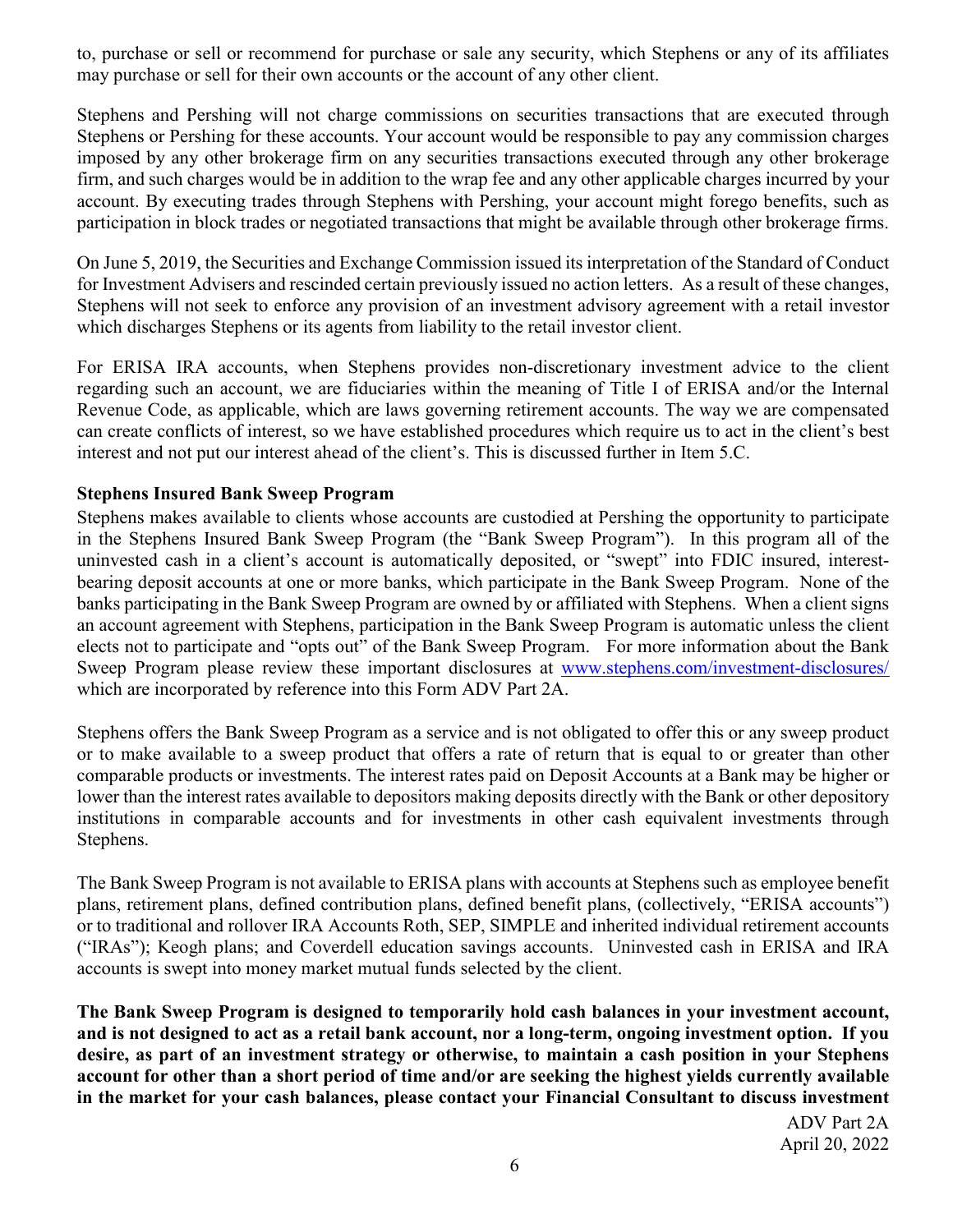to, purchase or sell or recommend for purchase or sale any security, which Stephens or any of its affiliates may purchase or sell for their own accounts or the account of any other client.

Stephens and Pershing will not charge commissions on securities transactions that are executed through Stephens or Pershing for these accounts. Your account would be responsible to pay any commission charges imposed by any other brokerage firm on any securities transactions executed through any other brokerage firm, and such charges would be in addition to the wrap fee and any other applicable charges incurred by your account. By executing trades through Stephens with Pershing, your account might forego benefits, such as participation in block trades or negotiated transactions that might be available through other brokerage firms.

On June 5, 2019, the Securities and Exchange Commission issued its interpretation of the Standard of Conduct for Investment Advisers and rescinded certain previously issued no action letters. As a result of these changes, Stephens will not seek to enforce any provision of an investment advisory agreement with a retail investor which discharges Stephens or its agents from liability to the retail investor client.

For ERISA IRA accounts, when Stephens provides non-discretionary investment advice to the client regarding such an account, we are fiduciaries within the meaning of Title I of ERISA and/or the Internal Revenue Code, as applicable, which are laws governing retirement accounts. The way we are compensated can create conflicts of interest, so we have established procedures which require us to act in the client's best interest and not put our interest ahead of the client's. This is discussed further in Item 5.C.

**Stephens Insured Bank Sweep Program**

Stephens makes available to clients whose accounts are custodied at Pershing the opportunity to participate in the Stephens Insured Bank Sweep Program (the "Bank Sweep Program"). In this program all of the uninvested cash in a client's account is automatically deposited, or "swept" into FDIC insured, interest-bearing deposit accounts at one or more banks, which participate in the Bank Sweep Program. None of the banks participating in the Bank Sweep Program are owned by or affiliated with Stephens. When a client signs an account agreement with Stephens, participation in the Bank Sweep Program is automatic unless the client elects not to participate and "opts out" of the Bank Sweep Program. For more information about the Bank Sweep Program please review these important disclosures at [www.stephens.com/investment-disclosures/](www.stephens.com/investment-disclosures/) which are incorporated by reference into this Form ADV Part 2A.

Stephens offers the Bank Sweep Program as a service and is not obligated to offer this or any sweep product or to make available to a sweep product that offers a rate of return that is equal to or greater than other comparable products or investments. The interest rates paid on Deposit Accounts at a Bank may be higher or lower than the interest rates available to depositors making deposits directly with the Bank or other depository institutions in comparable accounts and for investments in other cash equivalent investments through Stephens.

The Bank Sweep Program is not available to ERISA plans with accounts at Stephens such as employee benefit plans, retirement plans, defined contribution plans, defined benefit plans, (collectively, "ERISA accounts") or to traditional and rollover IRA Accounts Roth, SEP, SIMPLE and inherited individual retirement accounts ("IRAs"); Keogh plans; and Coverdell education savings accounts. Uninvested cash in ERISA and IRA accounts is swept into money market mutual funds selected by the client.

**The Bank Sweep Program is designed to temporarily hold cash balances in your investment account, and is not designed to act as a retail bank account, nor a long-term, ongoing investment option. If you desire, as part of an investment strategy or otherwise, to maintain a cash position in your Stephens account for other than a short period of time and/or are seeking the highest yields currently available in the market for your cash balances, please contact your Financial Consultant to discuss investment**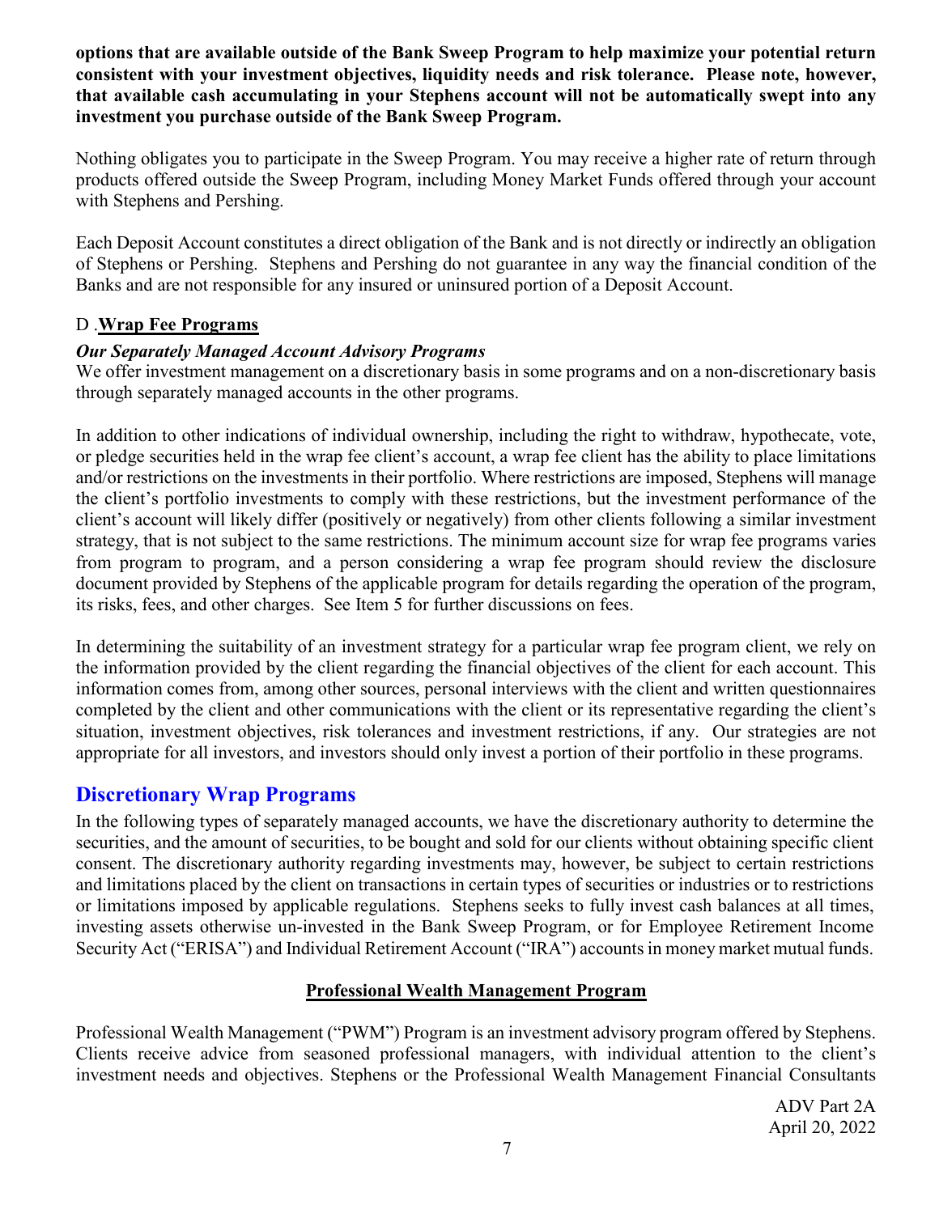**options that are available outside of the Bank Sweep Program to help maximize your potential return consistent with your investment objectives, liquidity needs and risk tolerance. Please note, however, that available cash accumulating in your Stephens account will not be automatically swept into any investment you purchase outside of the Bank Sweep Program.**

Nothing obligates you to participate in the Sweep Program. You may receive a higher rate of return through products offered outside the Sweep Program, including Money Market Funds offered through your account with Stephens and Pershing.

Each Deposit Account constitutes a direct obligation of the Bank and is not directly or indirectly an obligation of Stephens or Pershing. Stephens and Pershing do not guarantee in any way the financial condition of the Banks and are not responsible for any insured or uninsured portion of a Deposit Account.

### D .**Wrap Fee Programs**

***Our Separately Managed Account Advisory Programs***

We offer investment management on a discretionary basis in some programs and on a non-discretionary basis through separately managed accounts in the other programs.

In addition to other indications of individual ownership, including the right to withdraw, hypothecate, vote, or pledge securities held in the wrap fee client's account, a wrap fee client has the ability to place limitations and/or restrictions on the investments in their portfolio. Where restrictions are imposed, Stephens will manage the client's portfolio investments to comply with these restrictions, but the investment performance of the client's account will likely differ (positively or negatively) from other clients following a similar investment strategy, that is not subject to the same restrictions. The minimum account size for wrap fee programs varies from program to program, and a person considering a wrap fee program should review the disclosure document provided by Stephens of the applicable program for details regarding the operation of the program, its risks, fees, and other charges. See Item 5 for further discussions on fees.

In determining the suitability of an investment strategy for a particular wrap fee program client, we rely on the information provided by the client regarding the financial objectives of the client for each account. This information comes from, among other sources, personal interviews with the client and written questionnaires completed by the client and other communications with the client or its representative regarding the client's situation, investment objectives, risk tolerances and investment restrictions, if any. Our strategies are not appropriate for all investors, and investors should only invest a portion of their portfolio in these programs.

## Discretionary Wrap Programs

In the following types of separately managed accounts, we have the discretionary authority to determine the securities, and the amount of securities, to be bought and sold for our clients without obtaining specific client consent. The discretionary authority regarding investments may, however, be subject to certain restrictions and limitations placed by the client on transactions in certain types of securities or industries or to restrictions or limitations imposed by applicable regulations. Stephens seeks to fully invest cash balances at all times, investing assets otherwise un-invested in the Bank Sweep Program, or for Employee Retirement Income Security Act ("ERISA") and Individual Retirement Account ("IRA") accounts in money market mutual funds.

### Professional Wealth Management Program

Professional Wealth Management ("PWM") Program is an investment advisory program offered by Stephens. Clients receive advice from seasoned professional managers, with individual attention to the client's investment needs and objectives. Stephens or the Professional Wealth Management Financial Consultants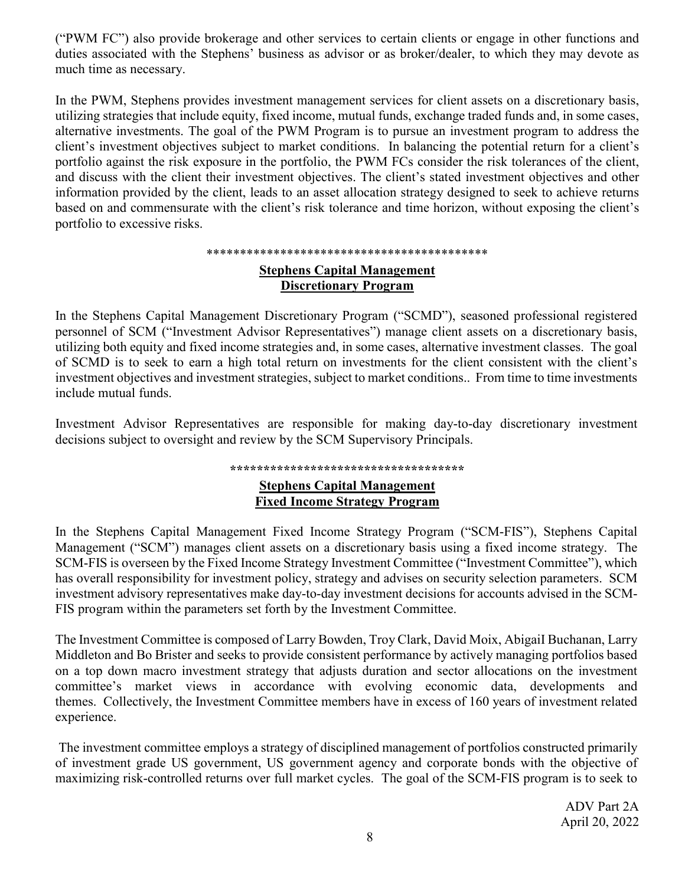("PWM FC") also provide brokerage and other services to certain clients or engage in other functions and duties associated with the Stephens' business as advisor or as broker/dealer, to which they may devote as much time as necessary.

In the PWM, Stephens provides investment management services for client assets on a discretionary basis, utilizing strategies that include equity, fixed income, mutual funds, exchange traded funds and, in some cases, alternative investments. The goal of the PWM Program is to pursue an investment program to address the client's investment objectives subject to market conditions. In balancing the potential return for a client's portfolio against the risk exposure in the portfolio, the PWM FCs consider the risk tolerances of the client, and discuss with the client their investment objectives. The client's stated investment objectives and other information provided by the client, leads to an asset allocation strategy designed to seek to achieve returns based on and commensurate with the client's risk tolerance and time horizon, without exposing the client's portfolio to excessive risks.

*******************************************

## Stephens Capital Management Discretionary Program

In the Stephens Capital Management Discretionary Program ("SCMD"), seasoned professional registered personnel of SCM ("Investment Advisor Representatives") manage client assets on a discretionary basis, utilizing both equity and fixed income strategies and, in some cases, alternative investment classes. The goal of SCMD is to seek to earn a high total return on investments for the client consistent with the client's investment objectives and investment strategies, subject to market conditions.. From time to time investments include mutual funds.

Investment Advisor Representatives are responsible for making day-to-day discretionary investment decisions subject to oversight and review by the SCM Supervisory Principals.

************************************

## Stephens Capital Management Fixed Income Strategy Program

In the Stephens Capital Management Fixed Income Strategy Program ("SCM-FIS"), Stephens Capital Management ("SCM") manages client assets on a discretionary basis using a fixed income strategy. The SCM-FIS is overseen by the Fixed Income Strategy Investment Committee ("Investment Committee"), which has overall responsibility for investment policy, strategy and advises on security selection parameters. SCM investment advisory representatives make day-to-day investment decisions for accounts advised in the SCM-FIS program within the parameters set forth by the Investment Committee.

The Investment Committee is composed of Larry Bowden, Troy Clark, David Moix, AbigaiI Buchanan, Larry Middleton and Bo Brister and seeks to provide consistent performance by actively managing portfolios based on a top down macro investment strategy that adjusts duration and sector allocations on the investment committee's market views in accordance with evolving economic data, developments and themes. Collectively, the Investment Committee members have in excess of 160 years of investment related experience.

The investment committee employs a strategy of disciplined management of portfolios constructed primarily of investment grade US government, US government agency and corporate bonds with the objective of maximizing risk-controlled returns over full market cycles. The goal of the SCM-FIS program is to seek to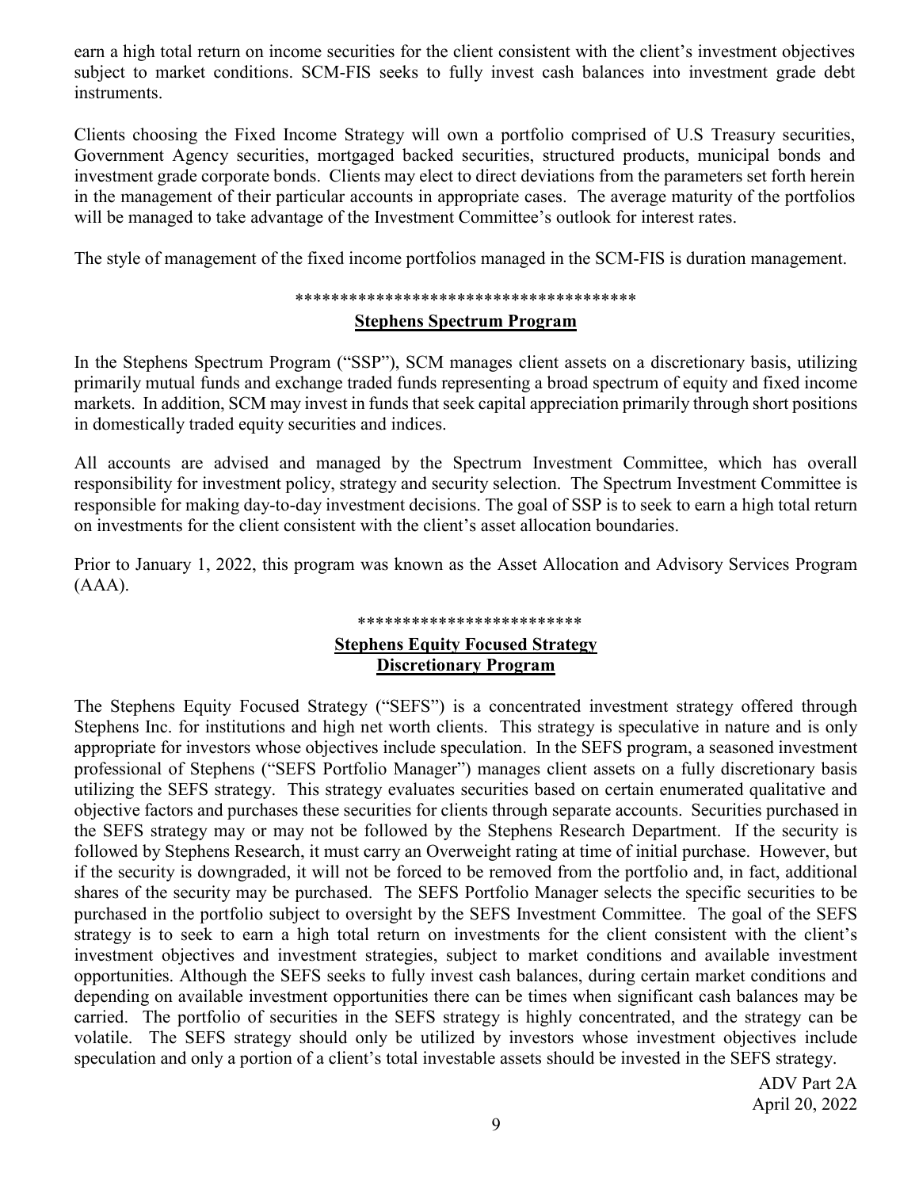earn a high total return on income securities for the client consistent with the client's investment objectives subject to market conditions. SCM-FIS seeks to fully invest cash balances into investment grade debt instruments.

Clients choosing the Fixed Income Strategy will own a portfolio comprised of U.S Treasury securities, Government Agency securities, mortgaged backed securities, structured products, municipal bonds and investment grade corporate bonds. Clients may elect to direct deviations from the parameters set forth herein in the management of their particular accounts in appropriate cases. The average maturity of the portfolios will be managed to take advantage of the Investment Committee's outlook for interest rates.

The style of management of the fixed income portfolios managed in the SCM-FIS is duration management.

\*\*\*\*\*\*\*\*\*\*\*\*\*\*\*\*\*\*\*\*\*\*\*\*\*\*\*\*\*\*\*\*\*\*\*\*\*\*\*

## Stephens Spectrum Program

In the Stephens Spectrum Program ("SSP"), SCM manages client assets on a discretionary basis, utilizing primarily mutual funds and exchange traded funds representing a broad spectrum of equity and fixed income markets. In addition, SCM may invest in funds that seek capital appreciation primarily through short positions in domestically traded equity securities and indices.

All accounts are advised and managed by the Spectrum Investment Committee, which has overall responsibility for investment policy, strategy and security selection. The Spectrum Investment Committee is responsible for making day-to-day investment decisions. The goal of SSP is to seek to earn a high total return on investments for the client consistent with the client's asset allocation boundaries.

Prior to January 1, 2022, this program was known as the Asset Allocation and Advisory Services Program (AAA).

\*\*\*\*\*\*\*\*\*\*\*\*\*\*\*\*\*\*\*\*\*\*\*\*\*

## Stephens Equity Focused Strategy Discretionary Program

The Stephens Equity Focused Strategy ("SEFS") is a concentrated investment strategy offered through Stephens Inc. for institutions and high net worth clients. This strategy is speculative in nature and is only appropriate for investors whose objectives include speculation. In the SEFS program, a seasoned investment professional of Stephens ("SEFS Portfolio Manager") manages client assets on a fully discretionary basis utilizing the SEFS strategy. This strategy evaluates securities based on certain enumerated qualitative and objective factors and purchases these securities for clients through separate accounts. Securities purchased in the SEFS strategy may or may not be followed by the Stephens Research Department. If the security is followed by Stephens Research, it must carry an Overweight rating at time of initial purchase. However, but if the security is downgraded, it will not be forced to be removed from the portfolio and, in fact, additional shares of the security may be purchased. The SEFS Portfolio Manager selects the specific securities to be purchased in the portfolio subject to oversight by the SEFS Investment Committee. The goal of the SEFS strategy is to seek to earn a high total return on investments for the client consistent with the client's investment objectives and investment strategies, subject to market conditions and available investment opportunities. Although the SEFS seeks to fully invest cash balances, during certain market conditions and depending on available investment opportunities there can be times when significant cash balances may be carried. The portfolio of securities in the SEFS strategy is highly concentrated, and the strategy can be volatile. The SEFS strategy should only be utilized by investors whose investment objectives include speculation and only a portion of a client's total investable assets should be invested in the SEFS strategy.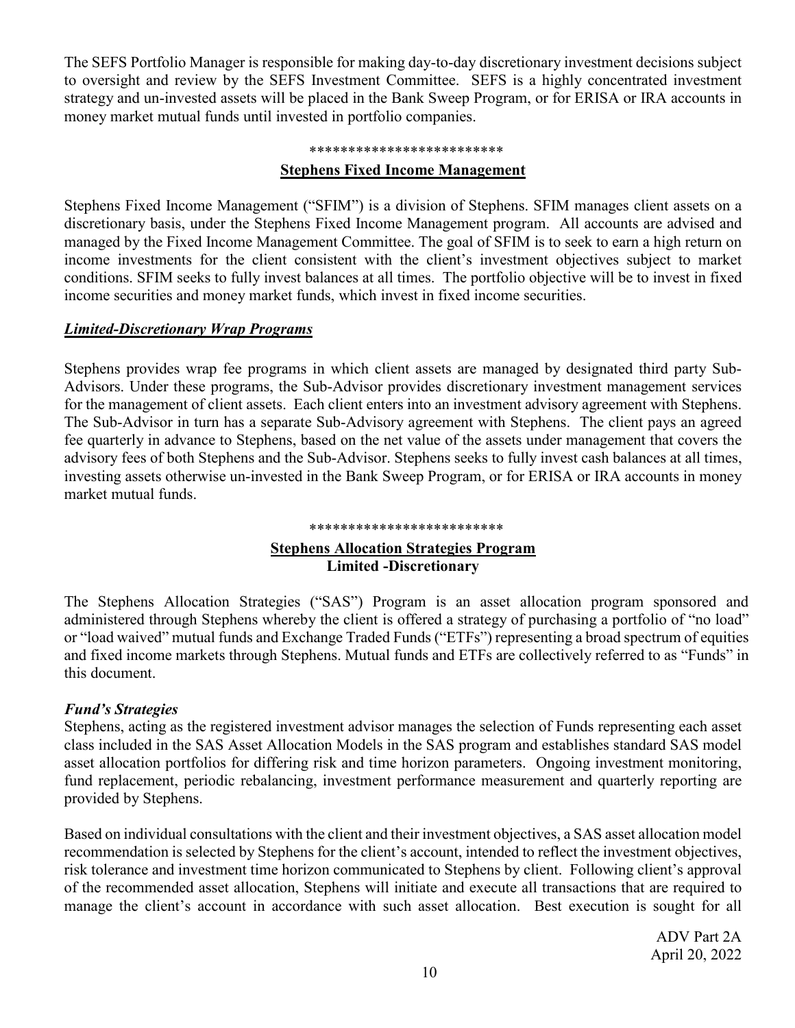The SEFS Portfolio Manager is responsible for making day-to-day discretionary investment decisions subject to oversight and review by the SEFS Investment Committee. SEFS is a highly concentrated investment strategy and un-invested assets will be placed in the Bank Sweep Program, or for ERISA or IRA accounts in money market mutual funds until invested in portfolio companies.

*************************

**Stephens Fixed Income Management**

Stephens Fixed Income Management ("SFIM") is a division of Stephens. SFIM manages client assets on a discretionary basis, under the Stephens Fixed Income Management program. All accounts are advised and managed by the Fixed Income Management Committee. The goal of SFIM is to seek to earn a high return on income investments for the client consistent with the client's investment objectives subject to market conditions. SFIM seeks to fully invest balances at all times. The portfolio objective will be to invest in fixed income securities and money market funds, which invest in fixed income securities.

***Limited-Discretionary Wrap Programs***

Stephens provides wrap fee programs in which client assets are managed by designated third party Sub-Advisors. Under these programs, the Sub-Advisor provides discretionary investment management services for the management of client assets. Each client enters into an investment advisory agreement with Stephens. The Sub-Advisor in turn has a separate Sub-Advisory agreement with Stephens. The client pays an agreed fee quarterly in advance to Stephens, based on the net value of the assets under management that covers the advisory fees of both Stephens and the Sub-Advisor. Stephens seeks to fully invest cash balances at all times, investing assets otherwise un-invested in the Bank Sweep Program, or for ERISA or IRA accounts in money market mutual funds.

*************************

**Stephens Allocation Strategies Program**
**Limited -Discretionary**

The Stephens Allocation Strategies ("SAS") Program is an asset allocation program sponsored and administered through Stephens whereby the client is offered a strategy of purchasing a portfolio of "no load" or "load waived" mutual funds and Exchange Traded Funds ("ETFs") representing a broad spectrum of equities and fixed income markets through Stephens. Mutual funds and ETFs are collectively referred to as "Funds" in this document.

***Fund's Strategies***

Stephens, acting as the registered investment advisor manages the selection of Funds representing each asset class included in the SAS Asset Allocation Models in the SAS program and establishes standard SAS model asset allocation portfolios for differing risk and time horizon parameters. Ongoing investment monitoring, fund replacement, periodic rebalancing, investment performance measurement and quarterly reporting are provided by Stephens.

Based on individual consultations with the client and their investment objectives, a SAS asset allocation model recommendation is selected by Stephens for the client's account, intended to reflect the investment objectives, risk tolerance and investment time horizon communicated to Stephens by client. Following client's approval of the recommended asset allocation, Stephens will initiate and execute all transactions that are required to manage the client's account in accordance with such asset allocation. Best execution is sought for all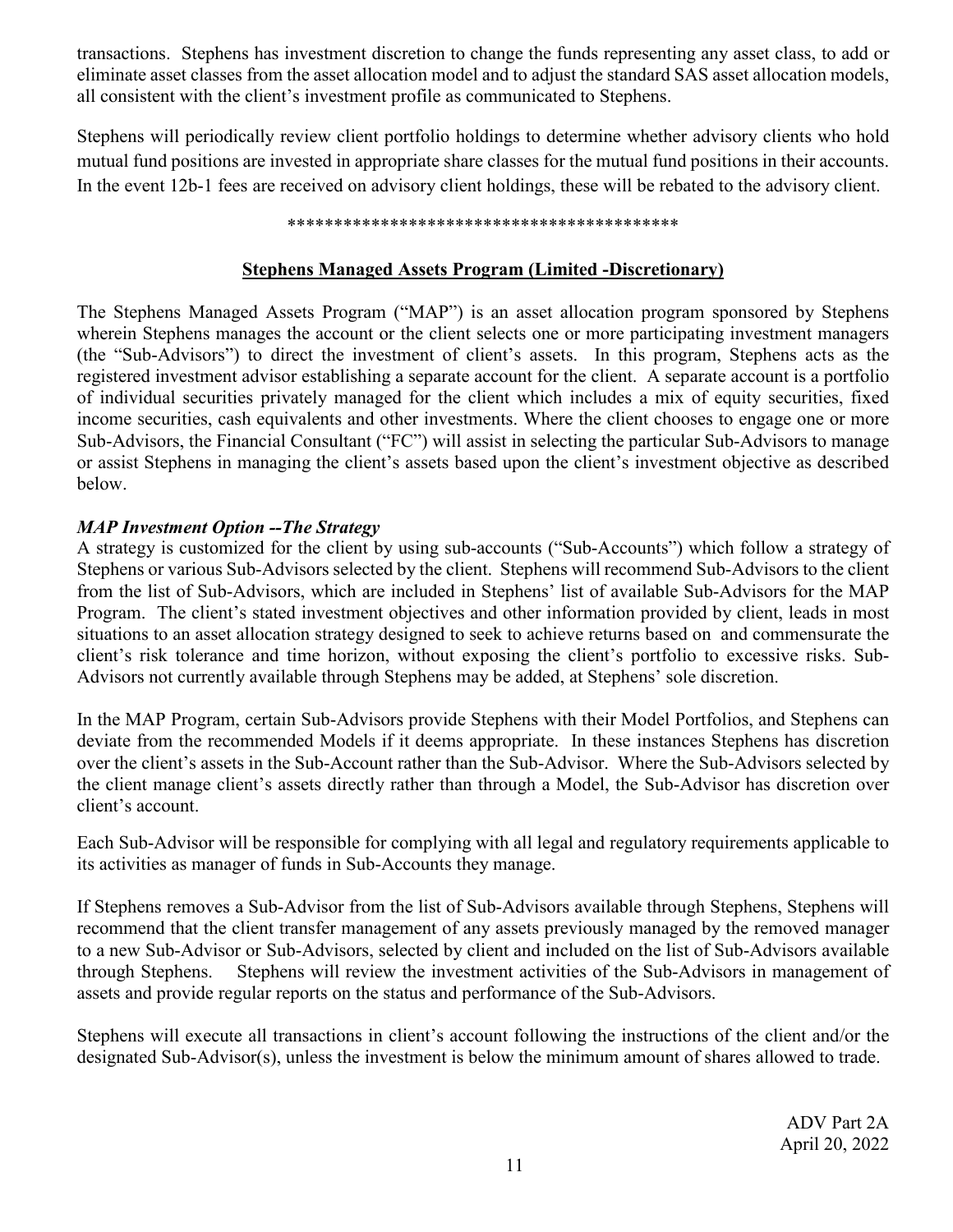transactions. Stephens has investment discretion to change the funds representing any asset class, to add or eliminate asset classes from the asset allocation model and to adjust the standard SAS asset allocation models, all consistent with the client's investment profile as communicated to Stephens.

Stephens will periodically review client portfolio holdings to determine whether advisory clients who hold mutual fund positions are invested in appropriate share classes for the mutual fund positions in their accounts. In the event 12b-1 fees are received on advisory client holdings, these will be rebated to the advisory client.

*******************************************

**Stephens Managed Assets Program (Limited -Discretionary)**

The Stephens Managed Assets Program ("MAP") is an asset allocation program sponsored by Stephens wherein Stephens manages the account or the client selects one or more participating investment managers (the "Sub-Advisors") to direct the investment of client's assets. In this program, Stephens acts as the registered investment advisor establishing a separate account for the client. A separate account is a portfolio of individual securities privately managed for the client which includes a mix of equity securities, fixed income securities, cash equivalents and other investments. Where the client chooses to engage one or more Sub-Advisors, the Financial Consultant ("FC") will assist in selecting the particular Sub-Advisors to manage or assist Stephens in managing the client's assets based upon the client's investment objective as described below.

***MAP Investment Option --The Strategy***

A strategy is customized for the client by using sub-accounts ("Sub-Accounts") which follow a strategy of Stephens or various Sub-Advisors selected by the client. Stephens will recommend Sub-Advisors to the client from the list of Sub-Advisors, which are included in Stephens' list of available Sub-Advisors for the MAP Program. The client's stated investment objectives and other information provided by client, leads in most situations to an asset allocation strategy designed to seek to achieve returns based on and commensurate the client's risk tolerance and time horizon, without exposing the client's portfolio to excessive risks. Sub-Advisors not currently available through Stephens may be added, at Stephens' sole discretion.

In the MAP Program, certain Sub-Advisors provide Stephens with their Model Portfolios, and Stephens can deviate from the recommended Models if it deems appropriate. In these instances Stephens has discretion over the client's assets in the Sub-Account rather than the Sub-Advisor. Where the Sub-Advisors selected by the client manage client's assets directly rather than through a Model, the Sub-Advisor has discretion over client's account.

Each Sub-Advisor will be responsible for complying with all legal and regulatory requirements applicable to its activities as manager of funds in Sub-Accounts they manage.

If Stephens removes a Sub-Advisor from the list of Sub-Advisors available through Stephens, Stephens will recommend that the client transfer management of any assets previously managed by the removed manager to a new Sub-Advisor or Sub-Advisors, selected by client and included on the list of Sub-Advisors available through Stephens. Stephens will review the investment activities of the Sub-Advisors in management of assets and provide regular reports on the status and performance of the Sub-Advisors.

Stephens will execute all transactions in client's account following the instructions of the client and/or the designated Sub-Advisor(s), unless the investment is below the minimum amount of shares allowed to trade.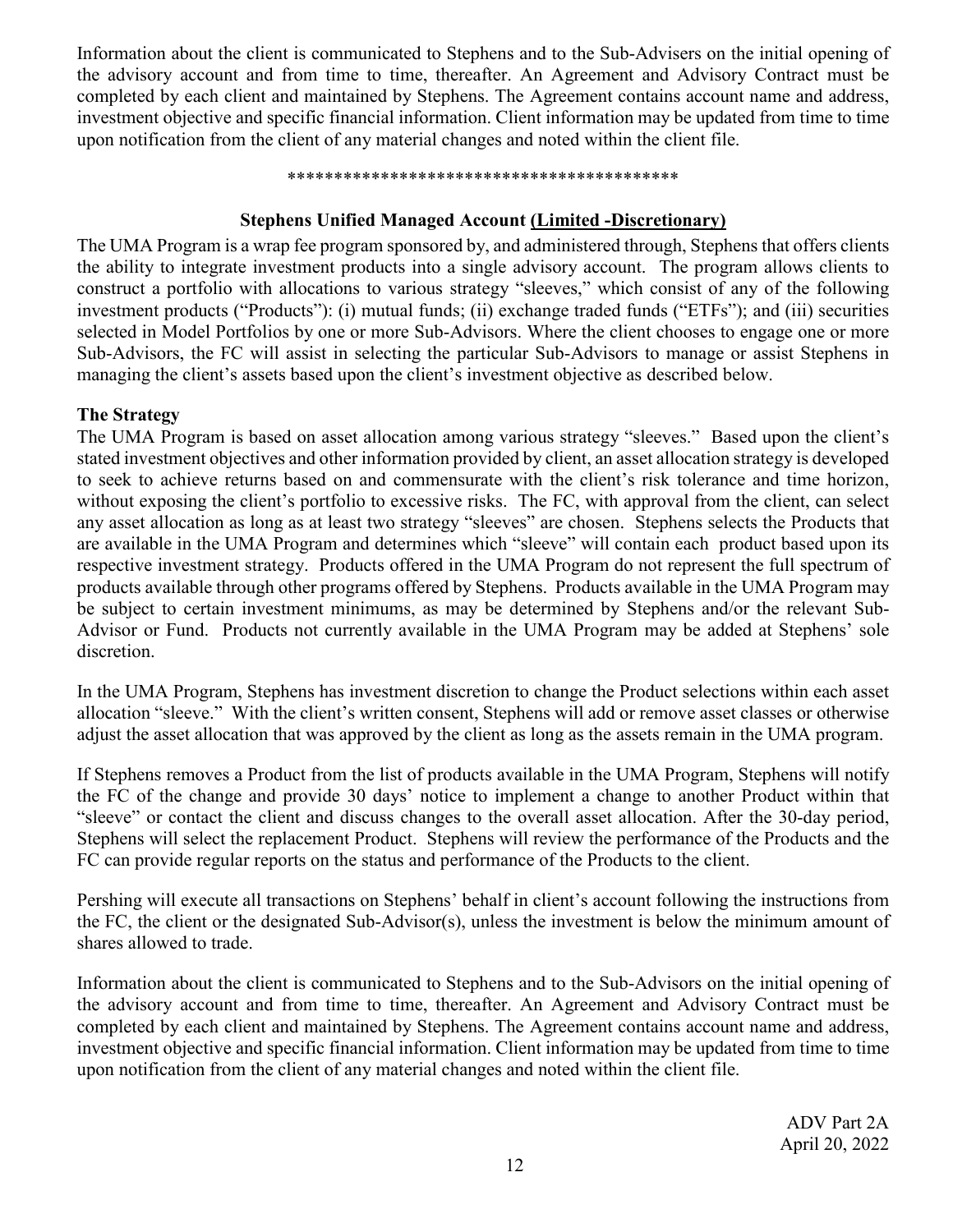Information about the client is communicated to Stephens and to the Sub-Advisers on the initial opening of the advisory account and from time to time, thereafter. An Agreement and Advisory Contract must be completed by each client and maintained by Stephens. The Agreement contains account name and address, investment objective and specific financial information. Client information may be updated from time to time upon notification from the client of any material changes and noted within the client file.

*******************************************

**Stephens Unified Managed Account <u>(Limited -Discretionary)</u>**

The UMA Program is a wrap fee program sponsored by, and administered through, Stephens that offers clients the ability to integrate investment products into a single advisory account. The program allows clients to construct a portfolio with allocations to various strategy "sleeves," which consist of any of the following investment products ("Products"): (i) mutual funds; (ii) exchange traded funds ("ETFs"); and (iii) securities selected in Model Portfolios by one or more Sub-Advisors. Where the client chooses to engage one or more Sub-Advisors, the FC will assist in selecting the particular Sub-Advisors to manage or assist Stephens in managing the client's assets based upon the client's investment objective as described below.

**The Strategy**

The UMA Program is based on asset allocation among various strategy "sleeves." Based upon the client's stated investment objectives and other information provided by client, an asset allocation strategy is developed to seek to achieve returns based on and commensurate with the client's risk tolerance and time horizon, without exposing the client's portfolio to excessive risks. The FC, with approval from the client, can select any asset allocation as long as at least two strategy "sleeves" are chosen. Stephens selects the Products that are available in the UMA Program and determines which "sleeve" will contain each product based upon its respective investment strategy. Products offered in the UMA Program do not represent the full spectrum of products available through other programs offered by Stephens. Products available in the UMA Program may be subject to certain investment minimums, as may be determined by Stephens and/or the relevant Sub-Advisor or Fund. Products not currently available in the UMA Program may be added at Stephens' sole discretion.

In the UMA Program, Stephens has investment discretion to change the Product selections within each asset allocation "sleeve." With the client's written consent, Stephens will add or remove asset classes or otherwise adjust the asset allocation that was approved by the client as long as the assets remain in the UMA program.

If Stephens removes a Product from the list of products available in the UMA Program, Stephens will notify the FC of the change and provide 30 days' notice to implement a change to another Product within that "sleeve" or contact the client and discuss changes to the overall asset allocation. After the 30-day period, Stephens will select the replacement Product. Stephens will review the performance of the Products and the FC can provide regular reports on the status and performance of the Products to the client.

Pershing will execute all transactions on Stephens' behalf in client's account following the instructions from the FC, the client or the designated Sub-Advisor(s), unless the investment is below the minimum amount of shares allowed to trade.

Information about the client is communicated to Stephens and to the Sub-Advisors on the initial opening of the advisory account and from time to time, thereafter. An Agreement and Advisory Contract must be completed by each client and maintained by Stephens. The Agreement contains account name and address, investment objective and specific financial information. Client information may be updated from time to time upon notification from the client of any material changes and noted within the client file.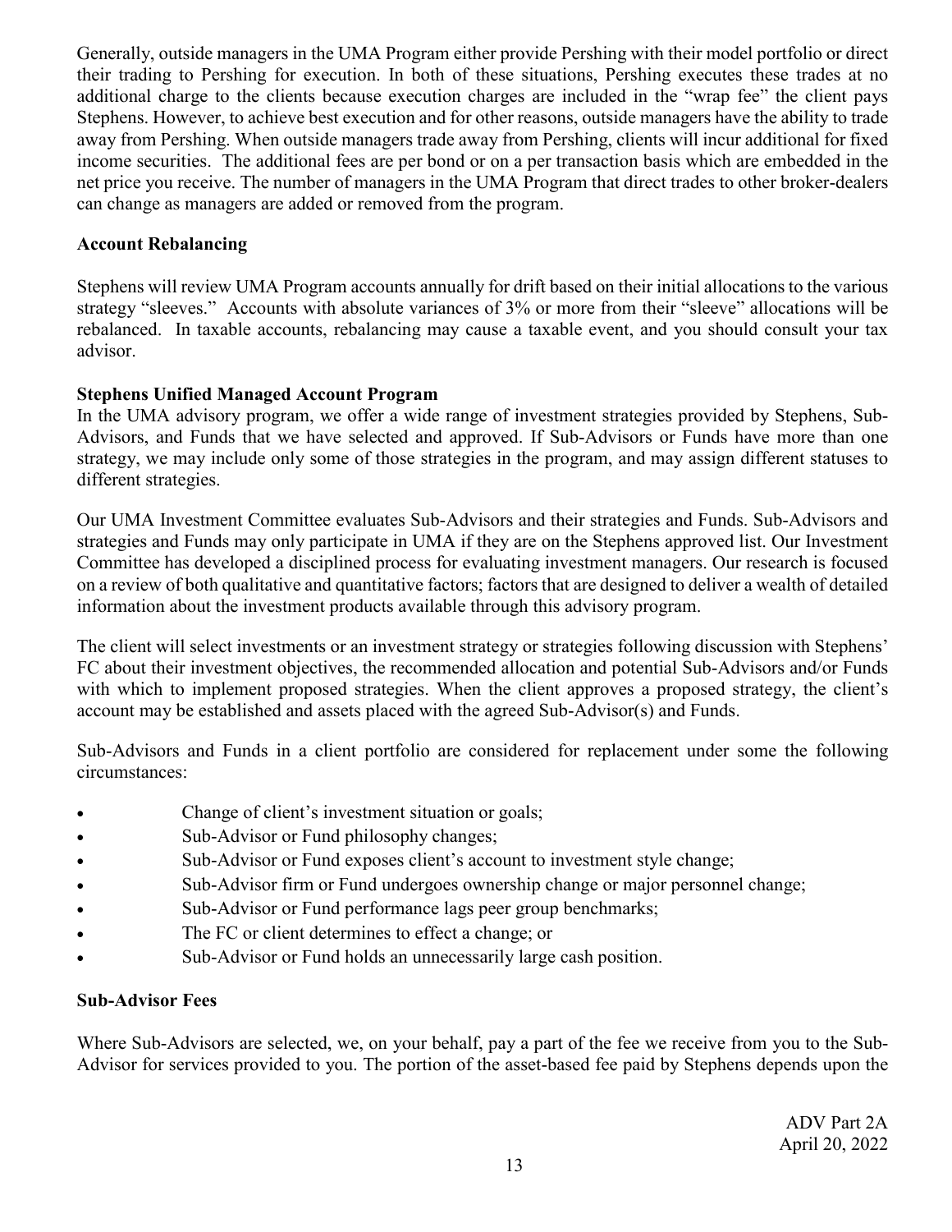Generally, outside managers in the UMA Program either provide Pershing with their model portfolio or direct their trading to Pershing for execution. In both of these situations, Pershing executes these trades at no additional charge to the clients because execution charges are included in the "wrap fee" the client pays Stephens. However, to achieve best execution and for other reasons, outside managers have the ability to trade away from Pershing. When outside managers trade away from Pershing, clients will incur additional for fixed income securities. The additional fees are per bond or on a per transaction basis which are embedded in the net price you receive. The number of managers in the UMA Program that direct trades to other broker-dealers can change as managers are added or removed from the program.

**Account Rebalancing**

Stephens will review UMA Program accounts annually for drift based on their initial allocations to the various strategy "sleeves." Accounts with absolute variances of 3% or more from their "sleeve" allocations will be rebalanced. In taxable accounts, rebalancing may cause a taxable event, and you should consult your tax advisor.

**Stephens Unified Managed Account Program**

In the UMA advisory program, we offer a wide range of investment strategies provided by Stephens, Sub-Advisors, and Funds that we have selected and approved. If Sub-Advisors or Funds have more than one strategy, we may include only some of those strategies in the program, and may assign different statuses to different strategies.

Our UMA Investment Committee evaluates Sub-Advisors and their strategies and Funds. Sub-Advisors and strategies and Funds may only participate in UMA if they are on the Stephens approved list. Our Investment Committee has developed a disciplined process for evaluating investment managers. Our research is focused on a review of both qualitative and quantitative factors; factors that are designed to deliver a wealth of detailed information about the investment products available through this advisory program.

The client will select investments or an investment strategy or strategies following discussion with Stephens' FC about their investment objectives, the recommended allocation and potential Sub-Advisors and/or Funds with which to implement proposed strategies. When the client approves a proposed strategy, the client's account may be established and assets placed with the agreed Sub-Advisor(s) and Funds.

Sub-Advisors and Funds in a client portfolio are considered for replacement under some the following circumstances:

- Change of client's investment situation or goals;
- Sub-Advisor or Fund philosophy changes;
- Sub-Advisor or Fund exposes client's account to investment style change;
- Sub-Advisor firm or Fund undergoes ownership change or major personnel change;
- Sub-Advisor or Fund performance lags peer group benchmarks;
- The FC or client determines to effect a change; or
- Sub-Advisor or Fund holds an unnecessarily large cash position.

**Sub-Advisor Fees**

Where Sub-Advisors are selected, we, on your behalf, pay a part of the fee we receive from you to the Sub-Advisor for services provided to you. The portion of the asset-based fee paid by Stephens depends upon the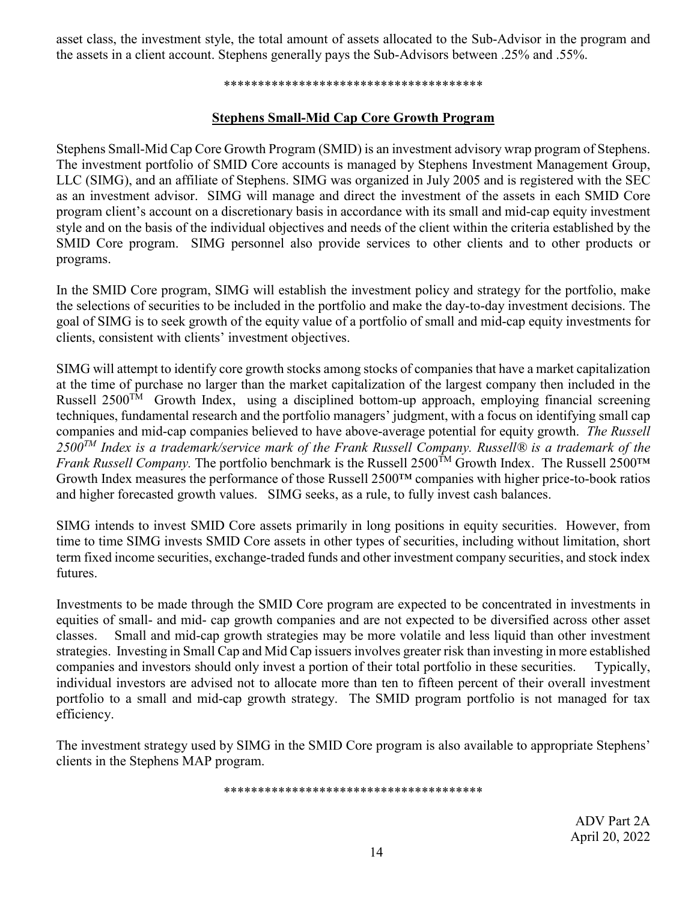asset class, the investment style, the total amount of assets allocated to the Sub-Advisor in the program and the assets in a client account. Stephens generally pays the Sub-Advisors between .25% and .55%.

**************************************

## Stephens Small-Mid Cap Core Growth Program

Stephens Small-Mid Cap Core Growth Program (SMID) is an investment advisory wrap program of Stephens. The investment portfolio of SMID Core accounts is managed by Stephens Investment Management Group, LLC (SIMG), and an affiliate of Stephens. SIMG was organized in July 2005 and is registered with the SEC as an investment advisor. SIMG will manage and direct the investment of the assets in each SMID Core program client's account on a discretionary basis in accordance with its small and mid-cap equity investment style and on the basis of the individual objectives and needs of the client within the criteria established by the SMID Core program. SIMG personnel also provide services to other clients and to other products or programs.

In the SMID Core program, SIMG will establish the investment policy and strategy for the portfolio, make the selections of securities to be included in the portfolio and make the day-to-day investment decisions. The goal of SIMG is to seek growth of the equity value of a portfolio of small and mid-cap equity investments for clients, consistent with clients' investment objectives.

SIMG will attempt to identify core growth stocks among stocks of companies that have a market capitalization at the time of purchase no larger than the market capitalization of the largest company then included in the Russell 2500™ Growth Index, using a disciplined bottom-up approach, employing financial screening techniques, fundamental research and the portfolio managers' judgment, with a focus on identifying small cap companies and mid-cap companies believed to have above-average potential for equity growth. *The Russell 2500™ Index is a trademark/service mark of the Frank Russell Company. Russell® is a trademark of the Frank Russell Company.* The portfolio benchmark is the Russell 2500™ Growth Index. The Russell 2500™ Growth Index measures the performance of those Russell 2500™ companies with higher price-to-book ratios and higher forecasted growth values. SIMG seeks, as a rule, to fully invest cash balances.

SIMG intends to invest SMID Core assets primarily in long positions in equity securities. However, from time to time SIMG invests SMID Core assets in other types of securities, including without limitation, short term fixed income securities, exchange-traded funds and other investment company securities, and stock index futures.

Investments to be made through the SMID Core program are expected to be concentrated in investments in equities of small- and mid- cap growth companies and are not expected to be diversified across other asset classes. Small and mid-cap growth strategies may be more volatile and less liquid than other investment strategies. Investing in Small Cap and Mid Cap issuers involves greater risk than investing in more established companies and investors should only invest a portion of their total portfolio in these securities. Typically, individual investors are advised not to allocate more than ten to fifteen percent of their overall investment portfolio to a small and mid-cap growth strategy. The SMID program portfolio is not managed for tax efficiency.

The investment strategy used by SIMG in the SMID Core program is also available to appropriate Stephens' clients in the Stephens MAP program.

**************************************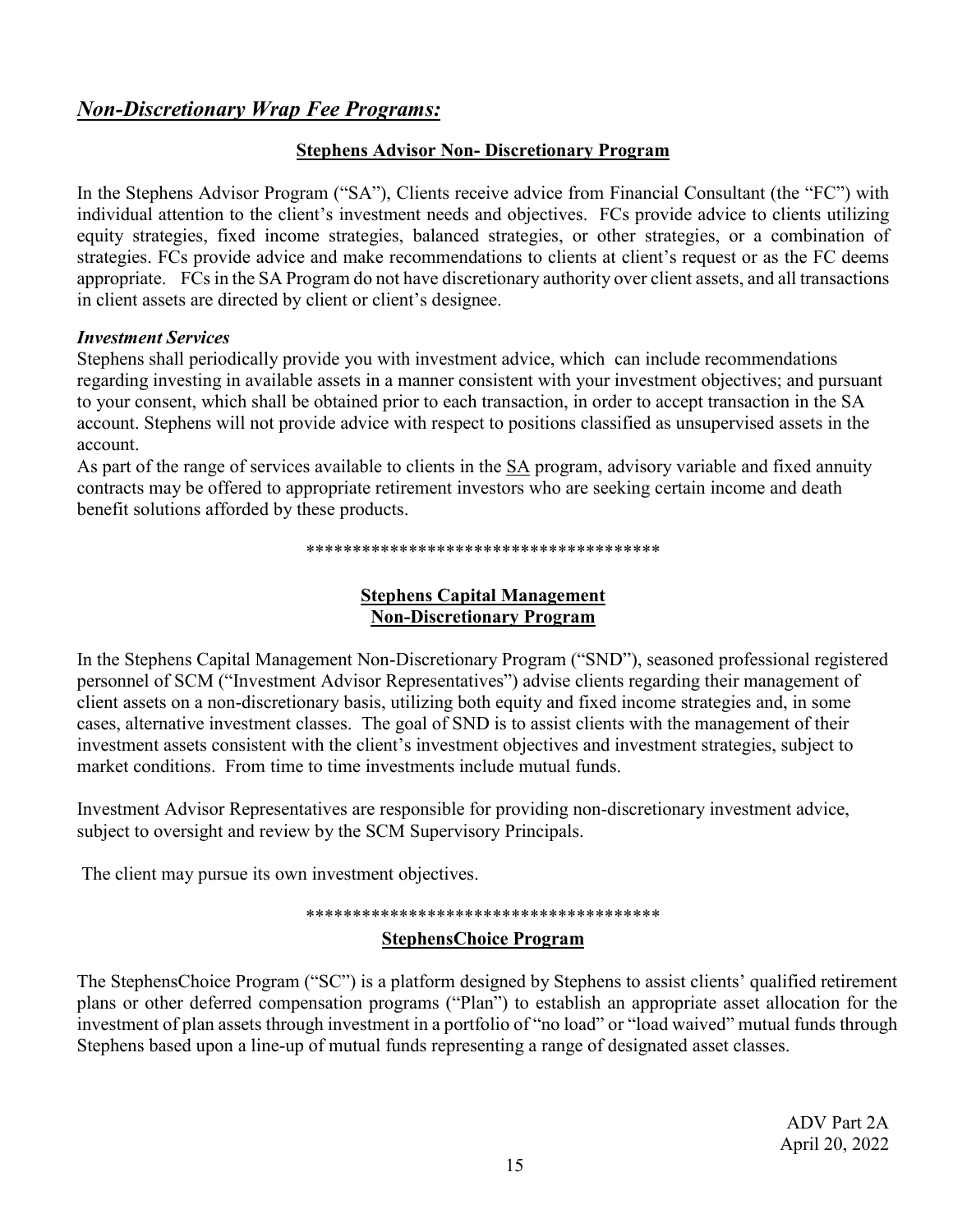## ***Non-Discretionary Wrap Fee Programs:***

### **Stephens Advisor Non- Discretionary Program**

In the Stephens Advisor Program ("SA"), Clients receive advice from Financial Consultant (the "FC") with individual attention to the client's investment needs and objectives. FCs provide advice to clients utilizing equity strategies, fixed income strategies, balanced strategies, or other strategies, or a combination of strategies. FCs provide advice and make recommendations to clients at client's request or as the FC deems appropriate. FCs in the SA Program do not have discretionary authority over client assets, and all transactions in client assets are directed by client or client's designee.

***Investment Services***

Stephens shall periodically provide you with investment advice, which can include recommendations regarding investing in available assets in a manner consistent with your investment objectives; and pursuant to your consent, which shall be obtained prior to each transaction, in order to accept transaction in the SA account. Stephens will not provide advice with respect to positions classified as unsupervised assets in the account.

As part of the range of services available to clients in the SA program, advisory variable and fixed annuity contracts may be offered to appropriate retirement investors who are seeking certain income and death benefit solutions afforded by these products.

**************************************

### **Stephens Capital Management Non-Discretionary Program**

In the Stephens Capital Management Non-Discretionary Program ("SND"), seasoned professional registered personnel of SCM ("Investment Advisor Representatives") advise clients regarding their management of client assets on a non-discretionary basis, utilizing both equity and fixed income strategies and, in some cases, alternative investment classes. The goal of SND is to assist clients with the management of their investment assets consistent with the client's investment objectives and investment strategies, subject to market conditions. From time to time investments include mutual funds.

Investment Advisor Representatives are responsible for providing non-discretionary investment advice, subject to oversight and review by the SCM Supervisory Principals.

The client may pursue its own investment objectives.

**************************************

### **StephensChoice Program**

The StephensChoice Program ("SC") is a platform designed by Stephens to assist clients' qualified retirement plans or other deferred compensation programs ("Plan") to establish an appropriate asset allocation for the investment of plan assets through investment in a portfolio of "no load" or "load waived" mutual funds through Stephens based upon a line-up of mutual funds representing a range of designated asset classes.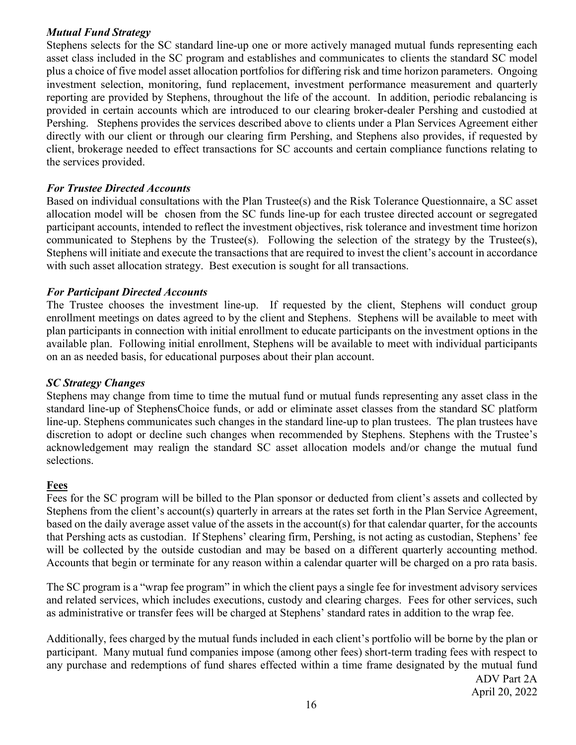### *Mutual Fund Strategy*

Stephens selects for the SC standard line-up one or more actively managed mutual funds representing each asset class included in the SC program and establishes and communicates to clients the standard SC model plus a choice of five model asset allocation portfolios for differing risk and time horizon parameters. Ongoing investment selection, monitoring, fund replacement, investment performance measurement and quarterly reporting are provided by Stephens, throughout the life of the account. In addition, periodic rebalancing is provided in certain accounts which are introduced to our clearing broker-dealer Pershing and custodied at Pershing. Stephens provides the services described above to clients under a Plan Services Agreement either directly with our client or through our clearing firm Pershing, and Stephens also provides, if requested by client, brokerage needed to effect transactions for SC accounts and certain compliance functions relating to the services provided.

### *For Trustee Directed Accounts*

Based on individual consultations with the Plan Trustee(s) and the Risk Tolerance Questionnaire, a SC asset allocation model will be chosen from the SC funds line-up for each trustee directed account or segregated participant accounts, intended to reflect the investment objectives, risk tolerance and investment time horizon communicated to Stephens by the Trustee(s). Following the selection of the strategy by the Trustee(s), Stephens will initiate and execute the transactions that are required to invest the client's account in accordance with such asset allocation strategy. Best execution is sought for all transactions.

### *For Participant Directed Accounts*

The Trustee chooses the investment line-up. If requested by the client, Stephens will conduct group enrollment meetings on dates agreed to by the client and Stephens. Stephens will be available to meet with plan participants in connection with initial enrollment to educate participants on the investment options in the available plan. Following initial enrollment, Stephens will be available to meet with individual participants on an as needed basis, for educational purposes about their plan account.

### *SC Strategy Changes*

Stephens may change from time to time the mutual fund or mutual funds representing any asset class in the standard line-up of StephensChoice funds, or add or eliminate asset classes from the standard SC platform line-up. Stephens communicates such changes in the standard line-up to plan trustees. The plan trustees have discretion to adopt or decline such changes when recommended by Stephens. Stephens with the Trustee's acknowledgement may realign the standard SC asset allocation models and/or change the mutual fund selections.

### **Fees**

Fees for the SC program will be billed to the Plan sponsor or deducted from client's assets and collected by Stephens from the client's account(s) quarterly in arrears at the rates set forth in the Plan Service Agreement, based on the daily average asset value of the assets in the account(s) for that calendar quarter, for the accounts that Pershing acts as custodian. If Stephens' clearing firm, Pershing, is not acting as custodian, Stephens' fee will be collected by the outside custodian and may be based on a different quarterly accounting method. Accounts that begin or terminate for any reason within a calendar quarter will be charged on a pro rata basis.

The SC program is a "wrap fee program" in which the client pays a single fee for investment advisory services and related services, which includes executions, custody and clearing charges. Fees for other services, such as administrative or transfer fees will be charged at Stephens' standard rates in addition to the wrap fee.

Additionally, fees charged by the mutual funds included in each client's portfolio will be borne by the plan or participant. Many mutual fund companies impose (among other fees) short-term trading fees with respect to any purchase and redemptions of fund shares effected within a time frame designated by the mutual fund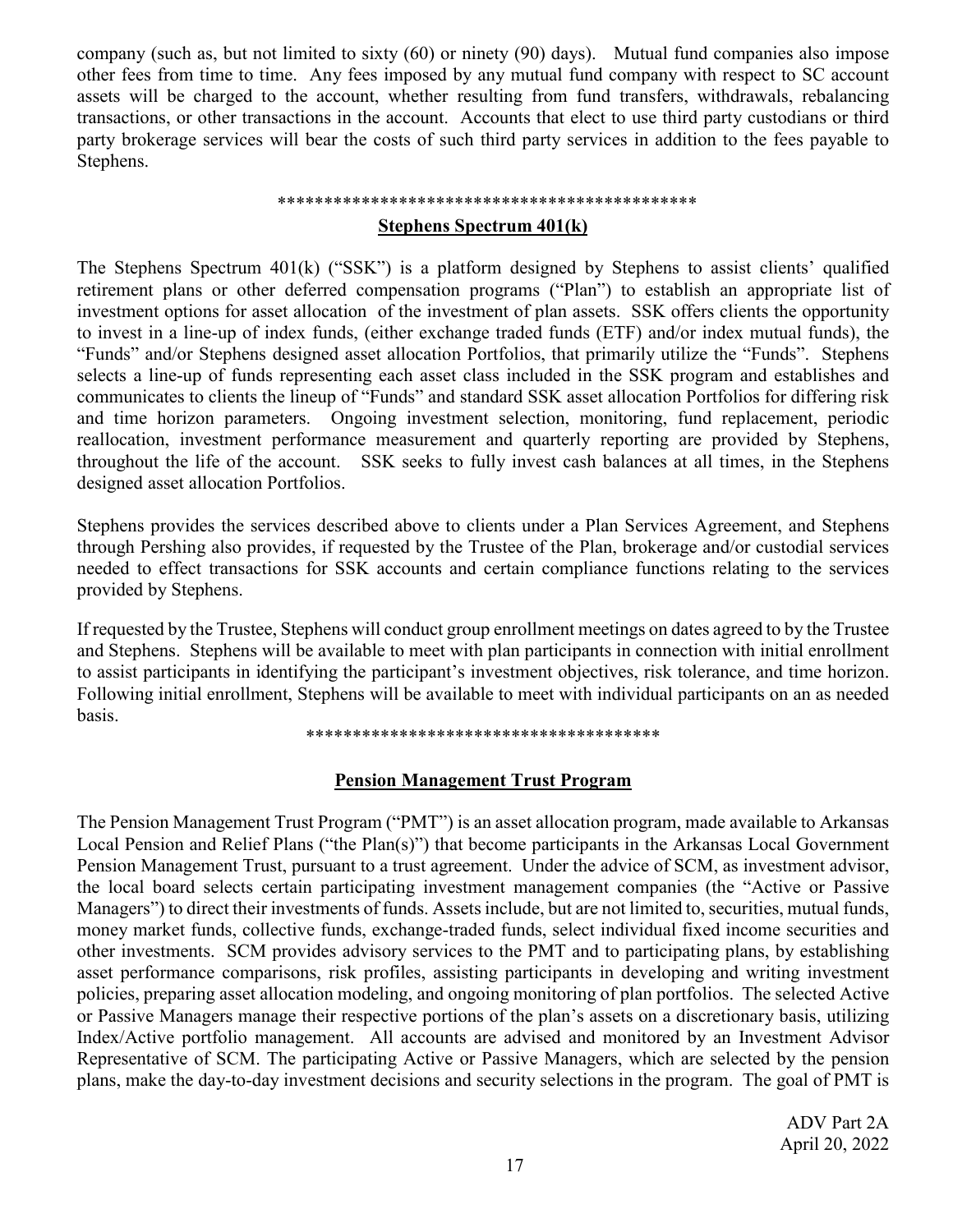company (such as, but not limited to sixty (60) or ninety (90) days). Mutual fund companies also impose other fees from time to time. Any fees imposed by any mutual fund company with respect to SC account assets will be charged to the account, whether resulting from fund transfers, withdrawals, rebalancing transactions, or other transactions in the account. Accounts that elect to use third party custodians or third party brokerage services will bear the costs of such third party services in addition to the fees payable to Stephens.

*********************************************

**Stephens Spectrum 401(k)**

The Stephens Spectrum 401(k) ("SSK") is a platform designed by Stephens to assist clients' qualified retirement plans or other deferred compensation programs ("Plan") to establish an appropriate list of investment options for asset allocation of the investment of plan assets. SSK offers clients the opportunity to invest in a line-up of index funds, (either exchange traded funds (ETF) and/or index mutual funds), the "Funds" and/or Stephens designed asset allocation Portfolios, that primarily utilize the "Funds". Stephens selects a line-up of funds representing each asset class included in the SSK program and establishes and communicates to clients the lineup of "Funds" and standard SSK asset allocation Portfolios for differing risk and time horizon parameters. Ongoing investment selection, monitoring, fund replacement, periodic reallocation, investment performance measurement and quarterly reporting are provided by Stephens, throughout the life of the account. SSK seeks to fully invest cash balances at all times, in the Stephens designed asset allocation Portfolios.

Stephens provides the services described above to clients under a Plan Services Agreement, and Stephens through Pershing also provides, if requested by the Trustee of the Plan, brokerage and/or custodial services needed to effect transactions for SSK accounts and certain compliance functions relating to the services provided by Stephens.

If requested by the Trustee, Stephens will conduct group enrollment meetings on dates agreed to by the Trustee and Stephens. Stephens will be available to meet with plan participants in connection with initial enrollment to assist participants in identifying the participant's investment objectives, risk tolerance, and time horizon. Following initial enrollment, Stephens will be available to meet with individual participants on an as needed basis.

**************************************

**Pension Management Trust Program**

The Pension Management Trust Program ("PMT") is an asset allocation program, made available to Arkansas Local Pension and Relief Plans ("the Plan(s)") that become participants in the Arkansas Local Government Pension Management Trust, pursuant to a trust agreement. Under the advice of SCM, as investment advisor, the local board selects certain participating investment management companies (the "Active or Passive Managers") to direct their investments of funds. Assets include, but are not limited to, securities, mutual funds, money market funds, collective funds, exchange-traded funds, select individual fixed income securities and other investments. SCM provides advisory services to the PMT and to participating plans, by establishing asset performance comparisons, risk profiles, assisting participants in developing and writing investment policies, preparing asset allocation modeling, and ongoing monitoring of plan portfolios. The selected Active or Passive Managers manage their respective portions of the plan's assets on a discretionary basis, utilizing Index/Active portfolio management. All accounts are advised and monitored by an Investment Advisor Representative of SCM. The participating Active or Passive Managers, which are selected by the pension plans, make the day-to-day investment decisions and security selections in the program. The goal of PMT is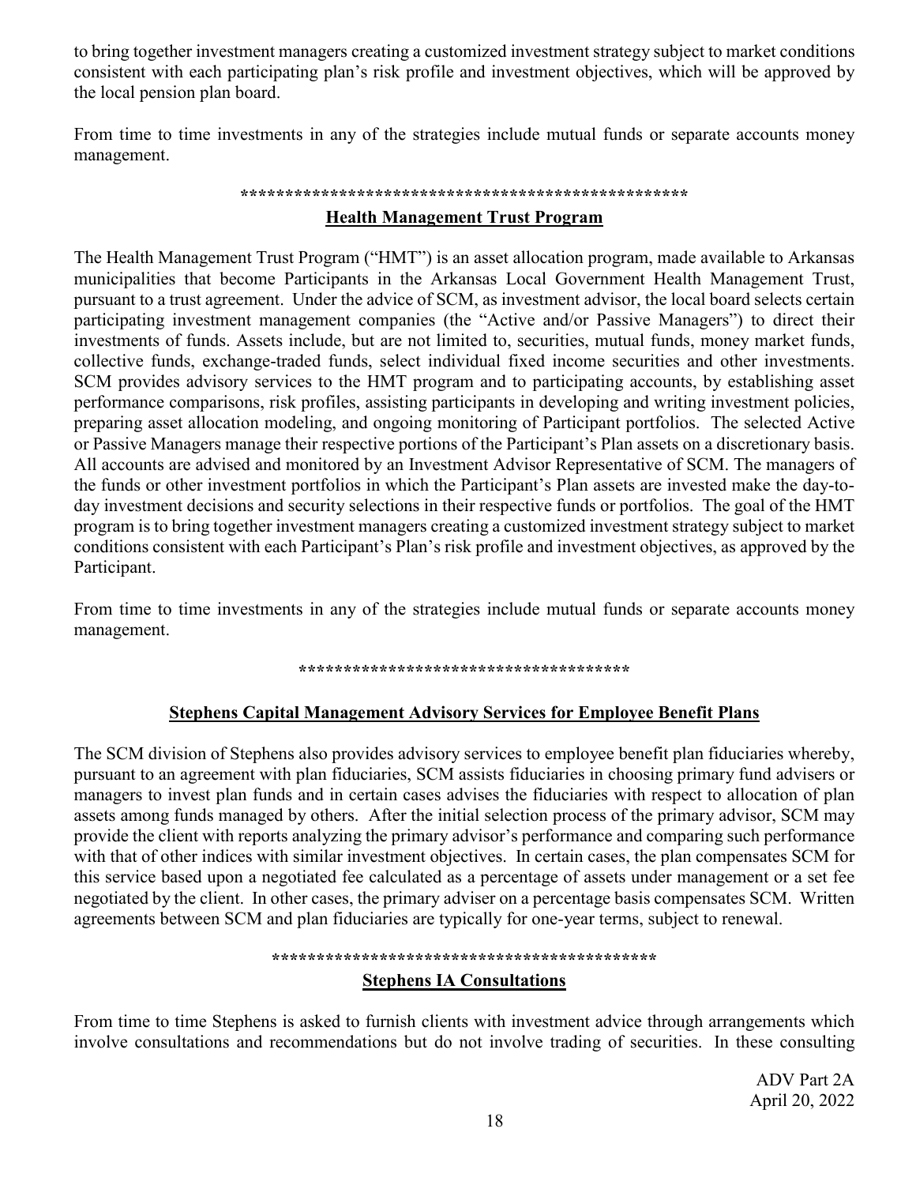to bring together investment managers creating a customized investment strategy subject to market conditions consistent with each participating plan's risk profile and investment objectives, which will be approved by the local pension plan board.

From time to time investments in any of the strategies include mutual funds or separate accounts money management.

***************************************************

**Health Management Trust Program**

The Health Management Trust Program ("HMT") is an asset allocation program, made available to Arkansas municipalities that become Participants in the Arkansas Local Government Health Management Trust, pursuant to a trust agreement. Under the advice of SCM, as investment advisor, the local board selects certain participating investment management companies (the "Active and/or Passive Managers") to direct their investments of funds. Assets include, but are not limited to, securities, mutual funds, money market funds, collective funds, exchange-traded funds, select individual fixed income securities and other investments. SCM provides advisory services to the HMT program and to participating accounts, by establishing asset performance comparisons, risk profiles, assisting participants in developing and writing investment policies, preparing asset allocation modeling, and ongoing monitoring of Participant portfolios. The selected Active or Passive Managers manage their respective portions of the Participant's Plan assets on a discretionary basis. All accounts are advised and monitored by an Investment Advisor Representative of SCM. The managers of the funds or other investment portfolios in which the Participant's Plan assets are invested make the day-to-day investment decisions and security selections in their respective funds or portfolios. The goal of the HMT program is to bring together investment managers creating a customized investment strategy subject to market conditions consistent with each Participant's Plan's risk profile and investment objectives, as approved by the Participant.

From time to time investments in any of the strategies include mutual funds or separate accounts money management.

*************************************

**Stephens Capital Management Advisory Services for Employee Benefit Plans**

The SCM division of Stephens also provides advisory services to employee benefit plan fiduciaries whereby, pursuant to an agreement with plan fiduciaries, SCM assists fiduciaries in choosing primary fund advisers or managers to invest plan funds and in certain cases advises the fiduciaries with respect to allocation of plan assets among funds managed by others. After the initial selection process of the primary advisor, SCM may provide the client with reports analyzing the primary advisor's performance and comparing such performance with that of other indices with similar investment objectives. In certain cases, the plan compensates SCM for this service based upon a negotiated fee calculated as a percentage of assets under management or a set fee negotiated by the client. In other cases, the primary adviser on a percentage basis compensates SCM. Written agreements between SCM and plan fiduciaries are typically for one-year terms, subject to renewal.

********************************************

**Stephens IA Consultations**

From time to time Stephens is asked to furnish clients with investment advice through arrangements which involve consultations and recommendations but do not involve trading of securities. In these consulting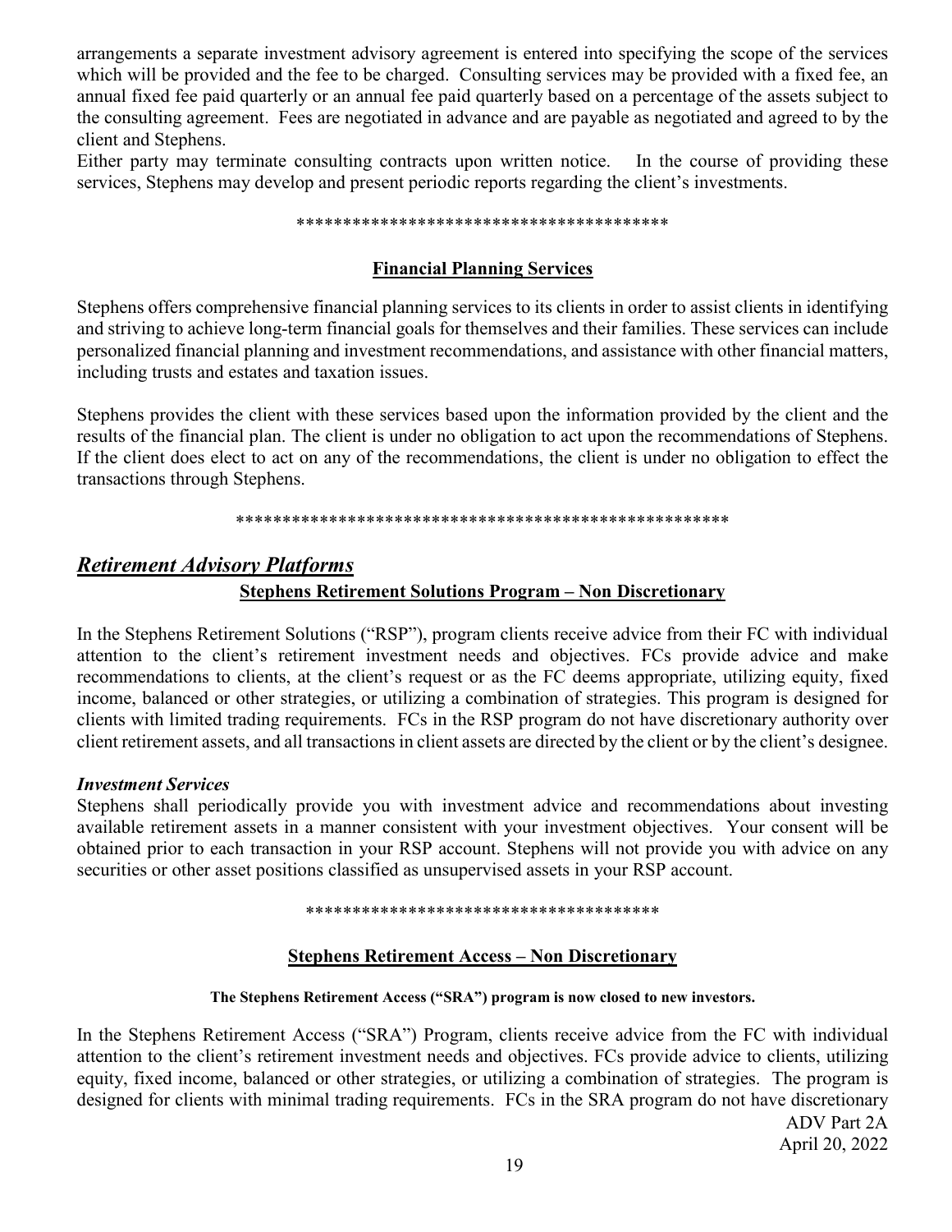arrangements a separate investment advisory agreement is entered into specifying the scope of the services which will be provided and the fee to be charged. Consulting services may be provided with a fixed fee, an annual fixed fee paid quarterly or an annual fee paid quarterly based on a percentage of the assets subject to the consulting agreement. Fees are negotiated in advance and are payable as negotiated and agreed to by the client and Stephens.

Either party may terminate consulting contracts upon written notice. In the course of providing these services, Stephens may develop and present periodic reports regarding the client's investments.

*****************************************

### Financial Planning Services

Stephens offers comprehensive financial planning services to its clients in order to assist clients in identifying and striving to achieve long-term financial goals for themselves and their families. These services can include personalized financial planning and investment recommendations, and assistance with other financial matters, including trusts and estates and taxation issues.

Stephens provides the client with these services based upon the information provided by the client and the results of the financial plan. The client is under no obligation to act upon the recommendations of Stephens. If the client does elect to act on any of the recommendations, the client is under no obligation to effect the transactions through Stephens.

*******************************************************

## *Retirement Advisory Platforms*

### Stephens Retirement Solutions Program – Non Discretionary

In the Stephens Retirement Solutions ("RSP"), program clients receive advice from their FC with individual attention to the client's retirement investment needs and objectives. FCs provide advice and make recommendations to clients, at the client's request or as the FC deems appropriate, utilizing equity, fixed income, balanced or other strategies, or utilizing a combination of strategies. This program is designed for clients with limited trading requirements. FCs in the RSP program do not have discretionary authority over client retirement assets, and all transactions in client assets are directed by the client or by the client's designee.

***Investment Services***

Stephens shall periodically provide you with investment advice and recommendations about investing available retirement assets in a manner consistent with your investment objectives. Your consent will be obtained prior to each transaction in your RSP account. Stephens will not provide you with advice on any securities or other asset positions classified as unsupervised assets in your RSP account.

***************************************

### Stephens Retirement Access – Non Discretionary

**The Stephens Retirement Access ("SRA") program is now closed to new investors.**

In the Stephens Retirement Access ("SRA") Program, clients receive advice from the FC with individual attention to the client's retirement investment needs and objectives. FCs provide advice to clients, utilizing equity, fixed income, balanced or other strategies, or utilizing a combination of strategies. The program is designed for clients with minimal trading requirements. FCs in the SRA program do not have discretionary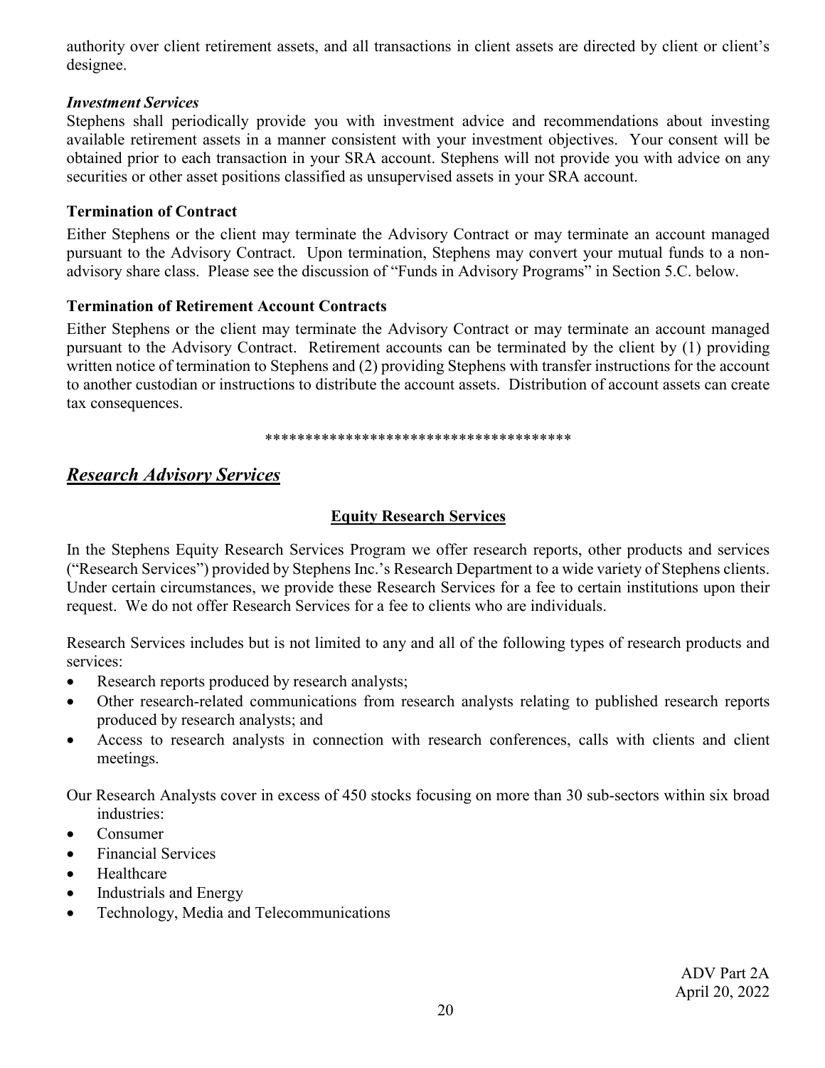authority over client retirement assets, and all transactions in client assets are directed by client or client's designee.

***Investment Services***

Stephens shall periodically provide you with investment advice and recommendations about investing available retirement assets in a manner consistent with your investment objectives. Your consent will be obtained prior to each transaction in your SRA account. Stephens will not provide you with advice on any securities or other asset positions classified as unsupervised assets in your SRA account.

**Termination of Contract**

Either Stephens or the client may terminate the Advisory Contract or may terminate an account managed pursuant to the Advisory Contract. Upon termination, Stephens may convert your mutual funds to a non-advisory share class. Please see the discussion of "Funds in Advisory Programs" in Section 5.C. below.

**Termination of Retirement Account Contracts**

Either Stephens or the client may terminate the Advisory Contract or may terminate an account managed pursuant to the Advisory Contract. Retirement accounts can be terminated by the client by (1) providing written notice of termination to Stephens and (2) providing Stephens with transfer instructions for the account to another custodian or instructions to distribute the account assets. Distribution of account assets can create tax consequences.

*************************************

## ***Research Advisory Services***

### **Equity Research Services**

In the Stephens Equity Research Services Program we offer research reports, other products and services ("Research Services") provided by Stephens Inc.'s Research Department to a wide variety of Stephens clients. Under certain circumstances, we provide these Research Services for a fee to certain institutions upon their request. We do not offer Research Services for a fee to clients who are individuals.

Research Services includes but is not limited to any and all of the following types of research products and services:

- Research reports produced by research analysts;
- Other research-related communications from research analysts relating to published research reports produced by research analysts; and
- Access to research analysts in connection with research conferences, calls with clients and client meetings.

Our Research Analysts cover in excess of 450 stocks focusing on more than 30 sub-sectors within six broad industries:

- Consumer
- Financial Services
- Healthcare
- Industrials and Energy
- Technology, Media and Telecommunications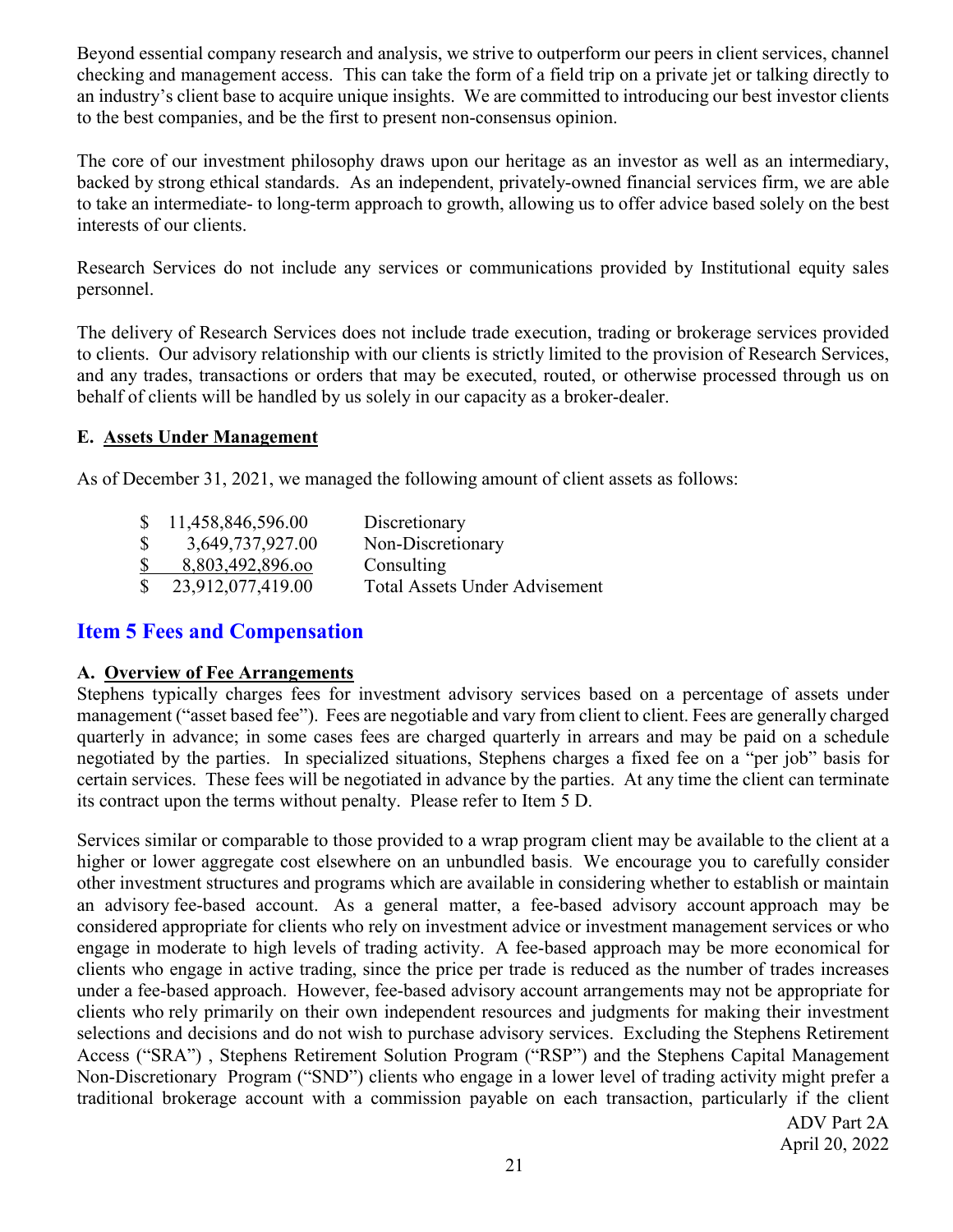Beyond essential company research and analysis, we strive to outperform our peers in client services, channel checking and management access. This can take the form of a field trip on a private jet or talking directly to an industry's client base to acquire unique insights. We are committed to introducing our best investor clients to the best companies, and be the first to present non-consensus opinion.

The core of our investment philosophy draws upon our heritage as an investor as well as an intermediary, backed by strong ethical standards. As an independent, privately-owned financial services firm, we are able to take an intermediate- to long-term approach to growth, allowing us to offer advice based solely on the best interests of our clients.

Research Services do not include any services or communications provided by Institutional equity sales personnel.

The delivery of Research Services does not include trade execution, trading or brokerage services provided to clients. Our advisory relationship with our clients is strictly limited to the provision of Research Services, and any trades, transactions or orders that may be executed, routed, or otherwise processed through us on behalf of clients will be handled by us solely in our capacity as a broker-dealer.

**E. Assets Under Management**

As of December 31, 2021, we managed the following amount of client assets as follows:

| Amount | Type |
|---|---|
| $ 11,458,846,596.00 | Discretionary |
| $ 3,649,737,927.00 | Non-Discretionary |
| $ 8,803,492,896.oo | Consulting |
| $ 23,912,077,419.00 | Total Assets Under Advisement |

## Item 5 Fees and Compensation

**A. Overview of Fee Arrangements**

Stephens typically charges fees for investment advisory services based on a percentage of assets under management ("asset based fee"). Fees are negotiable and vary from client to client. Fees are generally charged quarterly in advance; in some cases fees are charged quarterly in arrears and may be paid on a schedule negotiated by the parties. In specialized situations, Stephens charges a fixed fee on a "per job" basis for certain services. These fees will be negotiated in advance by the parties. At any time the client can terminate its contract upon the terms without penalty. Please refer to Item 5 D.

Services similar or comparable to those provided to a wrap program client may be available to the client at a higher or lower aggregate cost elsewhere on an unbundled basis. We encourage you to carefully consider other investment structures and programs which are available in considering whether to establish or maintain an advisory fee-based account. As a general matter, a fee-based advisory account approach may be considered appropriate for clients who rely on investment advice or investment management services or who engage in moderate to high levels of trading activity. A fee-based approach may be more economical for clients who engage in active trading, since the price per trade is reduced as the number of trades increases under a fee-based approach. However, fee-based advisory account arrangements may not be appropriate for clients who rely primarily on their own independent resources and judgments for making their investment selections and decisions and do not wish to purchase advisory services. Excluding the Stephens Retirement Access ("SRA") , Stephens Retirement Solution Program ("RSP") and the Stephens Capital Management Non-Discretionary Program ("SND") clients who engage in a lower level of trading activity might prefer a traditional brokerage account with a commission payable on each transaction, particularly if the client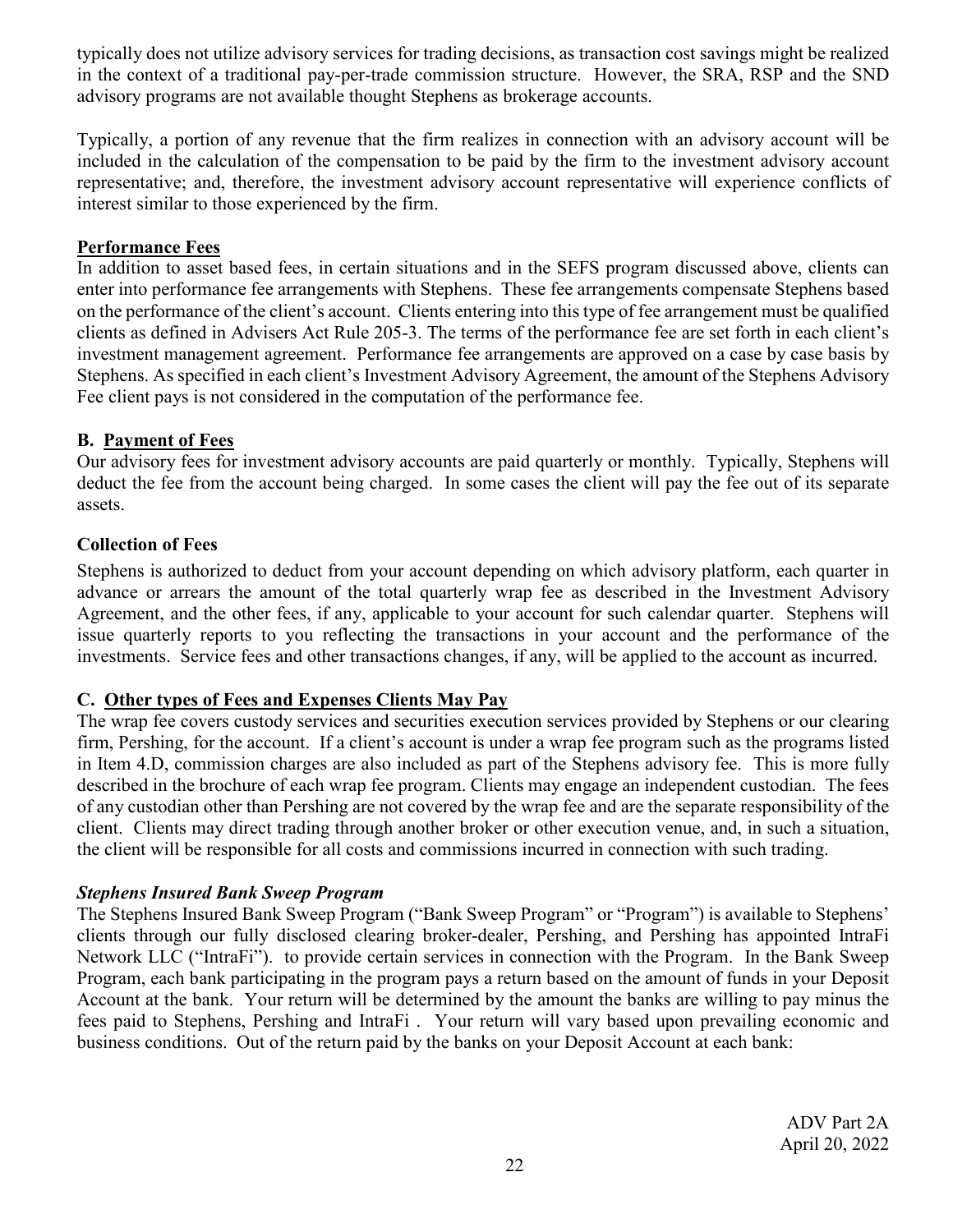typically does not utilize advisory services for trading decisions, as transaction cost savings might be realized in the context of a traditional pay-per-trade commission structure. However, the SRA, RSP and the SND advisory programs are not available thought Stephens as brokerage accounts.

Typically, a portion of any revenue that the firm realizes in connection with an advisory account will be included in the calculation of the compensation to be paid by the firm to the investment advisory account representative; and, therefore, the investment advisory account representative will experience conflicts of interest similar to those experienced by the firm.

**Performance Fees**

In addition to asset based fees, in certain situations and in the SEFS program discussed above, clients can enter into performance fee arrangements with Stephens. These fee arrangements compensate Stephens based on the performance of the client's account. Clients entering into this type of fee arrangement must be qualified clients as defined in Advisers Act Rule 205-3. The terms of the performance fee are set forth in each client's investment management agreement. Performance fee arrangements are approved on a case by case basis by Stephens. As specified in each client's Investment Advisory Agreement, the amount of the Stephens Advisory Fee client pays is not considered in the computation of the performance fee.

## B. Payment of Fees

Our advisory fees for investment advisory accounts are paid quarterly or monthly. Typically, Stephens will deduct the fee from the account being charged. In some cases the client will pay the fee out of its separate assets.

**Collection of Fees**

Stephens is authorized to deduct from your account depending on which advisory platform, each quarter in advance or arrears the amount of the total quarterly wrap fee as described in the Investment Advisory Agreement, and the other fees, if any, applicable to your account for such calendar quarter. Stephens will issue quarterly reports to you reflecting the transactions in your account and the performance of the investments. Service fees and other transactions changes, if any, will be applied to the account as incurred.

## C. Other types of Fees and Expenses Clients May Pay

The wrap fee covers custody services and securities execution services provided by Stephens or our clearing firm, Pershing, for the account. If a client's account is under a wrap fee program such as the programs listed in Item 4.D, commission charges are also included as part of the Stephens advisory fee. This is more fully described in the brochure of each wrap fee program. Clients may engage an independent custodian. The fees of any custodian other than Pershing are not covered by the wrap fee and are the separate responsibility of the client. Clients may direct trading through another broker or other execution venue, and, in such a situation, the client will be responsible for all costs and commissions incurred in connection with such trading.

***Stephens Insured Bank Sweep Program***

The Stephens Insured Bank Sweep Program ("Bank Sweep Program" or "Program") is available to Stephens' clients through our fully disclosed clearing broker-dealer, Pershing, and Pershing has appointed IntraFi Network LLC ("IntraFi"). to provide certain services in connection with the Program. In the Bank Sweep Program, each bank participating in the program pays a return based on the amount of funds in your Deposit Account at the bank. Your return will be determined by the amount the banks are willing to pay minus the fees paid to Stephens, Pershing and IntraFi . Your return will vary based upon prevailing economic and business conditions. Out of the return paid by the banks on your Deposit Account at each bank: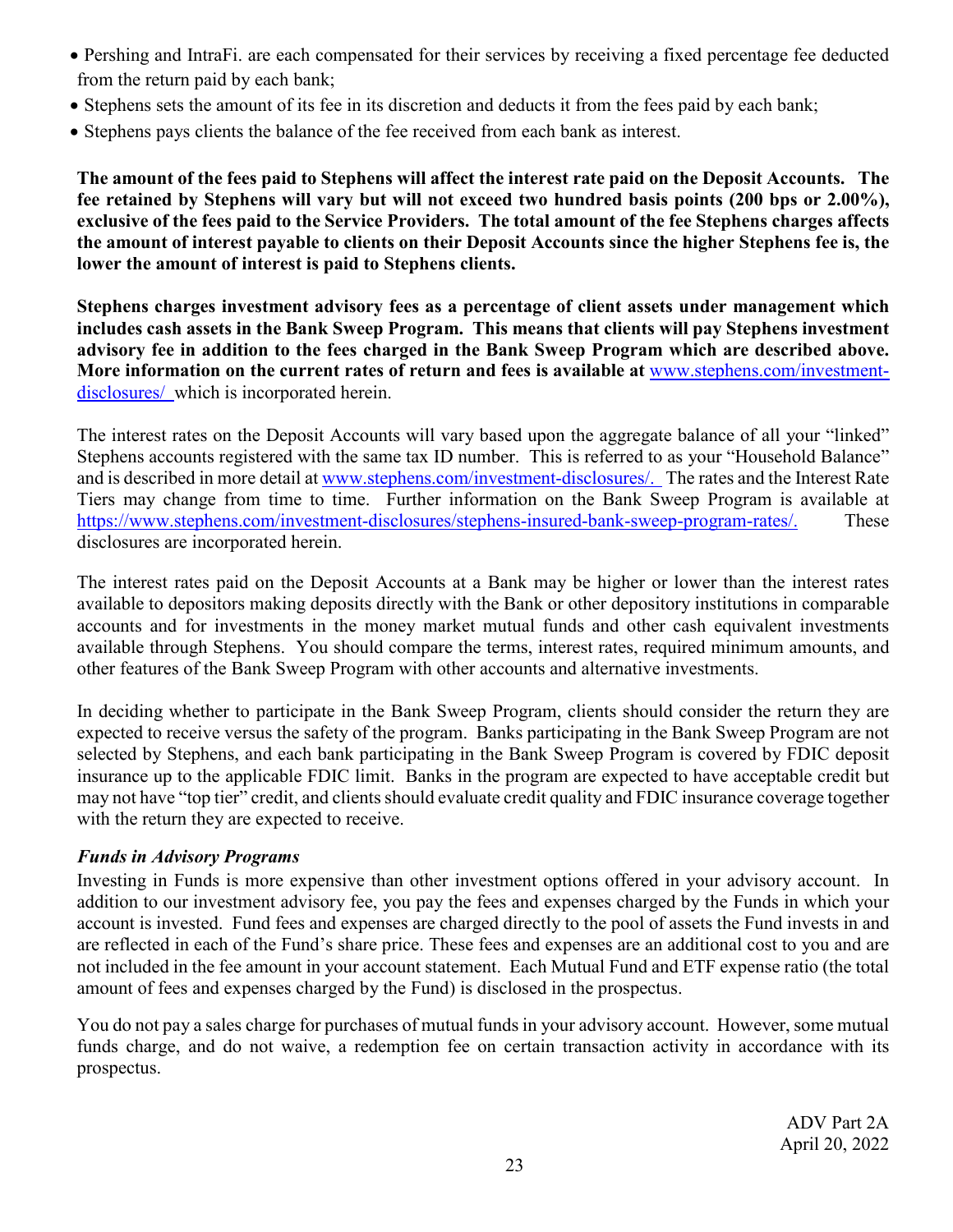- Pershing and IntraFi. are each compensated for their services by receiving a fixed percentage fee deducted from the return paid by each bank;
- Stephens sets the amount of its fee in its discretion and deducts it from the fees paid by each bank;
- Stephens pays clients the balance of the fee received from each bank as interest.

**The amount of the fees paid to Stephens will affect the interest rate paid on the Deposit Accounts. The fee retained by Stephens will vary but will not exceed two hundred basis points (200 bps or 2.00%), exclusive of the fees paid to the Service Providers. The total amount of the fee Stephens charges affects the amount of interest payable to clients on their Deposit Accounts since the higher Stephens fee is, the lower the amount of interest is paid to Stephens clients.**

**Stephens charges investment advisory fees as a percentage of client assets under management which includes cash assets in the Bank Sweep Program. This means that clients will pay Stephens investment advisory fee in addition to the fees charged in the Bank Sweep Program which are described above. More information on the current rates of return and fees is available at** [www.stephens.com/investment-disclosures/](www.stephens.com/investment-disclosures/) which is incorporated herein.

The interest rates on the Deposit Accounts will vary based upon the aggregate balance of all your "linked" Stephens accounts registered with the same tax ID number. This is referred to as your "Household Balance" and is described in more detail at [www.stephens.com/investment-disclosures/.](www.stephens.com/investment-disclosures/) The rates and the Interest Rate Tiers may change from time to time. Further information on the Bank Sweep Program is available at [https://www.stephens.com/investment-disclosures/stephens-insured-bank-sweep-program-rates/.](https://www.stephens.com/investment-disclosures/stephens-insured-bank-sweep-program-rates/) These disclosures are incorporated herein.

The interest rates paid on the Deposit Accounts at a Bank may be higher or lower than the interest rates available to depositors making deposits directly with the Bank or other depository institutions in comparable accounts and for investments in the money market mutual funds and other cash equivalent investments available through Stephens. You should compare the terms, interest rates, required minimum amounts, and other features of the Bank Sweep Program with other accounts and alternative investments.

In deciding whether to participate in the Bank Sweep Program, clients should consider the return they are expected to receive versus the safety of the program. Banks participating in the Bank Sweep Program are not selected by Stephens, and each bank participating in the Bank Sweep Program is covered by FDIC deposit insurance up to the applicable FDIC limit. Banks in the program are expected to have acceptable credit but may not have "top tier" credit, and clients should evaluate credit quality and FDIC insurance coverage together with the return they are expected to receive.

***Funds in Advisory Programs***

Investing in Funds is more expensive than other investment options offered in your advisory account. In addition to our investment advisory fee, you pay the fees and expenses charged by the Funds in which your account is invested. Fund fees and expenses are charged directly to the pool of assets the Fund invests in and are reflected in each of the Fund's share price. These fees and expenses are an additional cost to you and are not included in the fee amount in your account statement. Each Mutual Fund and ETF expense ratio (the total amount of fees and expenses charged by the Fund) is disclosed in the prospectus.

You do not pay a sales charge for purchases of mutual funds in your advisory account. However, some mutual funds charge, and do not waive, a redemption fee on certain transaction activity in accordance with its prospectus.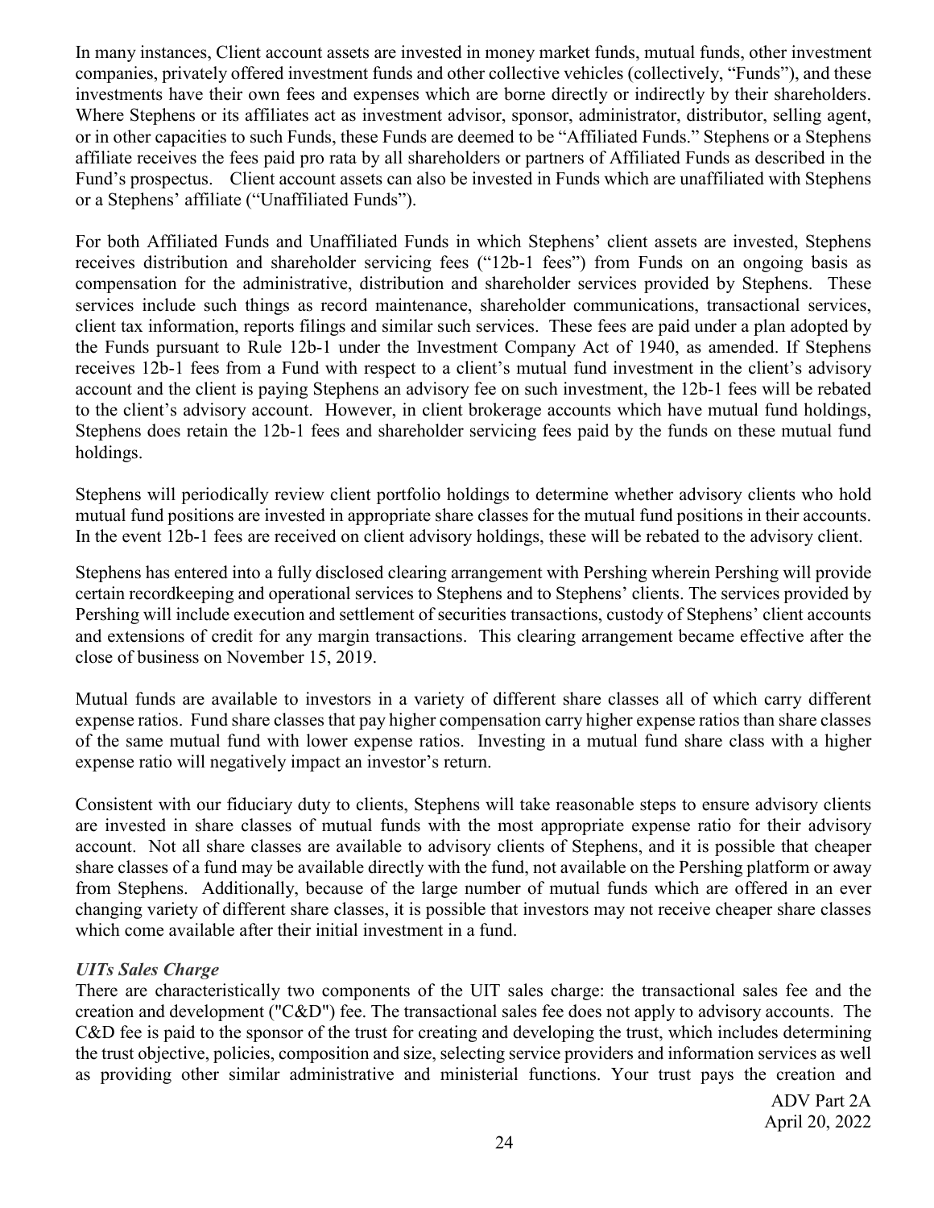In many instances, Client account assets are invested in money market funds, mutual funds, other investment companies, privately offered investment funds and other collective vehicles (collectively, "Funds"), and these investments have their own fees and expenses which are borne directly or indirectly by their shareholders. Where Stephens or its affiliates act as investment advisor, sponsor, administrator, distributor, selling agent, or in other capacities to such Funds, these Funds are deemed to be "Affiliated Funds." Stephens or a Stephens affiliate receives the fees paid pro rata by all shareholders or partners of Affiliated Funds as described in the Fund's prospectus. Client account assets can also be invested in Funds which are unaffiliated with Stephens or a Stephens' affiliate ("Unaffiliated Funds").

For both Affiliated Funds and Unaffiliated Funds in which Stephens' client assets are invested, Stephens receives distribution and shareholder servicing fees ("12b-1 fees") from Funds on an ongoing basis as compensation for the administrative, distribution and shareholder services provided by Stephens. These services include such things as record maintenance, shareholder communications, transactional services, client tax information, reports filings and similar such services. These fees are paid under a plan adopted by the Funds pursuant to Rule 12b-1 under the Investment Company Act of 1940, as amended. If Stephens receives 12b-1 fees from a Fund with respect to a client's mutual fund investment in the client's advisory account and the client is paying Stephens an advisory fee on such investment, the 12b-1 fees will be rebated to the client's advisory account. However, in client brokerage accounts which have mutual fund holdings, Stephens does retain the 12b-1 fees and shareholder servicing fees paid by the funds on these mutual fund holdings.

Stephens will periodically review client portfolio holdings to determine whether advisory clients who hold mutual fund positions are invested in appropriate share classes for the mutual fund positions in their accounts. In the event 12b-1 fees are received on client advisory holdings, these will be rebated to the advisory client.

Stephens has entered into a fully disclosed clearing arrangement with Pershing wherein Pershing will provide certain recordkeeping and operational services to Stephens and to Stephens' clients. The services provided by Pershing will include execution and settlement of securities transactions, custody of Stephens' client accounts and extensions of credit for any margin transactions. This clearing arrangement became effective after the close of business on November 15, 2019.

Mutual funds are available to investors in a variety of different share classes all of which carry different expense ratios. Fund share classes that pay higher compensation carry higher expense ratios than share classes of the same mutual fund with lower expense ratios. Investing in a mutual fund share class with a higher expense ratio will negatively impact an investor's return.

Consistent with our fiduciary duty to clients, Stephens will take reasonable steps to ensure advisory clients are invested in share classes of mutual funds with the most appropriate expense ratio for their advisory account. Not all share classes are available to advisory clients of Stephens, and it is possible that cheaper share classes of a fund may be available directly with the fund, not available on the Pershing platform or away from Stephens. Additionally, because of the large number of mutual funds which are offered in an ever changing variety of different share classes, it is possible that investors may not receive cheaper share classes which come available after their initial investment in a fund.

***UITs Sales Charge***

There are characteristically two components of the UIT sales charge: the transactional sales fee and the creation and development ("C&D") fee. The transactional sales fee does not apply to advisory accounts. The C&D fee is paid to the sponsor of the trust for creating and developing the trust, which includes determining the trust objective, policies, composition and size, selecting service providers and information services as well as providing other similar administrative and ministerial functions. Your trust pays the creation and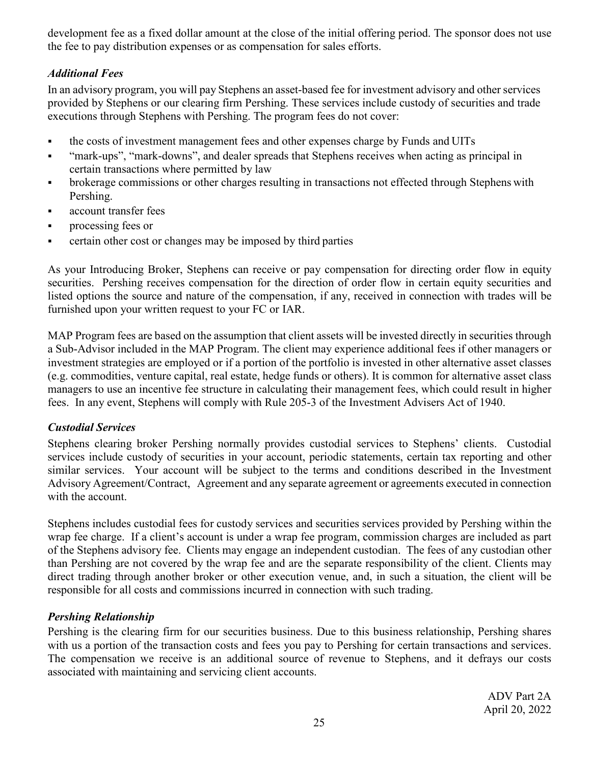development fee as a fixed dollar amount at the close of the initial offering period. The sponsor does not use the fee to pay distribution expenses or as compensation for sales efforts.

### *Additional Fees*

In an advisory program, you will pay Stephens an asset-based fee for investment advisory and other services provided by Stephens or our clearing firm Pershing. These services include custody of securities and trade executions through Stephens with Pershing. The program fees do not cover:

- the costs of investment management fees and other expenses charge by Funds and UITs
- "mark-ups", "mark-downs", and dealer spreads that Stephens receives when acting as principal in certain transactions where permitted by law
- brokerage commissions or other charges resulting in transactions not effected through Stephens with Pershing.
- account transfer fees
- processing fees or
- certain other cost or changes may be imposed by third parties

As your Introducing Broker, Stephens can receive or pay compensation for directing order flow in equity securities. Pershing receives compensation for the direction of order flow in certain equity securities and listed options the source and nature of the compensation, if any, received in connection with trades will be furnished upon your written request to your FC or IAR.

MAP Program fees are based on the assumption that client assets will be invested directly in securities through a Sub-Advisor included in the MAP Program. The client may experience additional fees if other managers or investment strategies are employed or if a portion of the portfolio is invested in other alternative asset classes (e.g. commodities, venture capital, real estate, hedge funds or others). It is common for alternative asset class managers to use an incentive fee structure in calculating their management fees, which could result in higher fees. In any event, Stephens will comply with Rule 205-3 of the Investment Advisers Act of 1940.

### *Custodial Services*

Stephens clearing broker Pershing normally provides custodial services to Stephens' clients. Custodial services include custody of securities in your account, periodic statements, certain tax reporting and other similar services. Your account will be subject to the terms and conditions described in the Investment Advisory Agreement/Contract, Agreement and any separate agreement or agreements executed in connection with the account.

Stephens includes custodial fees for custody services and securities services provided by Pershing within the wrap fee charge. If a client's account is under a wrap fee program, commission charges are included as part of the Stephens advisory fee. Clients may engage an independent custodian. The fees of any custodian other than Pershing are not covered by the wrap fee and are the separate responsibility of the client. Clients may direct trading through another broker or other execution venue, and, in such a situation, the client will be responsible for all costs and commissions incurred in connection with such trading.

### *Pershing Relationship*

Pershing is the clearing firm for our securities business. Due to this business relationship, Pershing shares with us a portion of the transaction costs and fees you pay to Pershing for certain transactions and services. The compensation we receive is an additional source of revenue to Stephens, and it defrays our costs associated with maintaining and servicing client accounts.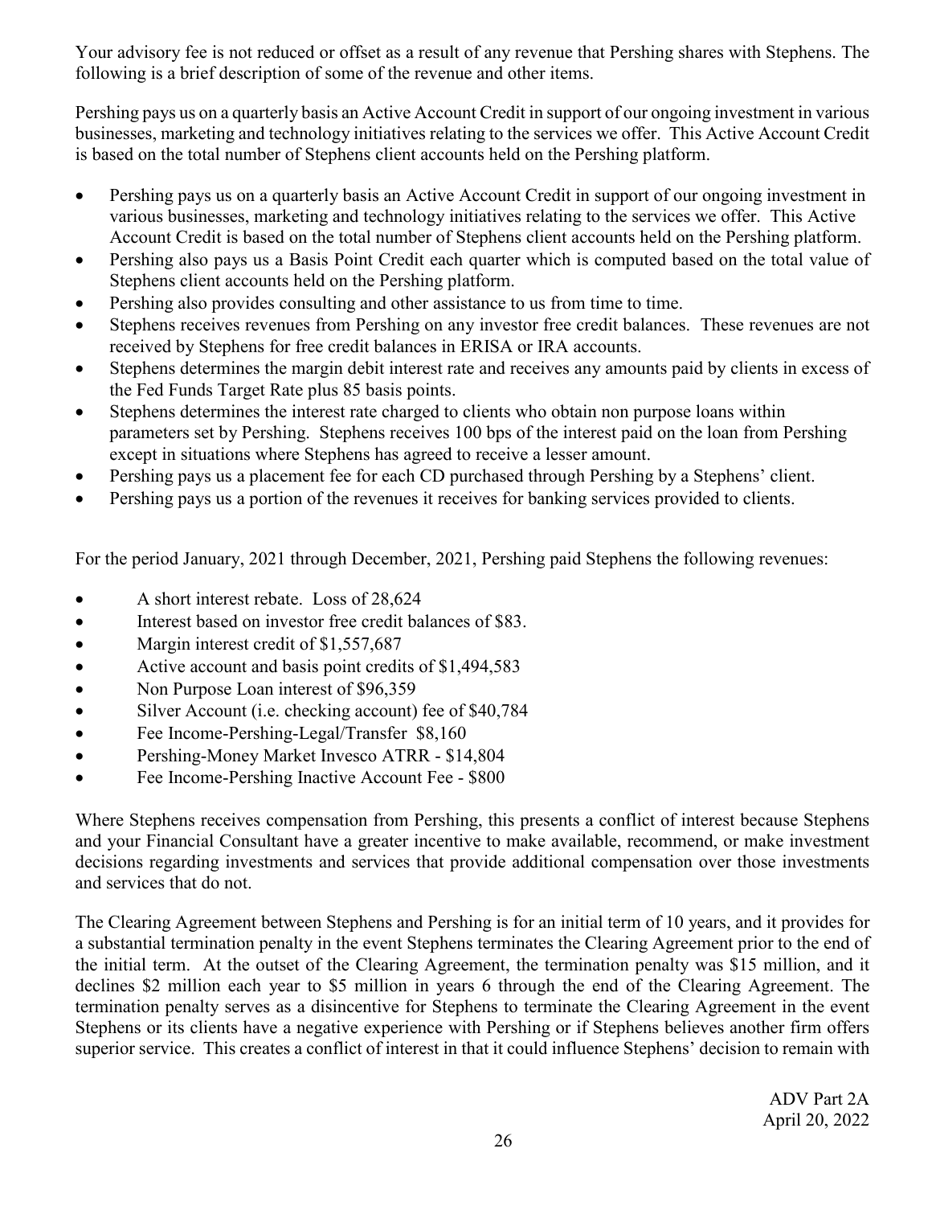Your advisory fee is not reduced or offset as a result of any revenue that Pershing shares with Stephens. The following is a brief description of some of the revenue and other items.

Pershing pays us on a quarterly basis an Active Account Credit in support of our ongoing investment in various businesses, marketing and technology initiatives relating to the services we offer. This Active Account Credit is based on the total number of Stephens client accounts held on the Pershing platform.

- Pershing pays us on a quarterly basis an Active Account Credit in support of our ongoing investment in various businesses, marketing and technology initiatives relating to the services we offer. This Active Account Credit is based on the total number of Stephens client accounts held on the Pershing platform.
- Pershing also pays us a Basis Point Credit each quarter which is computed based on the total value of Stephens client accounts held on the Pershing platform.
- Pershing also provides consulting and other assistance to us from time to time.
- Stephens receives revenues from Pershing on any investor free credit balances. These revenues are not received by Stephens for free credit balances in ERISA or IRA accounts.
- Stephens determines the margin debit interest rate and receives any amounts paid by clients in excess of the Fed Funds Target Rate plus 85 basis points.
- Stephens determines the interest rate charged to clients who obtain non purpose loans within parameters set by Pershing. Stephens receives 100 bps of the interest paid on the loan from Pershing except in situations where Stephens has agreed to receive a lesser amount.
- Pershing pays us a placement fee for each CD purchased through Pershing by a Stephens' client.
- Pershing pays us a portion of the revenues it receives for banking services provided to clients.

For the period January, 2021 through December, 2021, Pershing paid Stephens the following revenues:

- A short interest rebate. Loss of 28,624
- Interest based on investor free credit balances of $83.
- Margin interest credit of $1,557,687
- Active account and basis point credits of $1,494,583
- Non Purpose Loan interest of $96,359
- Silver Account (i.e. checking account) fee of $40,784
- Fee Income-Pershing-Legal/Transfer $8,160
- Pershing-Money Market Invesco ATRR - $14,804
- Fee Income-Pershing Inactive Account Fee - $800

Where Stephens receives compensation from Pershing, this presents a conflict of interest because Stephens and your Financial Consultant have a greater incentive to make available, recommend, or make investment decisions regarding investments and services that provide additional compensation over those investments and services that do not.

The Clearing Agreement between Stephens and Pershing is for an initial term of 10 years, and it provides for a substantial termination penalty in the event Stephens terminates the Clearing Agreement prior to the end of the initial term. At the outset of the Clearing Agreement, the termination penalty was $15 million, and it declines $2 million each year to $5 million in years 6 through the end of the Clearing Agreement. The termination penalty serves as a disincentive for Stephens to terminate the Clearing Agreement in the event Stephens or its clients have a negative experience with Pershing or if Stephens believes another firm offers superior service. This creates a conflict of interest in that it could influence Stephens' decision to remain with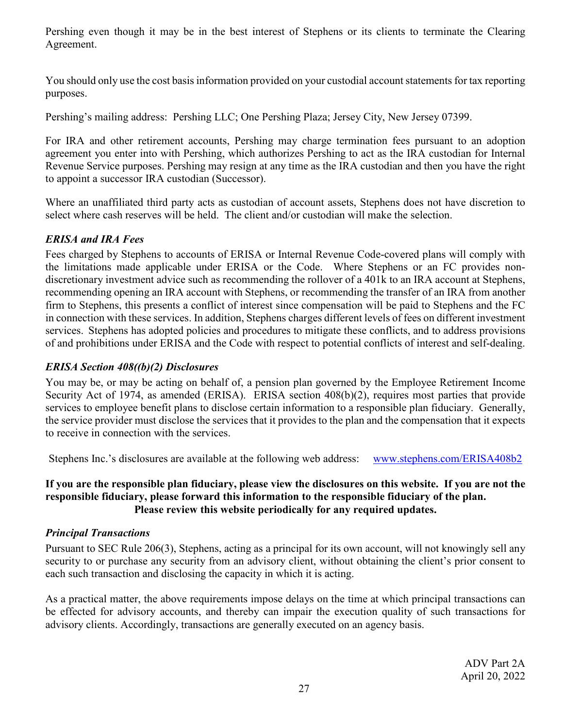Pershing even though it may be in the best interest of Stephens or its clients to terminate the Clearing Agreement.

You should only use the cost basis information provided on your custodial account statements for tax reporting purposes.

Pershing's mailing address: Pershing LLC; One Pershing Plaza; Jersey City, New Jersey 07399.

For IRA and other retirement accounts, Pershing may charge termination fees pursuant to an adoption agreement you enter into with Pershing, which authorizes Pershing to act as the IRA custodian for Internal Revenue Service purposes. Pershing may resign at any time as the IRA custodian and then you have the right to appoint a successor IRA custodian (Successor).

Where an unaffiliated third party acts as custodian of account assets, Stephens does not have discretion to select where cash reserves will be held. The client and/or custodian will make the selection.

### *ERISA and IRA Fees*

Fees charged by Stephens to accounts of ERISA or Internal Revenue Code-covered plans will comply with the limitations made applicable under ERISA or the Code. Where Stephens or an FC provides non-discretionary investment advice such as recommending the rollover of a 401k to an IRA account at Stephens, recommending opening an IRA account with Stephens, or recommending the transfer of an IRA from another firm to Stephens, this presents a conflict of interest since compensation will be paid to Stephens and the FC in connection with these services. In addition, Stephens charges different levels of fees on different investment services. Stephens has adopted policies and procedures to mitigate these conflicts, and to address provisions of and prohibitions under ERISA and the Code with respect to potential conflicts of interest and self-dealing.

### *ERISA Section 408((b)(2) Disclosures*

You may be, or may be acting on behalf of, a pension plan governed by the Employee Retirement Income Security Act of 1974, as amended (ERISA). ERISA section 408(b)(2), requires most parties that provide services to employee benefit plans to disclose certain information to a responsible plan fiduciary. Generally, the service provider must disclose the services that it provides to the plan and the compensation that it expects to receive in connection with the services.

Stephens Inc.'s disclosures are available at the following web address: [www.stephens.com/ERISA408b2](www.stephens.com/ERISA408b2)

**If you are the responsible plan fiduciary, please view the disclosures on this website. If you are not the responsible fiduciary, please forward this information to the responsible fiduciary of the plan. Please review this website periodically for any required updates.**

### *Principal Transactions*

Pursuant to SEC Rule 206(3), Stephens, acting as a principal for its own account, will not knowingly sell any security to or purchase any security from an advisory client, without obtaining the client's prior consent to each such transaction and disclosing the capacity in which it is acting.

As a practical matter, the above requirements impose delays on the time at which principal transactions can be effected for advisory accounts, and thereby can impair the execution quality of such transactions for advisory clients. Accordingly, transactions are generally executed on an agency basis.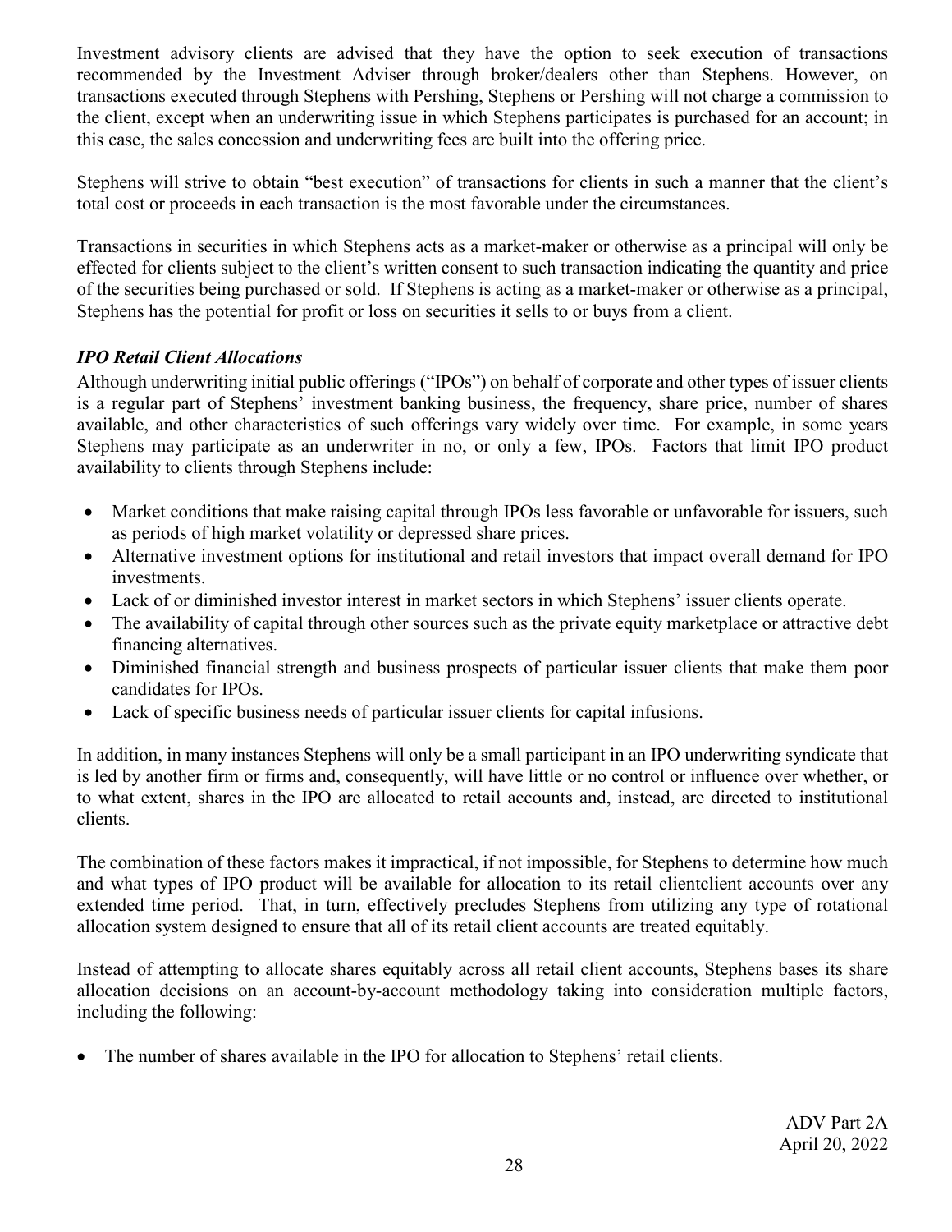Investment advisory clients are advised that they have the option to seek execution of transactions recommended by the Investment Adviser through broker/dealers other than Stephens. However, on transactions executed through Stephens with Pershing, Stephens or Pershing will not charge a commission to the client, except when an underwriting issue in which Stephens participates is purchased for an account; in this case, the sales concession and underwriting fees are built into the offering price.

Stephens will strive to obtain "best execution" of transactions for clients in such a manner that the client's total cost or proceeds in each transaction is the most favorable under the circumstances.

Transactions in securities in which Stephens acts as a market-maker or otherwise as a principal will only be effected for clients subject to the client's written consent to such transaction indicating the quantity and price of the securities being purchased or sold. If Stephens is acting as a market-maker or otherwise as a principal, Stephens has the potential for profit or loss on securities it sells to or buys from a client.

***IPO Retail Client Allocations***

Although underwriting initial public offerings ("IPOs") on behalf of corporate and other types of issuer clients is a regular part of Stephens' investment banking business, the frequency, share price, number of shares available, and other characteristics of such offerings vary widely over time. For example, in some years Stephens may participate as an underwriter in no, or only a few, IPOs. Factors that limit IPO product availability to clients through Stephens include:

- Market conditions that make raising capital through IPOs less favorable or unfavorable for issuers, such as periods of high market volatility or depressed share prices.
- Alternative investment options for institutional and retail investors that impact overall demand for IPO investments.
- Lack of or diminished investor interest in market sectors in which Stephens' issuer clients operate.
- The availability of capital through other sources such as the private equity marketplace or attractive debt financing alternatives.
- Diminished financial strength and business prospects of particular issuer clients that make them poor candidates for IPOs.
- Lack of specific business needs of particular issuer clients for capital infusions.

In addition, in many instances Stephens will only be a small participant in an IPO underwriting syndicate that is led by another firm or firms and, consequently, will have little or no control or influence over whether, or to what extent, shares in the IPO are allocated to retail accounts and, instead, are directed to institutional clients.

The combination of these factors makes it impractical, if not impossible, for Stephens to determine how much and what types of IPO product will be available for allocation to its retail clientclient accounts over any extended time period. That, in turn, effectively precludes Stephens from utilizing any type of rotational allocation system designed to ensure that all of its retail client accounts are treated equitably.

Instead of attempting to allocate shares equitably across all retail client accounts, Stephens bases its share allocation decisions on an account-by-account methodology taking into consideration multiple factors, including the following:

- The number of shares available in the IPO for allocation to Stephens' retail clients.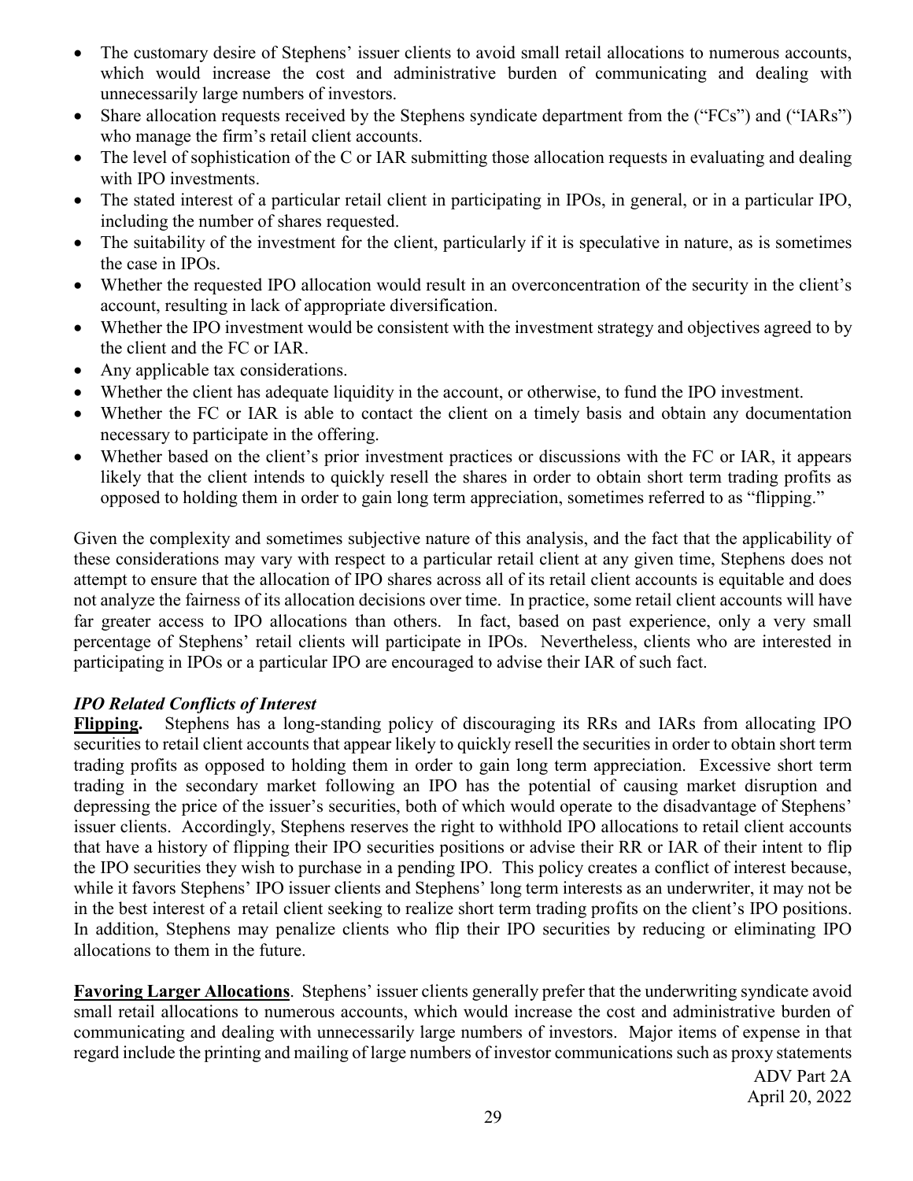- The customary desire of Stephens' issuer clients to avoid small retail allocations to numerous accounts, which would increase the cost and administrative burden of communicating and dealing with unnecessarily large numbers of investors.
- Share allocation requests received by the Stephens syndicate department from the ("FCs") and ("IARs") who manage the firm's retail client accounts.
- The level of sophistication of the C or IAR submitting those allocation requests in evaluating and dealing with IPO investments.
- The stated interest of a particular retail client in participating in IPOs, in general, or in a particular IPO, including the number of shares requested.
- The suitability of the investment for the client, particularly if it is speculative in nature, as is sometimes the case in IPOs.
- Whether the requested IPO allocation would result in an overconcentration of the security in the client's account, resulting in lack of appropriate diversification.
- Whether the IPO investment would be consistent with the investment strategy and objectives agreed to by the client and the FC or IAR.
- Any applicable tax considerations.
- Whether the client has adequate liquidity in the account, or otherwise, to fund the IPO investment.
- Whether the FC or IAR is able to contact the client on a timely basis and obtain any documentation necessary to participate in the offering.
- Whether based on the client's prior investment practices or discussions with the FC or IAR, it appears likely that the client intends to quickly resell the shares in order to obtain short term trading profits as opposed to holding them in order to gain long term appreciation, sometimes referred to as "flipping."

Given the complexity and sometimes subjective nature of this analysis, and the fact that the applicability of these considerations may vary with respect to a particular retail client at any given time, Stephens does not attempt to ensure that the allocation of IPO shares across all of its retail client accounts is equitable and does not analyze the fairness of its allocation decisions over time. In practice, some retail client accounts will have far greater access to IPO allocations than others. In fact, based on past experience, only a very small percentage of Stephens' retail clients will participate in IPOs. Nevertheless, clients who are interested in participating in IPOs or a particular IPO are encouraged to advise their IAR of such fact.

***IPO Related Conflicts of Interest***

**Flipping.** Stephens has a long-standing policy of discouraging its RRs and IARs from allocating IPO securities to retail client accounts that appear likely to quickly resell the securities in order to obtain short term trading profits as opposed to holding them in order to gain long term appreciation. Excessive short term trading in the secondary market following an IPO has the potential of causing market disruption and depressing the price of the issuer's securities, both of which would operate to the disadvantage of Stephens' issuer clients. Accordingly, Stephens reserves the right to withhold IPO allocations to retail client accounts that have a history of flipping their IPO securities positions or advise their RR or IAR of their intent to flip the IPO securities they wish to purchase in a pending IPO. This policy creates a conflict of interest because, while it favors Stephens' IPO issuer clients and Stephens' long term interests as an underwriter, it may not be in the best interest of a retail client seeking to realize short term trading profits on the client's IPO positions. In addition, Stephens may penalize clients who flip their IPO securities by reducing or eliminating IPO allocations to them in the future.

**Favoring Larger Allocations**. Stephens' issuer clients generally prefer that the underwriting syndicate avoid small retail allocations to numerous accounts, which would increase the cost and administrative burden of communicating and dealing with unnecessarily large numbers of investors. Major items of expense in that regard include the printing and mailing of large numbers of investor communications such as proxy statements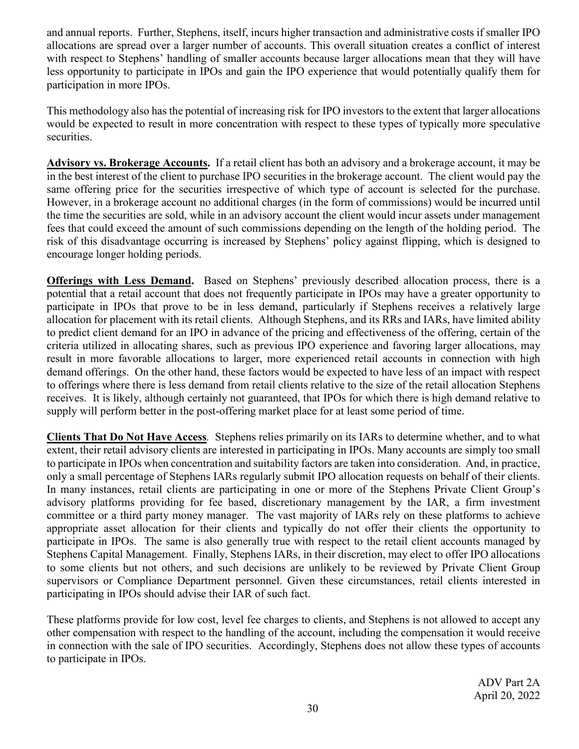and annual reports. Further, Stephens, itself, incurs higher transaction and administrative costs if smaller IPO allocations are spread over a larger number of accounts. This overall situation creates a conflict of interest with respect to Stephens' handling of smaller accounts because larger allocations mean that they will have less opportunity to participate in IPOs and gain the IPO experience that would potentially qualify them for participation in more IPOs.

This methodology also has the potential of increasing risk for IPO investors to the extent that larger allocations would be expected to result in more concentration with respect to these types of typically more speculative securities.

**Advisory vs. Brokerage Accounts.** If a retail client has both an advisory and a brokerage account, it may be in the best interest of the client to purchase IPO securities in the brokerage account. The client would pay the same offering price for the securities irrespective of which type of account is selected for the purchase. However, in a brokerage account no additional charges (in the form of commissions) would be incurred until the time the securities are sold, while in an advisory account the client would incur assets under management fees that could exceed the amount of such commissions depending on the length of the holding period. The risk of this disadvantage occurring is increased by Stephens' policy against flipping, which is designed to encourage longer holding periods.

**Offerings with Less Demand.** Based on Stephens' previously described allocation process, there is a potential that a retail account that does not frequently participate in IPOs may have a greater opportunity to participate in IPOs that prove to be in less demand, particularly if Stephens receives a relatively large allocation for placement with its retail clients. Although Stephens, and its RRs and IARs, have limited ability to predict client demand for an IPO in advance of the pricing and effectiveness of the offering, certain of the criteria utilized in allocating shares, such as previous IPO experience and favoring larger allocations, may result in more favorable allocations to larger, more experienced retail accounts in connection with high demand offerings. On the other hand, these factors would be expected to have less of an impact with respect to offerings where there is less demand from retail clients relative to the size of the retail allocation Stephens receives. It is likely, although certainly not guaranteed, that IPOs for which there is high demand relative to supply will perform better in the post-offering market place for at least some period of time.

**Clients That Do Not Have Access**. Stephens relies primarily on its IARs to determine whether, and to what extent, their retail advisory clients are interested in participating in IPOs. Many accounts are simply too small to participate in IPOs when concentration and suitability factors are taken into consideration. And, in practice, only a small percentage of Stephens IARs regularly submit IPO allocation requests on behalf of their clients. In many instances, retail clients are participating in one or more of the Stephens Private Client Group's advisory platforms providing for fee based, discretionary management by the IAR, a firm investment committee or a third party money manager. The vast majority of IARs rely on these platforms to achieve appropriate asset allocation for their clients and typically do not offer their clients the opportunity to participate in IPOs. The same is also generally true with respect to the retail client accounts managed by Stephens Capital Management. Finally, Stephens IARs, in their discretion, may elect to offer IPO allocations to some clients but not others, and such decisions are unlikely to be reviewed by Private Client Group supervisors or Compliance Department personnel. Given these circumstances, retail clients interested in participating in IPOs should advise their IAR of such fact.

These platforms provide for low cost, level fee charges to clients, and Stephens is not allowed to accept any other compensation with respect to the handling of the account, including the compensation it would receive in connection with the sale of IPO securities. Accordingly, Stephens does not allow these types of accounts to participate in IPOs.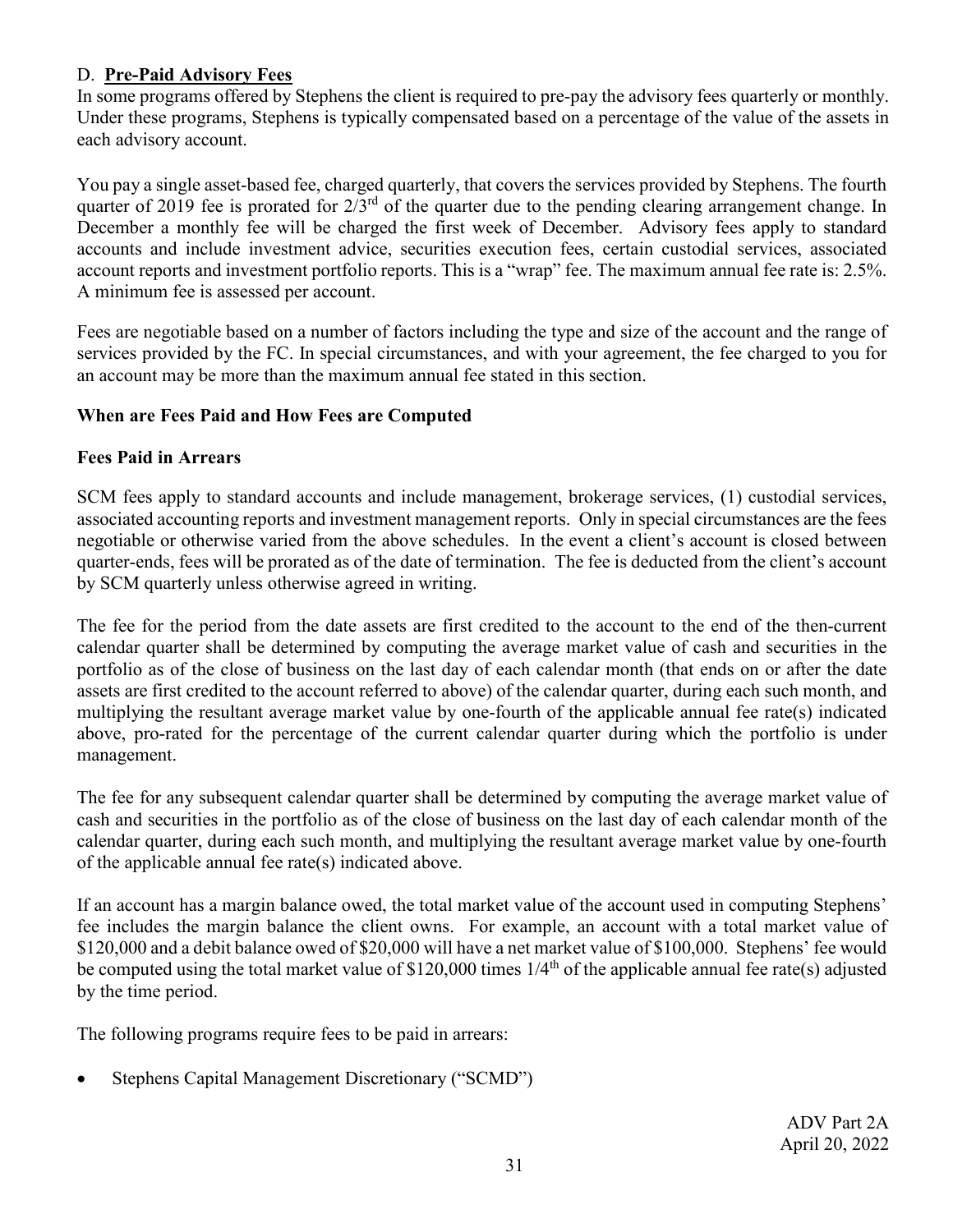### D. **Pre-Paid Advisory Fees**

In some programs offered by Stephens the client is required to pre-pay the advisory fees quarterly or monthly. Under these programs, Stephens is typically compensated based on a percentage of the value of the assets in each advisory account.

You pay a single asset-based fee, charged quarterly, that covers the services provided by Stephens. The fourth quarter of 2019 fee is prorated for 2/3rd of the quarter due to the pending clearing arrangement change. In December a monthly fee will be charged the first week of December. Advisory fees apply to standard accounts and include investment advice, securities execution fees, certain custodial services, associated account reports and investment portfolio reports. This is a "wrap" fee. The maximum annual fee rate is: 2.5%. A minimum fee is assessed per account.

Fees are negotiable based on a number of factors including the type and size of the account and the range of services provided by the FC. In special circumstances, and with your agreement, the fee charged to you for an account may be more than the maximum annual fee stated in this section.

**When are Fees Paid and How Fees are Computed**

**Fees Paid in Arrears**

SCM fees apply to standard accounts and include management, brokerage services, (1) custodial services, associated accounting reports and investment management reports. Only in special circumstances are the fees negotiable or otherwise varied from the above schedules. In the event a client's account is closed between quarter-ends, fees will be prorated as of the date of termination. The fee is deducted from the client's account by SCM quarterly unless otherwise agreed in writing.

The fee for the period from the date assets are first credited to the account to the end of the then-current calendar quarter shall be determined by computing the average market value of cash and securities in the portfolio as of the close of business on the last day of each calendar month (that ends on or after the date assets are first credited to the account referred to above) of the calendar quarter, during each such month, and multiplying the resultant average market value by one-fourth of the applicable annual fee rate(s) indicated above, pro-rated for the percentage of the current calendar quarter during which the portfolio is under management.

The fee for any subsequent calendar quarter shall be determined by computing the average market value of cash and securities in the portfolio as of the close of business on the last day of each calendar month of the calendar quarter, during each such month, and multiplying the resultant average market value by one-fourth of the applicable annual fee rate(s) indicated above.

If an account has a margin balance owed, the total market value of the account used in computing Stephens' fee includes the margin balance the client owns. For example, an account with a total market value of $120,000 and a debit balance owed of $20,000 will have a net market value of $100,000. Stephens' fee would be computed using the total market value of $120,000 times 1/4th of the applicable annual fee rate(s) adjusted by the time period.

The following programs require fees to be paid in arrears:

- Stephens Capital Management Discretionary ("SCMD")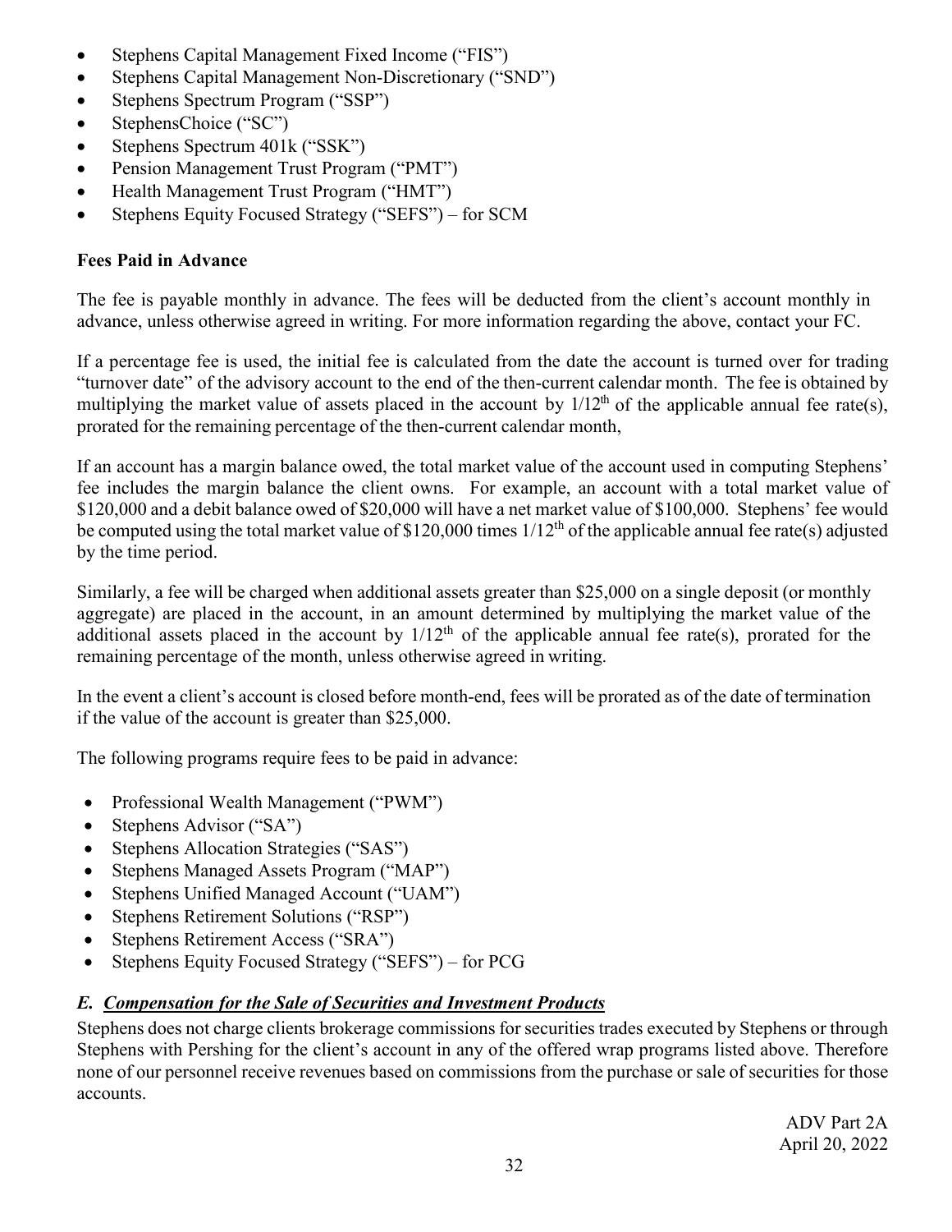- Stephens Capital Management Fixed Income ("FIS")
- Stephens Capital Management Non-Discretionary ("SND")
- Stephens Spectrum Program ("SSP")
- StephensChoice ("SC")
- Stephens Spectrum 401k ("SSK")
- Pension Management Trust Program ("PMT")
- Health Management Trust Program ("HMT")
- Stephens Equity Focused Strategy ("SEFS") – for SCM

**Fees Paid in Advance**

The fee is payable monthly in advance. The fees will be deducted from the client's account monthly in advance, unless otherwise agreed in writing. For more information regarding the above, contact your FC.

If a percentage fee is used, the initial fee is calculated from the date the account is turned over for trading "turnover date" of the advisory account to the end of the then-current calendar month. The fee is obtained by multiplying the market value of assets placed in the account by $1/12^{th}$ of the applicable annual fee rate(s), prorated for the remaining percentage of the then-current calendar month,

If an account has a margin balance owed, the total market value of the account used in computing Stephens' fee includes the margin balance the client owns. For example, an account with a total market value of \$120,000 and a debit balance owed of \$20,000 will have a net market value of \$100,000. Stephens' fee would be computed using the total market value of \$120,000 times $1/12^{th}$ of the applicable annual fee rate(s) adjusted by the time period.

Similarly, a fee will be charged when additional assets greater than \$25,000 on a single deposit (or monthly aggregate) are placed in the account, in an amount determined by multiplying the market value of the additional assets placed in the account by $1/12^{th}$ of the applicable annual fee rate(s), prorated for the remaining percentage of the month, unless otherwise agreed in writing.

In the event a client's account is closed before month-end, fees will be prorated as of the date of termination if the value of the account is greater than \$25,000.

The following programs require fees to be paid in advance:

- Professional Wealth Management ("PWM")
- Stephens Advisor ("SA")
- Stephens Allocation Strategies ("SAS")
- Stephens Managed Assets Program ("MAP")
- Stephens Unified Managed Account ("UAM")
- Stephens Retirement Solutions ("RSP")
- Stephens Retirement Access ("SRA")
- Stephens Equity Focused Strategy ("SEFS") – for PCG

### *E. Compensation for the Sale of Securities and Investment Products*

Stephens does not charge clients brokerage commissions for securities trades executed by Stephens or through Stephens with Pershing for the client's account in any of the offered wrap programs listed above. Therefore none of our personnel receive revenues based on commissions from the purchase or sale of securities for those accounts.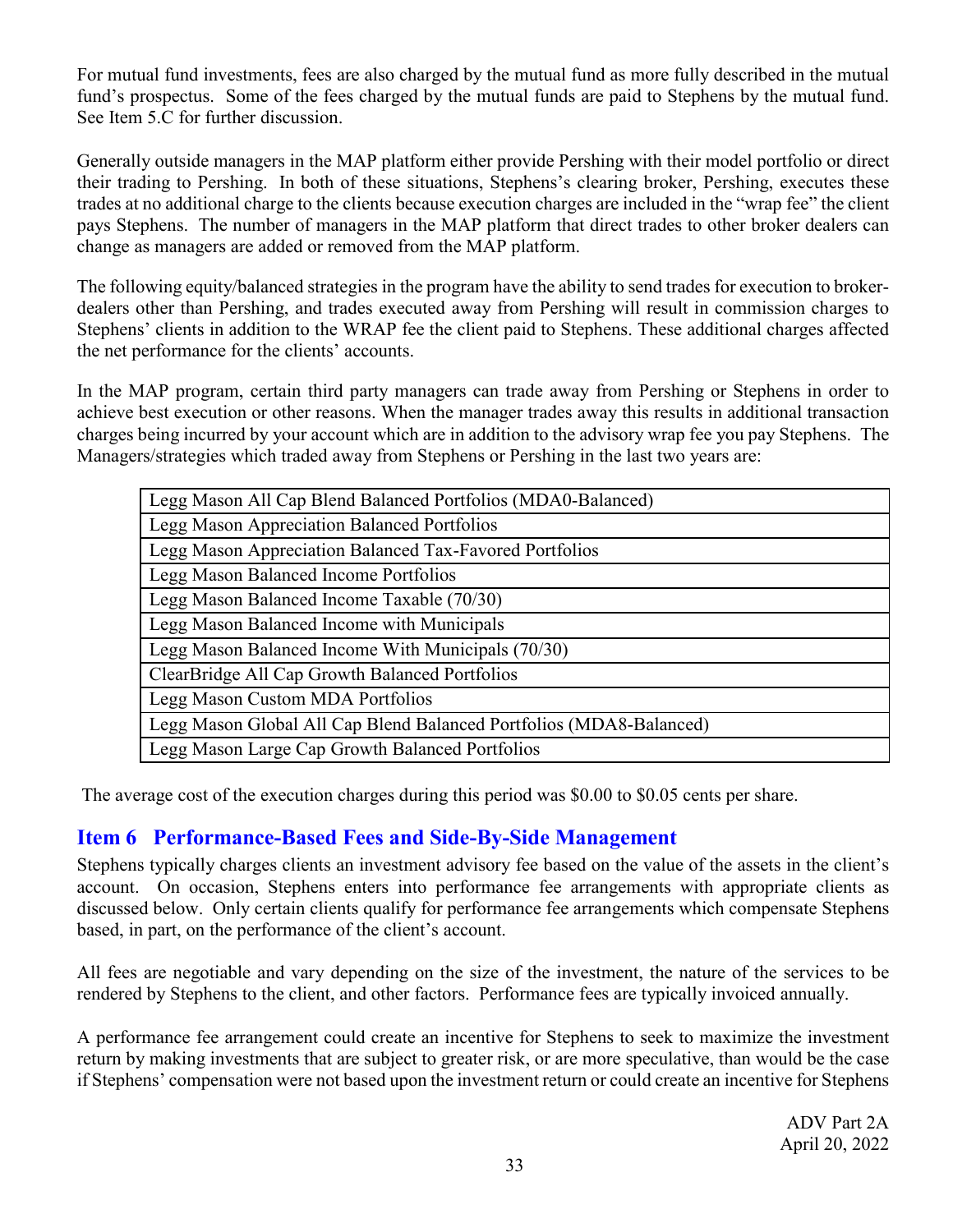For mutual fund investments, fees are also charged by the mutual fund as more fully described in the mutual fund's prospectus. Some of the fees charged by the mutual funds are paid to Stephens by the mutual fund. See Item 5.C for further discussion.

Generally outside managers in the MAP platform either provide Pershing with their model portfolio or direct their trading to Pershing. In both of these situations, Stephens's clearing broker, Pershing, executes these trades at no additional charge to the clients because execution charges are included in the "wrap fee" the client pays Stephens. The number of managers in the MAP platform that direct trades to other broker dealers can change as managers are added or removed from the MAP platform.

The following equity/balanced strategies in the program have the ability to send trades for execution to broker-dealers other than Pershing, and trades executed away from Pershing will result in commission charges to Stephens' clients in addition to the WRAP fee the client paid to Stephens. These additional charges affected the net performance for the clients' accounts.

In the MAP program, certain third party managers can trade away from Pershing or Stephens in order to achieve best execution or other reasons. When the manager trades away this results in additional transaction charges being incurred by your account which are in addition to the advisory wrap fee you pay Stephens. The Managers/strategies which traded away from Stephens or Pershing in the last two years are:

| Legg Mason All Cap Blend Balanced Portfolios (MDA0-Balanced) |
|---|
| Legg Mason Appreciation Balanced Portfolios |
| Legg Mason Appreciation Balanced Tax-Favored Portfolios |
| Legg Mason Balanced Income Portfolios |
| Legg Mason Balanced Income Taxable (70/30) |
| Legg Mason Balanced Income with Municipals |
| Legg Mason Balanced Income With Municipals (70/30) |
| ClearBridge All Cap Growth Balanced Portfolios |
| Legg Mason Custom MDA Portfolios |
| Legg Mason Global All Cap Blend Balanced Portfolios (MDA8-Balanced) |
| Legg Mason Large Cap Growth Balanced Portfolios |

The average cost of the execution charges during this period was $0.00 to $0.05 cents per share.

## Item 6 Performance-Based Fees and Side-By-Side Management

Stephens typically charges clients an investment advisory fee based on the value of the assets in the client's account. On occasion, Stephens enters into performance fee arrangements with appropriate clients as discussed below. Only certain clients qualify for performance fee arrangements which compensate Stephens based, in part, on the performance of the client's account.

All fees are negotiable and vary depending on the size of the investment, the nature of the services to be rendered by Stephens to the client, and other factors. Performance fees are typically invoiced annually.

A performance fee arrangement could create an incentive for Stephens to seek to maximize the investment return by making investments that are subject to greater risk, or are more speculative, than would be the case if Stephens' compensation were not based upon the investment return or could create an incentive for Stephens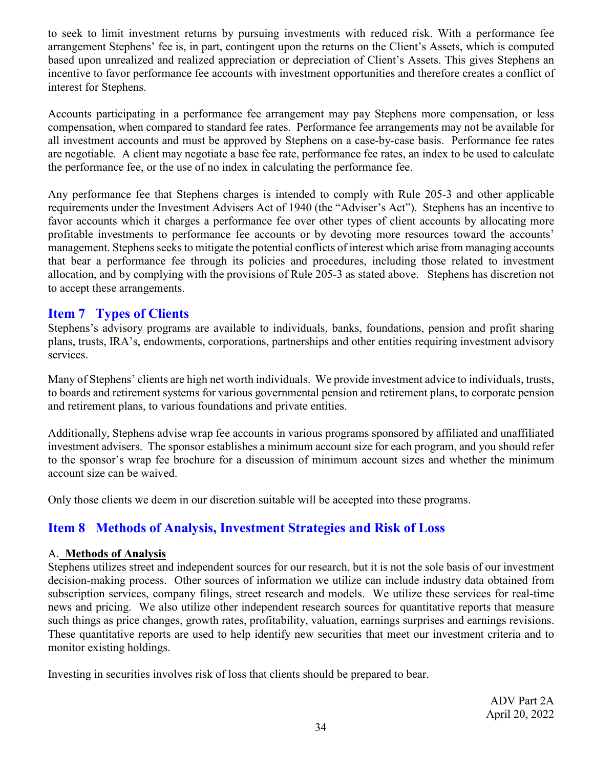to seek to limit investment returns by pursuing investments with reduced risk. With a performance fee arrangement Stephens' fee is, in part, contingent upon the returns on the Client's Assets, which is computed based upon unrealized and realized appreciation or depreciation of Client's Assets. This gives Stephens an incentive to favor performance fee accounts with investment opportunities and therefore creates a conflict of interest for Stephens.

Accounts participating in a performance fee arrangement may pay Stephens more compensation, or less compensation, when compared to standard fee rates. Performance fee arrangements may not be available for all investment accounts and must be approved by Stephens on a case-by-case basis. Performance fee rates are negotiable. A client may negotiate a base fee rate, performance fee rates, an index to be used to calculate the performance fee, or the use of no index in calculating the performance fee.

Any performance fee that Stephens charges is intended to comply with Rule 205-3 and other applicable requirements under the Investment Advisers Act of 1940 (the "Adviser's Act"). Stephens has an incentive to favor accounts which it charges a performance fee over other types of client accounts by allocating more profitable investments to performance fee accounts or by devoting more resources toward the accounts' management. Stephens seeks to mitigate the potential conflicts of interest which arise from managing accounts that bear a performance fee through its policies and procedures, including those related to investment allocation, and by complying with the provisions of Rule 205-3 as stated above. Stephens has discretion not to accept these arrangements.

## Item 7 Types of Clients

Stephens's advisory programs are available to individuals, banks, foundations, pension and profit sharing plans, trusts, IRA's, endowments, corporations, partnerships and other entities requiring investment advisory services.

Many of Stephens' clients are high net worth individuals. We provide investment advice to individuals, trusts, to boards and retirement systems for various governmental pension and retirement plans, to corporate pension and retirement plans, to various foundations and private entities.

Additionally, Stephens advise wrap fee accounts in various programs sponsored by affiliated and unaffiliated investment advisers. The sponsor establishes a minimum account size for each program, and you should refer to the sponsor's wrap fee brochure for a discussion of minimum account sizes and whether the minimum account size can be waived.

Only those clients we deem in our discretion suitable will be accepted into these programs.

## Item 8 Methods of Analysis, Investment Strategies and Risk of Loss

### A. Methods of Analysis

Stephens utilizes street and independent sources for our research, but it is not the sole basis of our investment decision-making process. Other sources of information we utilize can include industry data obtained from subscription services, company filings, street research and models. We utilize these services for real-time news and pricing. We also utilize other independent research sources for quantitative reports that measure such things as price changes, growth rates, profitability, valuation, earnings surprises and earnings revisions. These quantitative reports are used to help identify new securities that meet our investment criteria and to monitor existing holdings.

Investing in securities involves risk of loss that clients should be prepared to bear.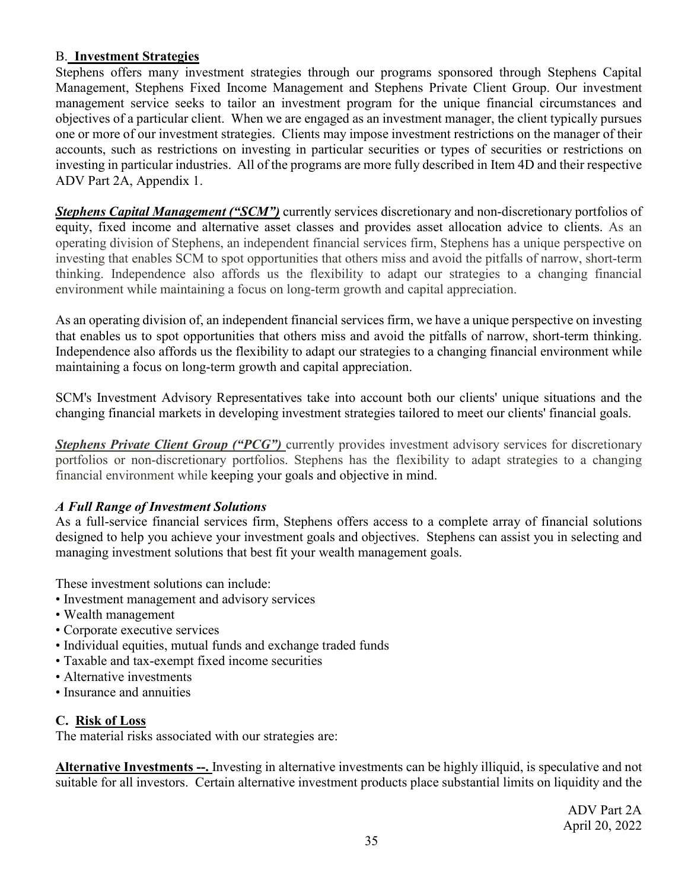## B. **Investment Strategies**

Stephens offers many investment strategies through our programs sponsored through Stephens Capital Management, Stephens Fixed Income Management and Stephens Private Client Group. Our investment management service seeks to tailor an investment program for the unique financial circumstances and objectives of a particular client. When we are engaged as an investment manager, the client typically pursues one or more of our investment strategies. Clients may impose investment restrictions on the manager of their accounts, such as restrictions on investing in particular securities or types of securities or restrictions on investing in particular industries. All of the programs are more fully described in Item 4D and their respective ADV Part 2A, Appendix 1.

***Stephens Capital Management ("SCM")*** currently services discretionary and non-discretionary portfolios of equity, fixed income and alternative asset classes and provides asset allocation advice to clients. As an operating division of Stephens, an independent financial services firm, Stephens has a unique perspective on investing that enables SCM to spot opportunities that others miss and avoid the pitfalls of narrow, short-term thinking. Independence also affords us the flexibility to adapt our strategies to a changing financial environment while maintaining a focus on long-term growth and capital appreciation.

As an operating division of, an independent financial services firm, we have a unique perspective on investing that enables us to spot opportunities that others miss and avoid the pitfalls of narrow, short-term thinking. Independence also affords us the flexibility to adapt our strategies to a changing financial environment while maintaining a focus on long-term growth and capital appreciation.

SCM's Investment Advisory Representatives take into account both our clients' unique situations and the changing financial markets in developing investment strategies tailored to meet our clients' financial goals.

***Stephens Private Client Group ("PCG")*** currently provides investment advisory services for discretionary portfolios or non-discretionary portfolios. Stephens has the flexibility to adapt strategies to a changing financial environment while keeping your goals and objective in mind.

### *A Full Range of Investment Solutions*

As a full-service financial services firm, Stephens offers access to a complete array of financial solutions designed to help you achieve your investment goals and objectives. Stephens can assist you in selecting and managing investment solutions that best fit your wealth management goals.

These investment solutions can include:

- Investment management and advisory services
- Wealth management
- Corporate executive services
- Individual equities, mutual funds and exchange traded funds
- Taxable and tax-exempt fixed income securities
- Alternative investments
- Insurance and annuities

## C. **Risk of Loss**

The material risks associated with our strategies are:

**Alternative Investments --.** Investing in alternative investments can be highly illiquid, is speculative and not suitable for all investors. Certain alternative investment products place substantial limits on liquidity and the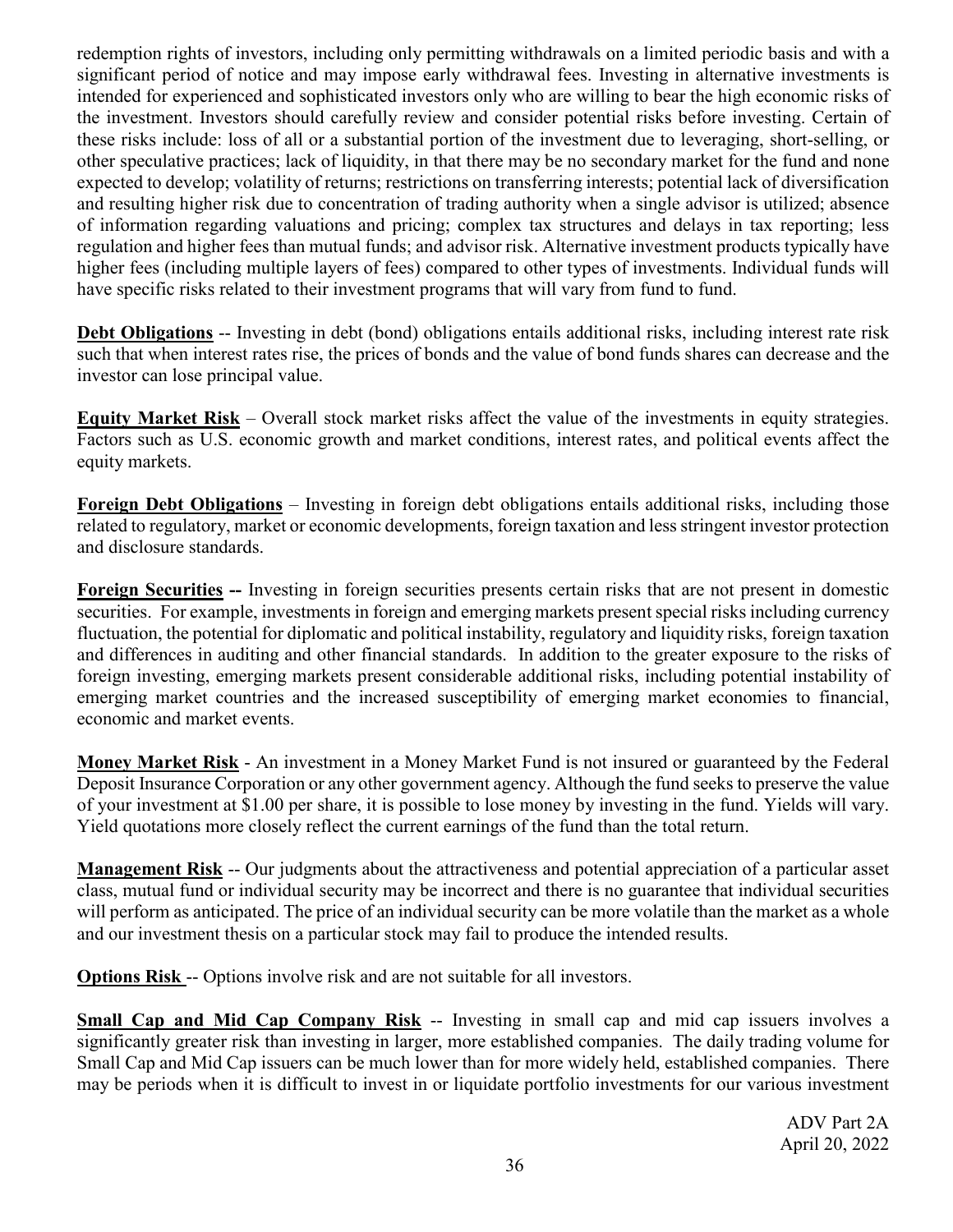redemption rights of investors, including only permitting withdrawals on a limited periodic basis and with a significant period of notice and may impose early withdrawal fees. Investing in alternative investments is intended for experienced and sophisticated investors only who are willing to bear the high economic risks of the investment. Investors should carefully review and consider potential risks before investing. Certain of these risks include: loss of all or a substantial portion of the investment due to leveraging, short-selling, or other speculative practices; lack of liquidity, in that there may be no secondary market for the fund and none expected to develop; volatility of returns; restrictions on transferring interests; potential lack of diversification and resulting higher risk due to concentration of trading authority when a single advisor is utilized; absence of information regarding valuations and pricing; complex tax structures and delays in tax reporting; less regulation and higher fees than mutual funds; and advisor risk. Alternative investment products typically have higher fees (including multiple layers of fees) compared to other types of investments. Individual funds will have specific risks related to their investment programs that will vary from fund to fund.

**Debt Obligations** -- Investing in debt (bond) obligations entails additional risks, including interest rate risk such that when interest rates rise, the prices of bonds and the value of bond funds shares can decrease and the investor can lose principal value.

**Equity Market Risk** – Overall stock market risks affect the value of the investments in equity strategies. Factors such as U.S. economic growth and market conditions, interest rates, and political events affect the equity markets.

**Foreign Debt Obligations** – Investing in foreign debt obligations entails additional risks, including those related to regulatory, market or economic developments, foreign taxation and less stringent investor protection and disclosure standards.

**Foreign Securities --** Investing in foreign securities presents certain risks that are not present in domestic securities. For example, investments in foreign and emerging markets present special risks including currency fluctuation, the potential for diplomatic and political instability, regulatory and liquidity risks, foreign taxation and differences in auditing and other financial standards. In addition to the greater exposure to the risks of foreign investing, emerging markets present considerable additional risks, including potential instability of emerging market countries and the increased susceptibility of emerging market economies to financial, economic and market events.

**Money Market Risk** - An investment in a Money Market Fund is not insured or guaranteed by the Federal Deposit Insurance Corporation or any other government agency. Although the fund seeks to preserve the value of your investment at $1.00 per share, it is possible to lose money by investing in the fund. Yields will vary. Yield quotations more closely reflect the current earnings of the fund than the total return.

**Management Risk** -- Our judgments about the attractiveness and potential appreciation of a particular asset class, mutual fund or individual security may be incorrect and there is no guarantee that individual securities will perform as anticipated. The price of an individual security can be more volatile than the market as a whole and our investment thesis on a particular stock may fail to produce the intended results.

**Options Risk** -- Options involve risk and are not suitable for all investors.

**Small Cap and Mid Cap Company Risk** -- Investing in small cap and mid cap issuers involves a significantly greater risk than investing in larger, more established companies. The daily trading volume for Small Cap and Mid Cap issuers can be much lower than for more widely held, established companies. There may be periods when it is difficult to invest in or liquidate portfolio investments for our various investment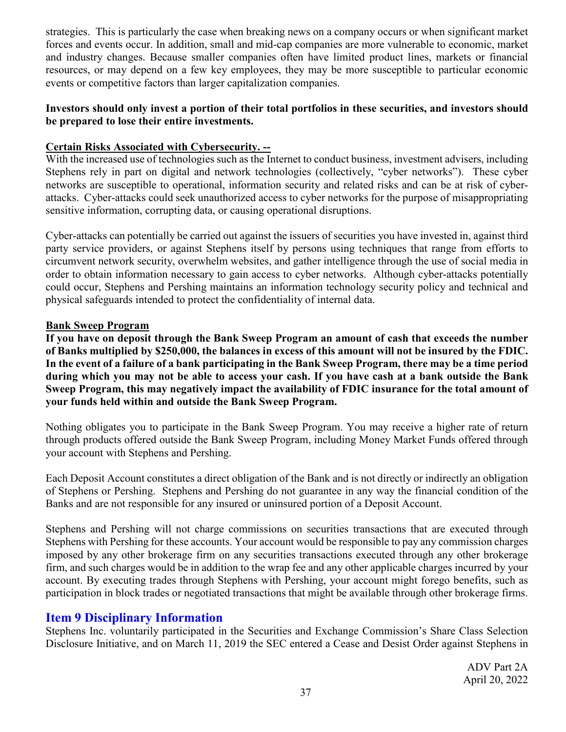strategies. This is particularly the case when breaking news on a company occurs or when significant market forces and events occur. In addition, small and mid-cap companies are more vulnerable to economic, market and industry changes. Because smaller companies often have limited product lines, markets or financial resources, or may depend on a few key employees, they may be more susceptible to particular economic events or competitive factors than larger capitalization companies.

**Investors should only invest a portion of their total portfolios in these securities, and investors should be prepared to lose their entire investments.**

**Certain Risks Associated with Cybersecurity. --**

With the increased use of technologies such as the Internet to conduct business, investment advisers, including Stephens rely in part on digital and network technologies (collectively, "cyber networks"). These cyber networks are susceptible to operational, information security and related risks and can be at risk of cyber-attacks. Cyber-attacks could seek unauthorized access to cyber networks for the purpose of misappropriating sensitive information, corrupting data, or causing operational disruptions.

Cyber-attacks can potentially be carried out against the issuers of securities you have invested in, against third party service providers, or against Stephens itself by persons using techniques that range from efforts to circumvent network security, overwhelm websites, and gather intelligence through the use of social media in order to obtain information necessary to gain access to cyber networks. Although cyber-attacks potentially could occur, Stephens and Pershing maintains an information technology security policy and technical and physical safeguards intended to protect the confidentiality of internal data.

**Bank Sweep Program**

**If you have on deposit through the Bank Sweep Program an amount of cash that exceeds the number of Banks multiplied by $250,000, the balances in excess of this amount will not be insured by the FDIC. In the event of a failure of a bank participating in the Bank Sweep Program, there may be a time period during which you may not be able to access your cash. If you have cash at a bank outside the Bank Sweep Program, this may negatively impact the availability of FDIC insurance for the total amount of your funds held within and outside the Bank Sweep Program.**

Nothing obligates you to participate in the Bank Sweep Program. You may receive a higher rate of return through products offered outside the Bank Sweep Program, including Money Market Funds offered through your account with Stephens and Pershing.

Each Deposit Account constitutes a direct obligation of the Bank and is not directly or indirectly an obligation of Stephens or Pershing. Stephens and Pershing do not guarantee in any way the financial condition of the Banks and are not responsible for any insured or uninsured portion of a Deposit Account.

Stephens and Pershing will not charge commissions on securities transactions that are executed through Stephens with Pershing for these accounts. Your account would be responsible to pay any commission charges imposed by any other brokerage firm on any securities transactions executed through any other brokerage firm, and such charges would be in addition to the wrap fee and any other applicable charges incurred by your account. By executing trades through Stephens with Pershing, your account might forego benefits, such as participation in block trades or negotiated transactions that might be available through other brokerage firms.

## Item 9 Disciplinary Information

Stephens Inc. voluntarily participated in the Securities and Exchange Commission's Share Class Selection Disclosure Initiative, and on March 11, 2019 the SEC entered a Cease and Desist Order against Stephens in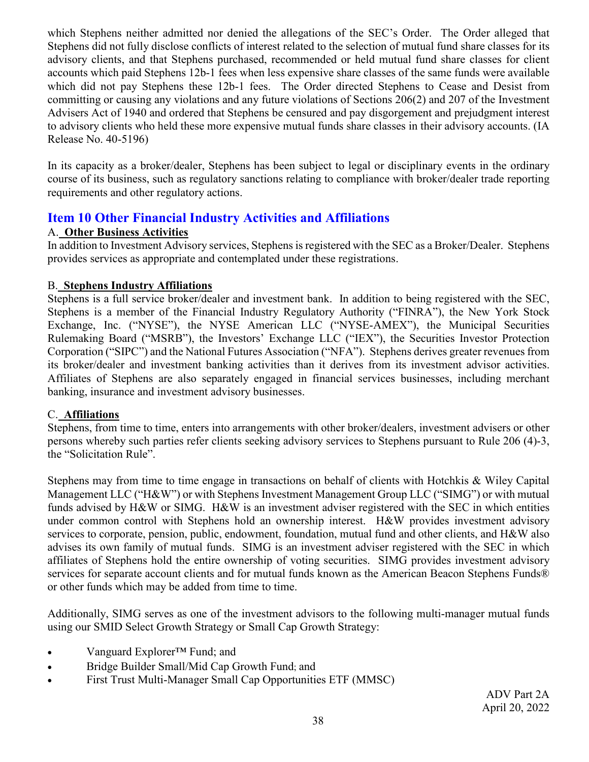which Stephens neither admitted nor denied the allegations of the SEC's Order. The Order alleged that Stephens did not fully disclose conflicts of interest related to the selection of mutual fund share classes for its advisory clients, and that Stephens purchased, recommended or held mutual fund share classes for client accounts which paid Stephens 12b-1 fees when less expensive share classes of the same funds were available which did not pay Stephens these 12b-1 fees. The Order directed Stephens to Cease and Desist from committing or causing any violations and any future violations of Sections 206(2) and 207 of the Investment Advisers Act of 1940 and ordered that Stephens be censured and pay disgorgement and prejudgment interest to advisory clients who held these more expensive mutual funds share classes in their advisory accounts. (IA Release No. 40-5196)

In its capacity as a broker/dealer, Stephens has been subject to legal or disciplinary events in the ordinary course of its business, such as regulatory sanctions relating to compliance with broker/dealer trade reporting requirements and other regulatory actions.

## Item 10 Other Financial Industry Activities and Affiliations

A. **Other Business Activities**

In addition to Investment Advisory services, Stephens is registered with the SEC as a Broker/Dealer. Stephens provides services as appropriate and contemplated under these registrations.

B. **Stephens Industry Affiliations**

Stephens is a full service broker/dealer and investment bank. In addition to being registered with the SEC, Stephens is a member of the Financial Industry Regulatory Authority ("FINRA"), the New York Stock Exchange, Inc. ("NYSE"), the NYSE American LLC ("NYSE-AMEX"), the Municipal Securities Rulemaking Board ("MSRB"), the Investors' Exchange LLC ("IEX"), the Securities Investor Protection Corporation ("SIPC") and the National Futures Association ("NFA"). Stephens derives greater revenues from its broker/dealer and investment banking activities than it derives from its investment advisor activities. Affiliates of Stephens are also separately engaged in financial services businesses, including merchant banking, insurance and investment advisory businesses.

C. **Affiliations**

Stephens, from time to time, enters into arrangements with other broker/dealers, investment advisers or other persons whereby such parties refer clients seeking advisory services to Stephens pursuant to Rule 206 (4)-3, the "Solicitation Rule".

Stephens may from time to time engage in transactions on behalf of clients with Hotchkis & Wiley Capital Management LLC ("H&W") or with Stephens Investment Management Group LLC ("SIMG") or with mutual funds advised by H&W or SIMG. H&W is an investment adviser registered with the SEC in which entities under common control with Stephens hold an ownership interest. H&W provides investment advisory services to corporate, pension, public, endowment, foundation, mutual fund and other clients, and H&W also advises its own family of mutual funds. SIMG is an investment adviser registered with the SEC in which affiliates of Stephens hold the entire ownership of voting securities. SIMG provides investment advisory services for separate account clients and for mutual funds known as the American Beacon Stephens Funds® or other funds which may be added from time to time.

Additionally, SIMG serves as one of the investment advisors to the following multi-manager mutual funds using our SMID Select Growth Strategy or Small Cap Growth Strategy:

- Vanguard Explorer™ Fund; and
- Bridge Builder Small/Mid Cap Growth Fund; and
- First Trust Multi-Manager Small Cap Opportunities ETF (MMSC)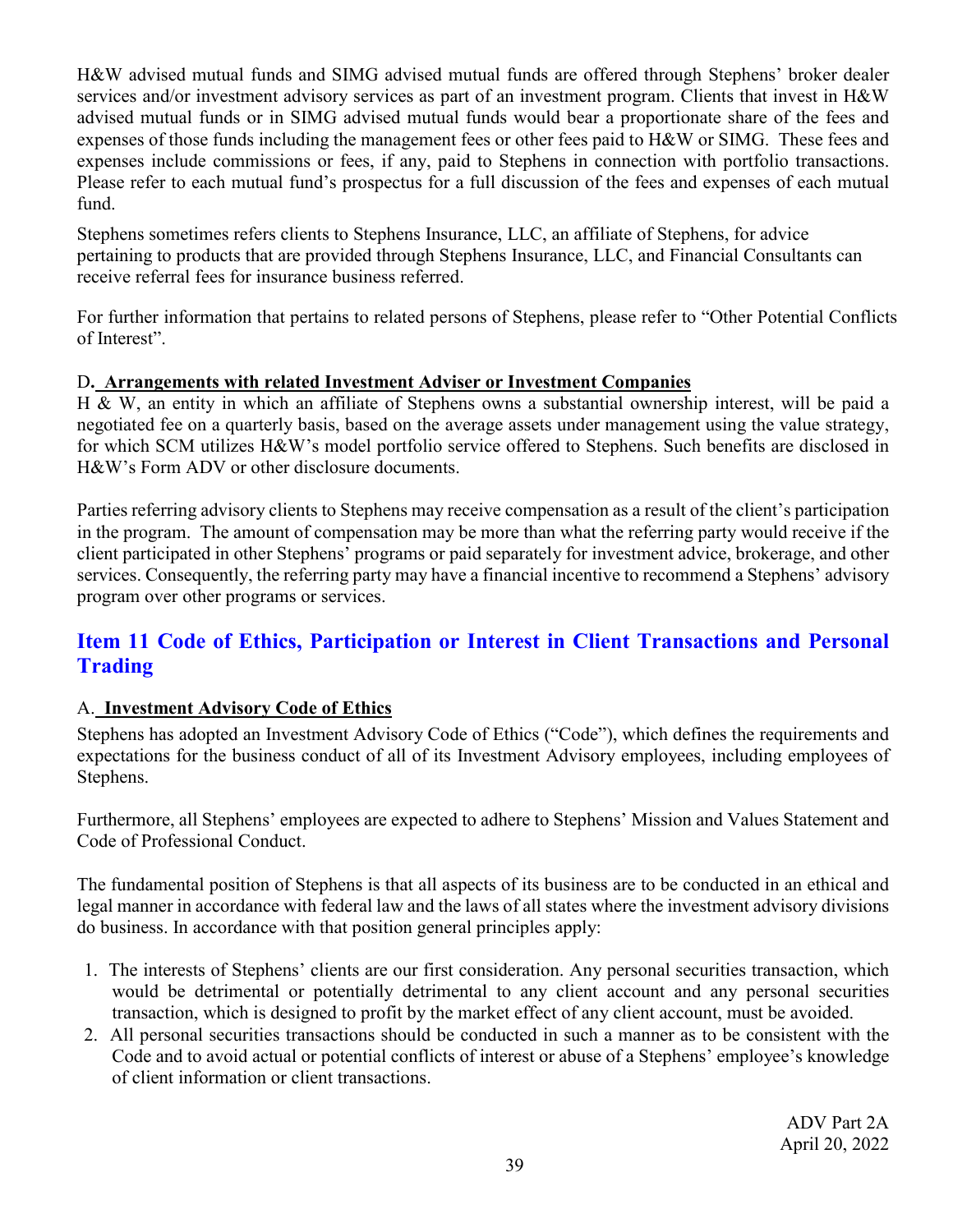H&W advised mutual funds and SIMG advised mutual funds are offered through Stephens' broker dealer services and/or investment advisory services as part of an investment program. Clients that invest in H&W advised mutual funds or in SIMG advised mutual funds would bear a proportionate share of the fees and expenses of those funds including the management fees or other fees paid to H&W or SIMG. These fees and expenses include commissions or fees, if any, paid to Stephens in connection with portfolio transactions. Please refer to each mutual fund's prospectus for a full discussion of the fees and expenses of each mutual fund.

Stephens sometimes refers clients to Stephens Insurance, LLC, an affiliate of Stephens, for advice pertaining to products that are provided through Stephens Insurance, LLC, and Financial Consultants can receive referral fees for insurance business referred.

For further information that pertains to related persons of Stephens, please refer to "Other Potential Conflicts of Interest".

### D. Arrangements with related Investment Adviser or Investment Companies

H & W, an entity in which an affiliate of Stephens owns a substantial ownership interest, will be paid a negotiated fee on a quarterly basis, based on the average assets under management using the value strategy, for which SCM utilizes H&W's model portfolio service offered to Stephens. Such benefits are disclosed in H&W's Form ADV or other disclosure documents.

Parties referring advisory clients to Stephens may receive compensation as a result of the client's participation in the program. The amount of compensation may be more than what the referring party would receive if the client participated in other Stephens' programs or paid separately for investment advice, brokerage, and other services. Consequently, the referring party may have a financial incentive to recommend a Stephens' advisory program over other programs or services.

## Item 11 Code of Ethics, Participation or Interest in Client Transactions and Personal Trading

### A. Investment Advisory Code of Ethics

Stephens has adopted an Investment Advisory Code of Ethics ("Code"), which defines the requirements and expectations for the business conduct of all of its Investment Advisory employees, including employees of Stephens.

Furthermore, all Stephens' employees are expected to adhere to Stephens' Mission and Values Statement and Code of Professional Conduct.

The fundamental position of Stephens is that all aspects of its business are to be conducted in an ethical and legal manner in accordance with federal law and the laws of all states where the investment advisory divisions do business. In accordance with that position general principles apply:

1. The interests of Stephens' clients are our first consideration. Any personal securities transaction, which would be detrimental or potentially detrimental to any client account and any personal securities transaction, which is designed to profit by the market effect of any client account, must be avoided.
2. All personal securities transactions should be conducted in such a manner as to be consistent with the Code and to avoid actual or potential conflicts of interest or abuse of a Stephens' employee's knowledge of client information or client transactions.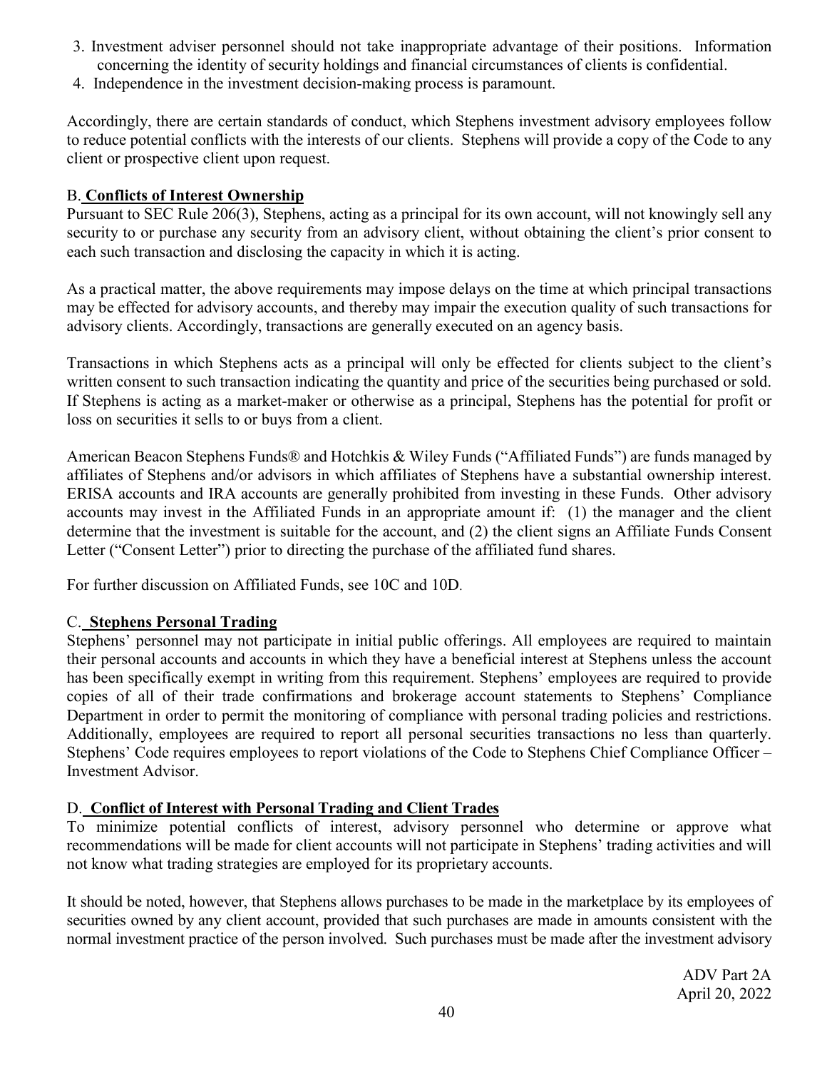3. Investment adviser personnel should not take inappropriate advantage of their positions. Information concerning the identity of security holdings and financial circumstances of clients is confidential.
4. Independence in the investment decision-making process is paramount.

Accordingly, there are certain standards of conduct, which Stephens investment advisory employees follow to reduce potential conflicts with the interests of our clients. Stephens will provide a copy of the Code to any client or prospective client upon request.

### B. **Conflicts of Interest Ownership**

Pursuant to SEC Rule 206(3), Stephens, acting as a principal for its own account, will not knowingly sell any security to or purchase any security from an advisory client, without obtaining the client's prior consent to each such transaction and disclosing the capacity in which it is acting.

As a practical matter, the above requirements may impose delays on the time at which principal transactions may be effected for advisory accounts, and thereby may impair the execution quality of such transactions for advisory clients. Accordingly, transactions are generally executed on an agency basis.

Transactions in which Stephens acts as a principal will only be effected for clients subject to the client's written consent to such transaction indicating the quantity and price of the securities being purchased or sold. If Stephens is acting as a market-maker or otherwise as a principal, Stephens has the potential for profit or loss on securities it sells to or buys from a client.

American Beacon Stephens Funds® and Hotchkis & Wiley Funds ("Affiliated Funds") are funds managed by affiliates of Stephens and/or advisors in which affiliates of Stephens have a substantial ownership interest. ERISA accounts and IRA accounts are generally prohibited from investing in these Funds. Other advisory accounts may invest in the Affiliated Funds in an appropriate amount if: (1) the manager and the client determine that the investment is suitable for the account, and (2) the client signs an Affiliate Funds Consent Letter ("Consent Letter") prior to directing the purchase of the affiliated fund shares.

For further discussion on Affiliated Funds, see 10C and 10D.

### C. **Stephens Personal Trading**

Stephens' personnel may not participate in initial public offerings. All employees are required to maintain their personal accounts and accounts in which they have a beneficial interest at Stephens unless the account has been specifically exempt in writing from this requirement. Stephens' employees are required to provide copies of all of their trade confirmations and brokerage account statements to Stephens' Compliance Department in order to permit the monitoring of compliance with personal trading policies and restrictions. Additionally, employees are required to report all personal securities transactions no less than quarterly. Stephens' Code requires employees to report violations of the Code to Stephens Chief Compliance Officer – Investment Advisor.

### D. **Conflict of Interest with Personal Trading and Client Trades**

To minimize potential conflicts of interest, advisory personnel who determine or approve what recommendations will be made for client accounts will not participate in Stephens' trading activities and will not know what trading strategies are employed for its proprietary accounts.

It should be noted, however, that Stephens allows purchases to be made in the marketplace by its employees of securities owned by any client account, provided that such purchases are made in amounts consistent with the normal investment practice of the person involved. Such purchases must be made after the investment advisory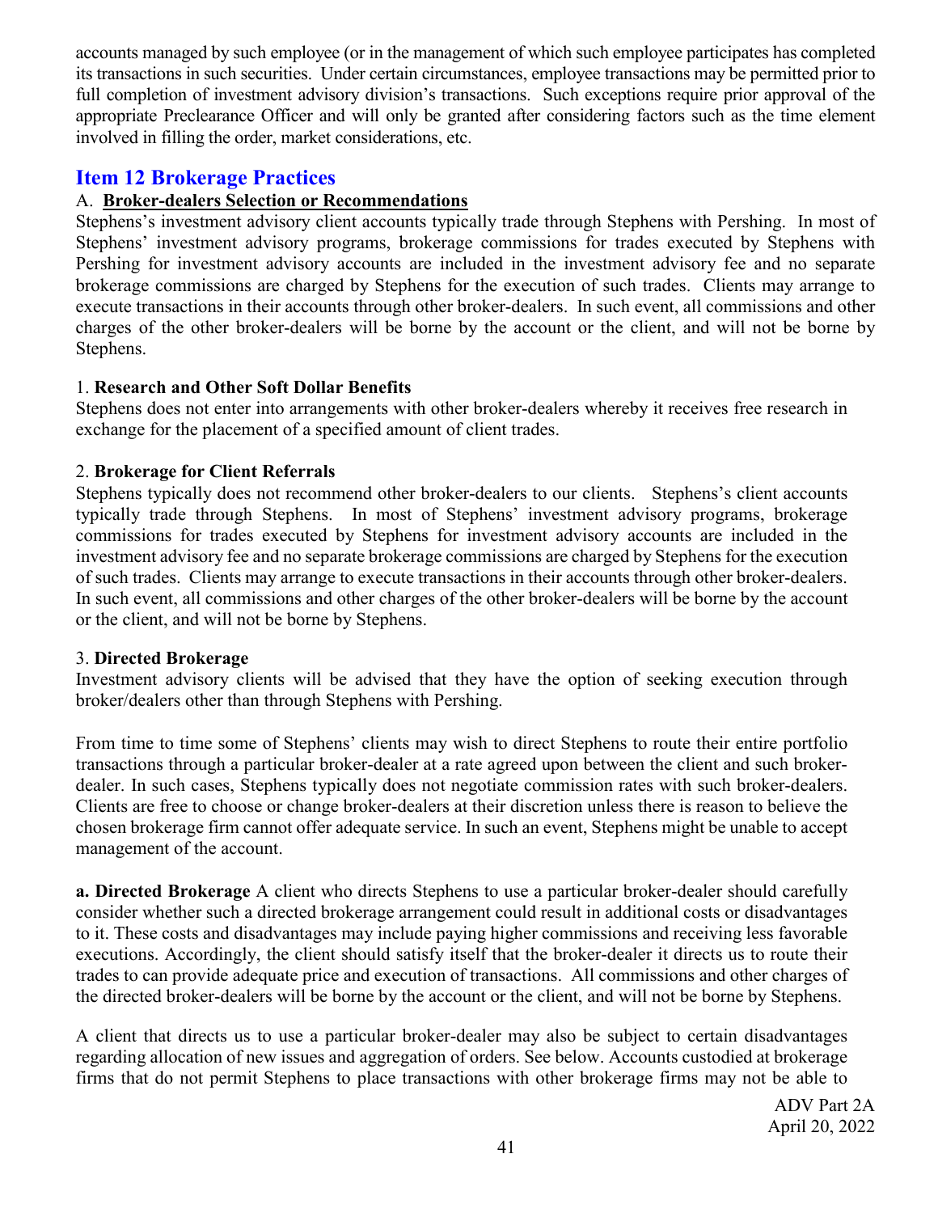accounts managed by such employee (or in the management of which such employee participates has completed its transactions in such securities. Under certain circumstances, employee transactions may be permitted prior to full completion of investment advisory division's transactions. Such exceptions require prior approval of the appropriate Preclearance Officer and will only be granted after considering factors such as the time element involved in filling the order, market considerations, etc.

## Item 12 Brokerage Practices

### A. **Broker-dealers Selection or Recommendations**

Stephens's investment advisory client accounts typically trade through Stephens with Pershing. In most of Stephens' investment advisory programs, brokerage commissions for trades executed by Stephens with Pershing for investment advisory accounts are included in the investment advisory fee and no separate brokerage commissions are charged by Stephens for the execution of such trades. Clients may arrange to execute transactions in their accounts through other broker-dealers. In such event, all commissions and other charges of the other broker-dealers will be borne by the account or the client, and will not be borne by Stephens.

1. **Research and Other Soft Dollar Benefits**

Stephens does not enter into arrangements with other broker-dealers whereby it receives free research in exchange for the placement of a specified amount of client trades.

2. **Brokerage for Client Referrals**

Stephens typically does not recommend other broker-dealers to our clients. Stephens's client accounts typically trade through Stephens. In most of Stephens' investment advisory programs, brokerage commissions for trades executed by Stephens for investment advisory accounts are included in the investment advisory fee and no separate brokerage commissions are charged by Stephens for the execution of such trades. Clients may arrange to execute transactions in their accounts through other broker-dealers. In such event, all commissions and other charges of the other broker-dealers will be borne by the account or the client, and will not be borne by Stephens.

3. **Directed Brokerage**

Investment advisory clients will be advised that they have the option of seeking execution through broker/dealers other than through Stephens with Pershing.

From time to time some of Stephens' clients may wish to direct Stephens to route their entire portfolio transactions through a particular broker-dealer at a rate agreed upon between the client and such broker-dealer. In such cases, Stephens typically does not negotiate commission rates with such broker-dealers. Clients are free to choose or change broker-dealers at their discretion unless there is reason to believe the chosen brokerage firm cannot offer adequate service. In such an event, Stephens might be unable to accept management of the account.

**a. Directed Brokerage** A client who directs Stephens to use a particular broker-dealer should carefully consider whether such a directed brokerage arrangement could result in additional costs or disadvantages to it. These costs and disadvantages may include paying higher commissions and receiving less favorable executions. Accordingly, the client should satisfy itself that the broker-dealer it directs us to route their trades to can provide adequate price and execution of transactions. All commissions and other charges of the directed broker-dealers will be borne by the account or the client, and will not be borne by Stephens.

A client that directs us to use a particular broker-dealer may also be subject to certain disadvantages regarding allocation of new issues and aggregation of orders. See below. Accounts custodied at brokerage firms that do not permit Stephens to place transactions with other brokerage firms may not be able to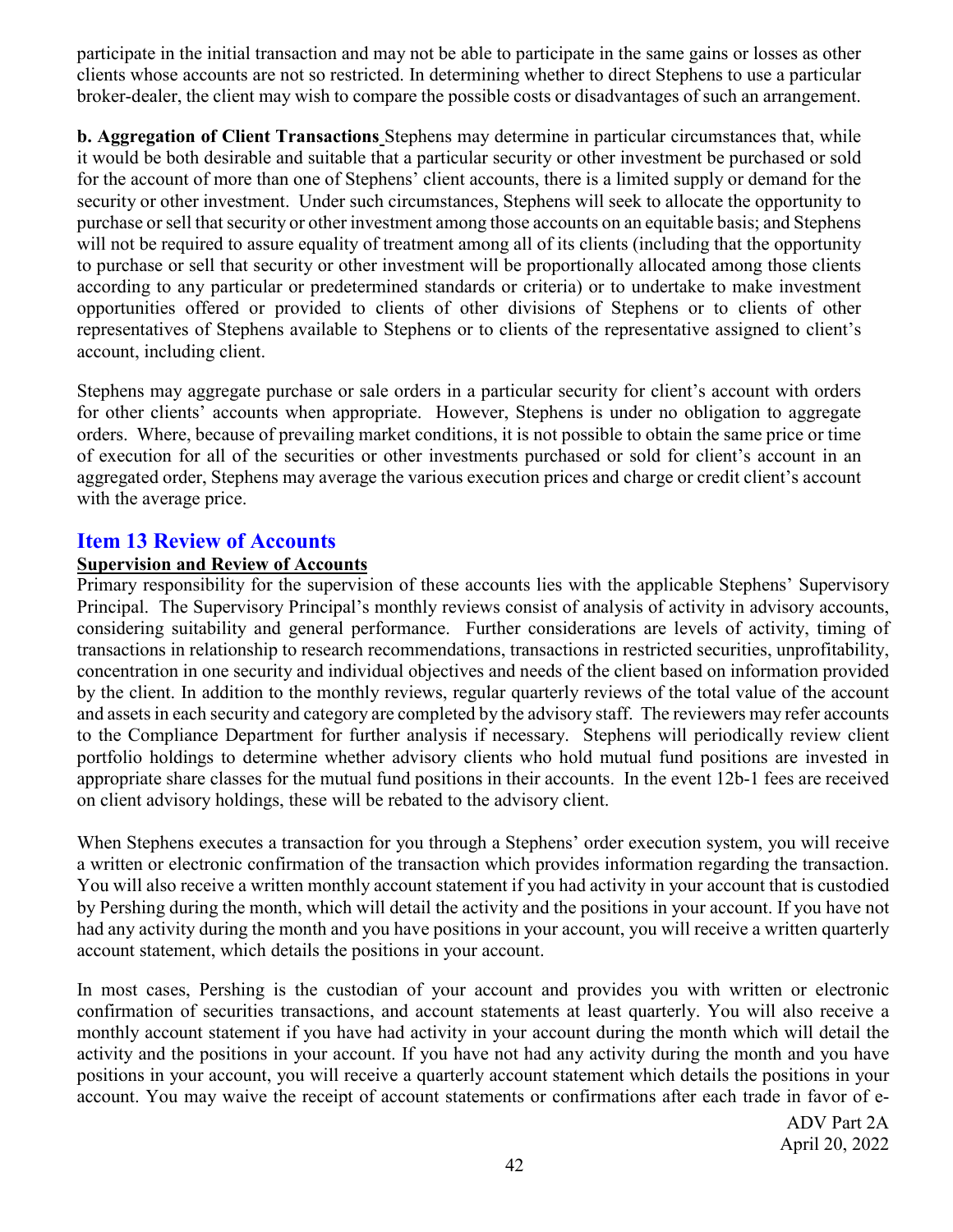participate in the initial transaction and may not be able to participate in the same gains or losses as other clients whose accounts are not so restricted. In determining whether to direct Stephens to use a particular broker-dealer, the client may wish to compare the possible costs or disadvantages of such an arrangement.

**b. Aggregation of Client Transactions** Stephens may determine in particular circumstances that, while it would be both desirable and suitable that a particular security or other investment be purchased or sold for the account of more than one of Stephens' client accounts, there is a limited supply or demand for the security or other investment. Under such circumstances, Stephens will seek to allocate the opportunity to purchase or sell that security or other investment among those accounts on an equitable basis; and Stephens will not be required to assure equality of treatment among all of its clients (including that the opportunity to purchase or sell that security or other investment will be proportionally allocated among those clients according to any particular or predetermined standards or criteria) or to undertake to make investment opportunities offered or provided to clients of other divisions of Stephens or to clients of other representatives of Stephens available to Stephens or to clients of the representative assigned to client's account, including client.

Stephens may aggregate purchase or sale orders in a particular security for client's account with orders for other clients' accounts when appropriate. However, Stephens is under no obligation to aggregate orders. Where, because of prevailing market conditions, it is not possible to obtain the same price or time of execution for all of the securities or other investments purchased or sold for client's account in an aggregated order, Stephens may average the various execution prices and charge or credit client's account with the average price.

## Item 13 Review of Accounts

**Supervision and Review of Accounts**

Primary responsibility for the supervision of these accounts lies with the applicable Stephens' Supervisory Principal. The Supervisory Principal's monthly reviews consist of analysis of activity in advisory accounts, considering suitability and general performance. Further considerations are levels of activity, timing of transactions in relationship to research recommendations, transactions in restricted securities, unprofitability, concentration in one security and individual objectives and needs of the client based on information provided by the client. In addition to the monthly reviews, regular quarterly reviews of the total value of the account and assets in each security and category are completed by the advisory staff. The reviewers may refer accounts to the Compliance Department for further analysis if necessary. Stephens will periodically review client portfolio holdings to determine whether advisory clients who hold mutual fund positions are invested in appropriate share classes for the mutual fund positions in their accounts. In the event 12b-1 fees are received on client advisory holdings, these will be rebated to the advisory client.

When Stephens executes a transaction for you through a Stephens' order execution system, you will receive a written or electronic confirmation of the transaction which provides information regarding the transaction. You will also receive a written monthly account statement if you had activity in your account that is custodied by Pershing during the month, which will detail the activity and the positions in your account. If you have not had any activity during the month and you have positions in your account, you will receive a written quarterly account statement, which details the positions in your account.

In most cases, Pershing is the custodian of your account and provides you with written or electronic confirmation of securities transactions, and account statements at least quarterly. You will also receive a monthly account statement if you have had activity in your account during the month which will detail the activity and the positions in your account. If you have not had any activity during the month and you have positions in your account, you will receive a quarterly account statement which details the positions in your account. You may waive the receipt of account statements or confirmations after each trade in favor of e-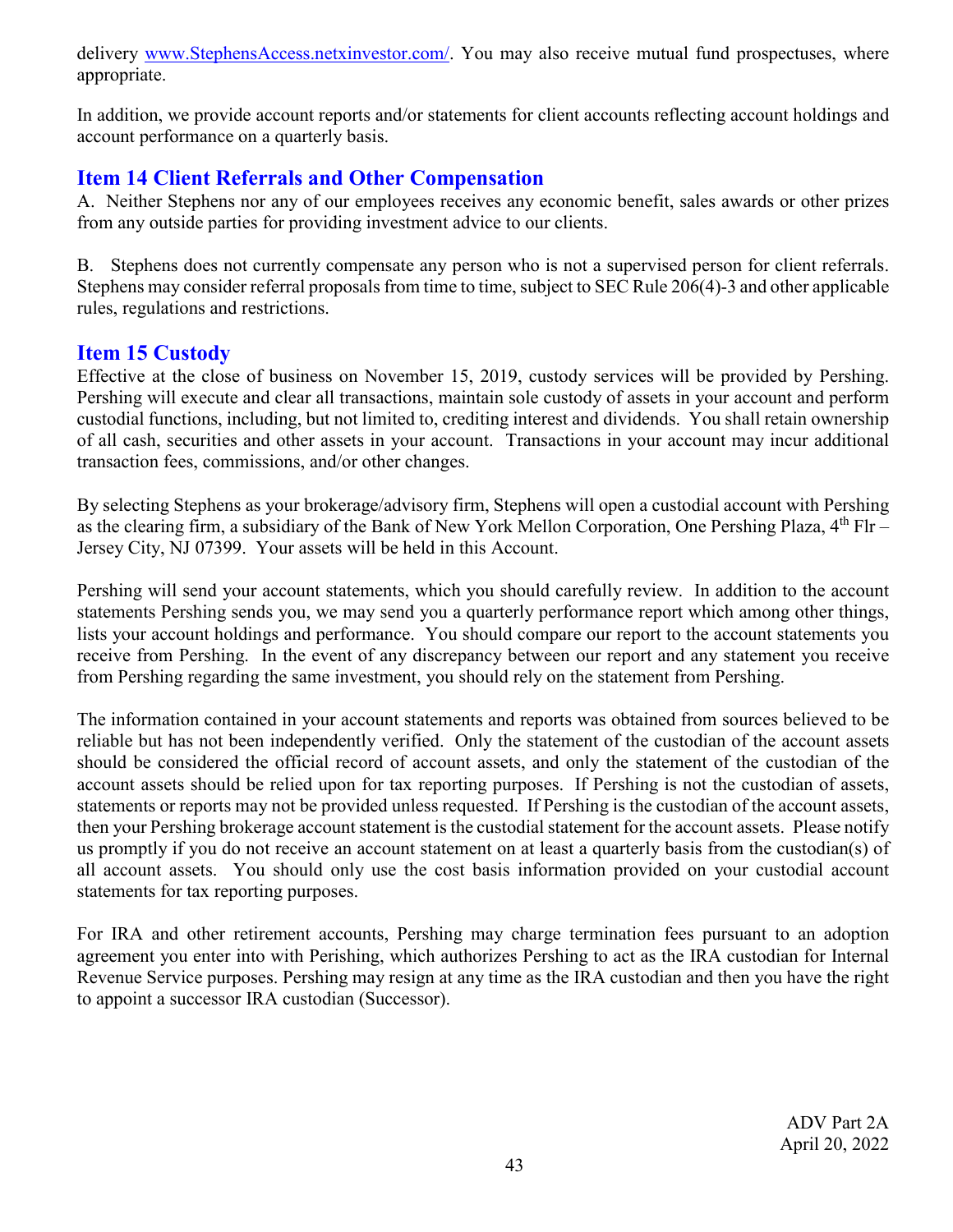delivery [www.StephensAccess.netxinvestor.com/](www.StephensAccess.netxinvestor.com/). You may also receive mutual fund prospectuses, where appropriate.

In addition, we provide account reports and/or statements for client accounts reflecting account holdings and account performance on a quarterly basis.

## Item 14 Client Referrals and Other Compensation

A. Neither Stephens nor any of our employees receives any economic benefit, sales awards or other prizes from any outside parties for providing investment advice to our clients.

B. Stephens does not currently compensate any person who is not a supervised person for client referrals. Stephens may consider referral proposals from time to time, subject to SEC Rule 206(4)-3 and other applicable rules, regulations and restrictions.

## Item 15 Custody

Effective at the close of business on November 15, 2019, custody services will be provided by Pershing. Pershing will execute and clear all transactions, maintain sole custody of assets in your account and perform custodial functions, including, but not limited to, crediting interest and dividends. You shall retain ownership of all cash, securities and other assets in your account. Transactions in your account may incur additional transaction fees, commissions, and/or other changes.

By selecting Stephens as your brokerage/advisory firm, Stephens will open a custodial account with Pershing as the clearing firm, a subsidiary of the Bank of New York Mellon Corporation, One Pershing Plaza, 4th Flr – Jersey City, NJ 07399. Your assets will be held in this Account.

Pershing will send your account statements, which you should carefully review. In addition to the account statements Pershing sends you, we may send you a quarterly performance report which among other things, lists your account holdings and performance. You should compare our report to the account statements you receive from Pershing. In the event of any discrepancy between our report and any statement you receive from Pershing regarding the same investment, you should rely on the statement from Pershing.

The information contained in your account statements and reports was obtained from sources believed to be reliable but has not been independently verified. Only the statement of the custodian of the account assets should be considered the official record of account assets, and only the statement of the custodian of the account assets should be relied upon for tax reporting purposes. If Pershing is not the custodian of assets, statements or reports may not be provided unless requested. If Pershing is the custodian of the account assets, then your Pershing brokerage account statement is the custodial statement for the account assets. Please notify us promptly if you do not receive an account statement on at least a quarterly basis from the custodian(s) of all account assets. You should only use the cost basis information provided on your custodial account statements for tax reporting purposes.

For IRA and other retirement accounts, Pershing may charge termination fees pursuant to an adoption agreement you enter into with Perishing, which authorizes Pershing to act as the IRA custodian for Internal Revenue Service purposes. Pershing may resign at any time as the IRA custodian and then you have the right to appoint a successor IRA custodian (Successor).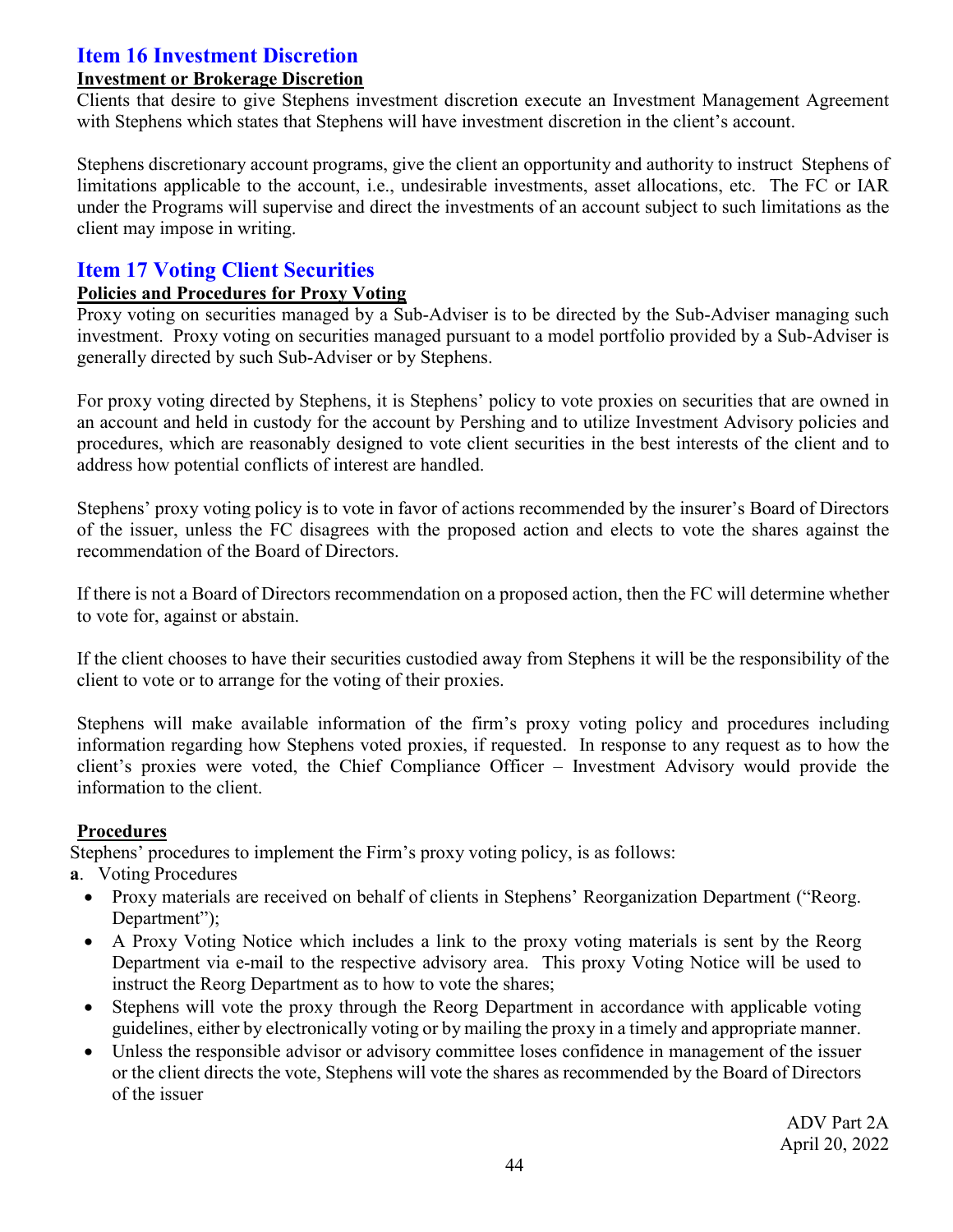## Item 16 Investment Discretion

**Investment or Brokerage Discretion**

Clients that desire to give Stephens investment discretion execute an Investment Management Agreement with Stephens which states that Stephens will have investment discretion in the client's account.

Stephens discretionary account programs, give the client an opportunity and authority to instruct Stephens of limitations applicable to the account, i.e., undesirable investments, asset allocations, etc. The FC or IAR under the Programs will supervise and direct the investments of an account subject to such limitations as the client may impose in writing.

## Item 17 Voting Client Securities

**Policies and Procedures for Proxy Voting**

Proxy voting on securities managed by a Sub-Adviser is to be directed by the Sub-Adviser managing such investment. Proxy voting on securities managed pursuant to a model portfolio provided by a Sub-Adviser is generally directed by such Sub-Adviser or by Stephens.

For proxy voting directed by Stephens, it is Stephens' policy to vote proxies on securities that are owned in an account and held in custody for the account by Pershing and to utilize Investment Advisory policies and procedures, which are reasonably designed to vote client securities in the best interests of the client and to address how potential conflicts of interest are handled.

Stephens' proxy voting policy is to vote in favor of actions recommended by the insurer's Board of Directors of the issuer, unless the FC disagrees with the proposed action and elects to vote the shares against the recommendation of the Board of Directors.

If there is not a Board of Directors recommendation on a proposed action, then the FC will determine whether to vote for, against or abstain.

If the client chooses to have their securities custodied away from Stephens it will be the responsibility of the client to vote or to arrange for the voting of their proxies.

Stephens will make available information of the firm's proxy voting policy and procedures including information regarding how Stephens voted proxies, if requested. In response to any request as to how the client's proxies were voted, the Chief Compliance Officer – Investment Advisory would provide the information to the client.

**Procedures**

Stephens' procedures to implement the Firm's proxy voting policy, is as follows:

**a**. Voting Procedures

- Proxy materials are received on behalf of clients in Stephens' Reorganization Department ("Reorg. Department");
- A Proxy Voting Notice which includes a link to the proxy voting materials is sent by the Reorg Department via e-mail to the respective advisory area. This proxy Voting Notice will be used to instruct the Reorg Department as to how to vote the shares;
- Stephens will vote the proxy through the Reorg Department in accordance with applicable voting guidelines, either by electronically voting or by mailing the proxy in a timely and appropriate manner.
- Unless the responsible advisor or advisory committee loses confidence in management of the issuer or the client directs the vote, Stephens will vote the shares as recommended by the Board of Directors of the issuer

ADV Part 2A
April 20, 2022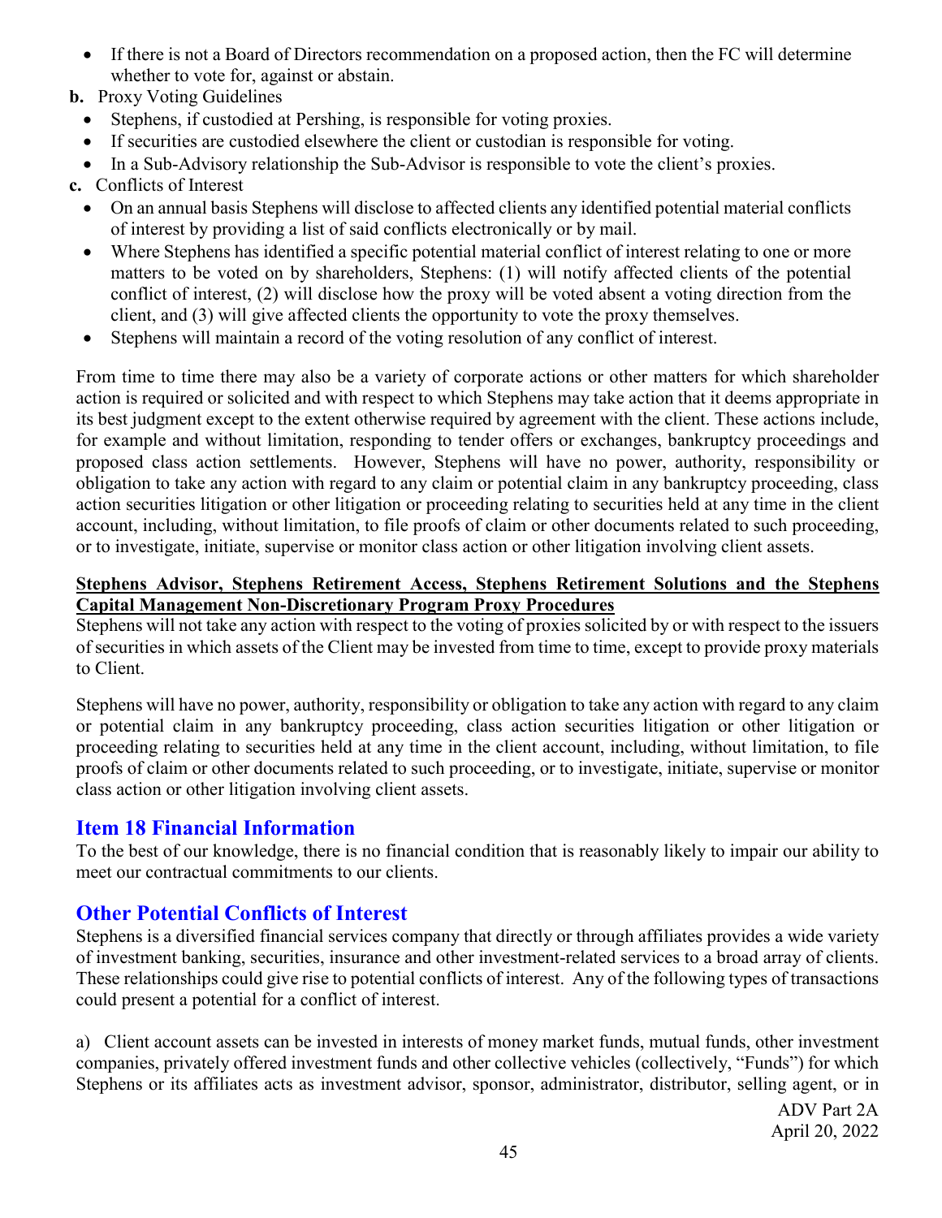- If there is not a Board of Directors recommendation on a proposed action, then the FC will determine whether to vote for, against or abstain.

**b.** Proxy Voting Guidelines

- Stephens, if custodied at Pershing, is responsible for voting proxies.
- If securities are custodied elsewhere the client or custodian is responsible for voting.
- In a Sub-Advisory relationship the Sub-Advisor is responsible to vote the client's proxies.

**c.** Conflicts of Interest

- On an annual basis Stephens will disclose to affected clients any identified potential material conflicts of interest by providing a list of said conflicts electronically or by mail.
- Where Stephens has identified a specific potential material conflict of interest relating to one or more matters to be voted on by shareholders, Stephens: (1) will notify affected clients of the potential conflict of interest, (2) will disclose how the proxy will be voted absent a voting direction from the client, and (3) will give affected clients the opportunity to vote the proxy themselves.
- Stephens will maintain a record of the voting resolution of any conflict of interest.

From time to time there may also be a variety of corporate actions or other matters for which shareholder action is required or solicited and with respect to which Stephens may take action that it deems appropriate in its best judgment except to the extent otherwise required by agreement with the client. These actions include, for example and without limitation, responding to tender offers or exchanges, bankruptcy proceedings and proposed class action settlements. However, Stephens will have no power, authority, responsibility or obligation to take any action with regard to any claim or potential claim in any bankruptcy proceeding, class action securities litigation or other litigation or proceeding relating to securities held at any time in the client account, including, without limitation, to file proofs of claim or other documents related to such proceeding, or to investigate, initiate, supervise or monitor class action or other litigation involving client assets.

**<u>Stephens Advisor, Stephens Retirement Access, Stephens Retirement Solutions and the Stephens Capital Management Non-Discretionary Program Proxy Procedures</u>**

Stephens will not take any action with respect to the voting of proxies solicited by or with respect to the issuers of securities in which assets of the Client may be invested from time to time, except to provide proxy materials to Client.

Stephens will have no power, authority, responsibility or obligation to take any action with regard to any claim or potential claim in any bankruptcy proceeding, class action securities litigation or other litigation or proceeding relating to securities held at any time in the client account, including, without limitation, to file proofs of claim or other documents related to such proceeding, or to investigate, initiate, supervise or monitor class action or other litigation involving client assets.

## Item 18 Financial Information

To the best of our knowledge, there is no financial condition that is reasonably likely to impair our ability to meet our contractual commitments to our clients.

## Other Potential Conflicts of Interest

Stephens is a diversified financial services company that directly or through affiliates provides a wide variety of investment banking, securities, insurance and other investment-related services to a broad array of clients. These relationships could give rise to potential conflicts of interest. Any of the following types of transactions could present a potential for a conflict of interest.

a) Client account assets can be invested in interests of money market funds, mutual funds, other investment companies, privately offered investment funds and other collective vehicles (collectively, "Funds") for which Stephens or its affiliates acts as investment advisor, sponsor, administrator, distributor, selling agent, or in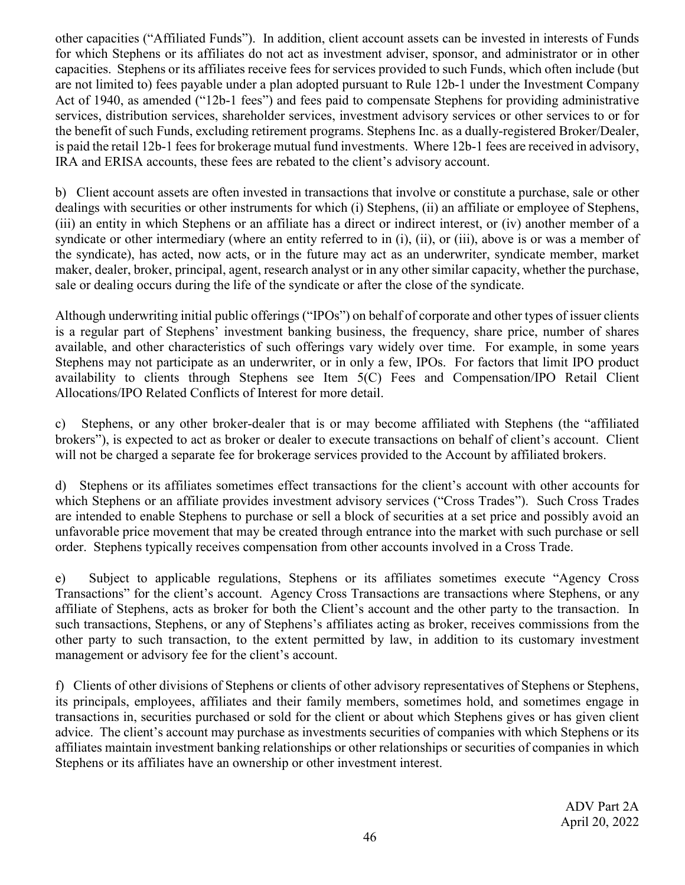other capacities ("Affiliated Funds"). In addition, client account assets can be invested in interests of Funds for which Stephens or its affiliates do not act as investment adviser, sponsor, and administrator or in other capacities. Stephens or its affiliates receive fees for services provided to such Funds, which often include (but are not limited to) fees payable under a plan adopted pursuant to Rule 12b-1 under the Investment Company Act of 1940, as amended ("12b-1 fees") and fees paid to compensate Stephens for providing administrative services, distribution services, shareholder services, investment advisory services or other services to or for the benefit of such Funds, excluding retirement programs. Stephens Inc. as a dually-registered Broker/Dealer, is paid the retail 12b-1 fees for brokerage mutual fund investments. Where 12b-1 fees are received in advisory, IRA and ERISA accounts, these fees are rebated to the client's advisory account.

b) Client account assets are often invested in transactions that involve or constitute a purchase, sale or other dealings with securities or other instruments for which (i) Stephens, (ii) an affiliate or employee of Stephens, (iii) an entity in which Stephens or an affiliate has a direct or indirect interest, or (iv) another member of a syndicate or other intermediary (where an entity referred to in (i), (ii), or (iii), above is or was a member of the syndicate), has acted, now acts, or in the future may act as an underwriter, syndicate member, market maker, dealer, broker, principal, agent, research analyst or in any other similar capacity, whether the purchase, sale or dealing occurs during the life of the syndicate or after the close of the syndicate.

Although underwriting initial public offerings ("IPOs") on behalf of corporate and other types of issuer clients is a regular part of Stephens' investment banking business, the frequency, share price, number of shares available, and other characteristics of such offerings vary widely over time. For example, in some years Stephens may not participate as an underwriter, or in only a few, IPOs. For factors that limit IPO product availability to clients through Stephens see Item 5(C) Fees and Compensation/IPO Retail Client Allocations/IPO Related Conflicts of Interest for more detail.

c) Stephens, or any other broker-dealer that is or may become affiliated with Stephens (the "affiliated brokers"), is expected to act as broker or dealer to execute transactions on behalf of client's account. Client will not be charged a separate fee for brokerage services provided to the Account by affiliated brokers.

d) Stephens or its affiliates sometimes effect transactions for the client's account with other accounts for which Stephens or an affiliate provides investment advisory services ("Cross Trades"). Such Cross Trades are intended to enable Stephens to purchase or sell a block of securities at a set price and possibly avoid an unfavorable price movement that may be created through entrance into the market with such purchase or sell order. Stephens typically receives compensation from other accounts involved in a Cross Trade.

e) Subject to applicable regulations, Stephens or its affiliates sometimes execute "Agency Cross Transactions" for the client's account. Agency Cross Transactions are transactions where Stephens, or any affiliate of Stephens, acts as broker for both the Client's account and the other party to the transaction. In such transactions, Stephens, or any of Stephens's affiliates acting as broker, receives commissions from the other party to such transaction, to the extent permitted by law, in addition to its customary investment management or advisory fee for the client's account.

f) Clients of other divisions of Stephens or clients of other advisory representatives of Stephens or Stephens, its principals, employees, affiliates and their family members, sometimes hold, and sometimes engage in transactions in, securities purchased or sold for the client or about which Stephens gives or has given client advice. The client's account may purchase as investments securities of companies with which Stephens or its affiliates maintain investment banking relationships or other relationships or securities of companies in which Stephens or its affiliates have an ownership or other investment interest.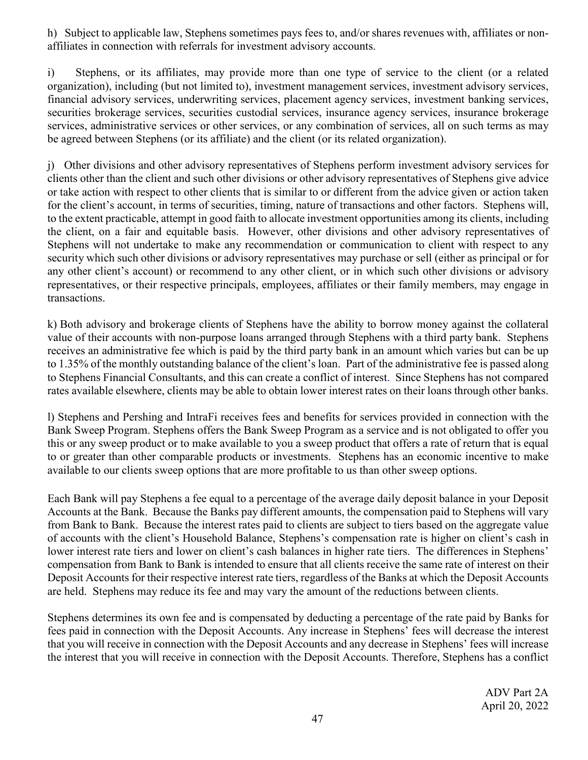h) Subject to applicable law, Stephens sometimes pays fees to, and/or shares revenues with, affiliates or non-affiliates in connection with referrals for investment advisory accounts.

i) Stephens, or its affiliates, may provide more than one type of service to the client (or a related organization), including (but not limited to), investment management services, investment advisory services, financial advisory services, underwriting services, placement agency services, investment banking services, securities brokerage services, securities custodial services, insurance agency services, insurance brokerage services, administrative services or other services, or any combination of services, all on such terms as may be agreed between Stephens (or its affiliate) and the client (or its related organization).

j) Other divisions and other advisory representatives of Stephens perform investment advisory services for clients other than the client and such other divisions or other advisory representatives of Stephens give advice or take action with respect to other clients that is similar to or different from the advice given or action taken for the client's account, in terms of securities, timing, nature of transactions and other factors. Stephens will, to the extent practicable, attempt in good faith to allocate investment opportunities among its clients, including the client, on a fair and equitable basis. However, other divisions and other advisory representatives of Stephens will not undertake to make any recommendation or communication to client with respect to any security which such other divisions or advisory representatives may purchase or sell (either as principal or for any other client's account) or recommend to any other client, or in which such other divisions or advisory representatives, or their respective principals, employees, affiliates or their family members, may engage in transactions.

k) Both advisory and brokerage clients of Stephens have the ability to borrow money against the collateral value of their accounts with non-purpose loans arranged through Stephens with a third party bank. Stephens receives an administrative fee which is paid by the third party bank in an amount which varies but can be up to 1.35% of the monthly outstanding balance of the client's loan. Part of the administrative fee is passed along to Stephens Financial Consultants, and this can create a conflict of interest. Since Stephens has not compared rates available elsewhere, clients may be able to obtain lower interest rates on their loans through other banks.

l) Stephens and Pershing and IntraFi receives fees and benefits for services provided in connection with the Bank Sweep Program. Stephens offers the Bank Sweep Program as a service and is not obligated to offer you this or any sweep product or to make available to you a sweep product that offers a rate of return that is equal to or greater than other comparable products or investments. Stephens has an economic incentive to make available to our clients sweep options that are more profitable to us than other sweep options.

Each Bank will pay Stephens a fee equal to a percentage of the average daily deposit balance in your Deposit Accounts at the Bank. Because the Banks pay different amounts, the compensation paid to Stephens will vary from Bank to Bank. Because the interest rates paid to clients are subject to tiers based on the aggregate value of accounts with the client's Household Balance, Stephens's compensation rate is higher on client's cash in lower interest rate tiers and lower on client's cash balances in higher rate tiers. The differences in Stephens' compensation from Bank to Bank is intended to ensure that all clients receive the same rate of interest on their Deposit Accounts for their respective interest rate tiers, regardless of the Banks at which the Deposit Accounts are held. Stephens may reduce its fee and may vary the amount of the reductions between clients.

Stephens determines its own fee and is compensated by deducting a percentage of the rate paid by Banks for fees paid in connection with the Deposit Accounts. Any increase in Stephens' fees will decrease the interest that you will receive in connection with the Deposit Accounts and any decrease in Stephens' fees will increase the interest that you will receive in connection with the Deposit Accounts. Therefore, Stephens has a conflict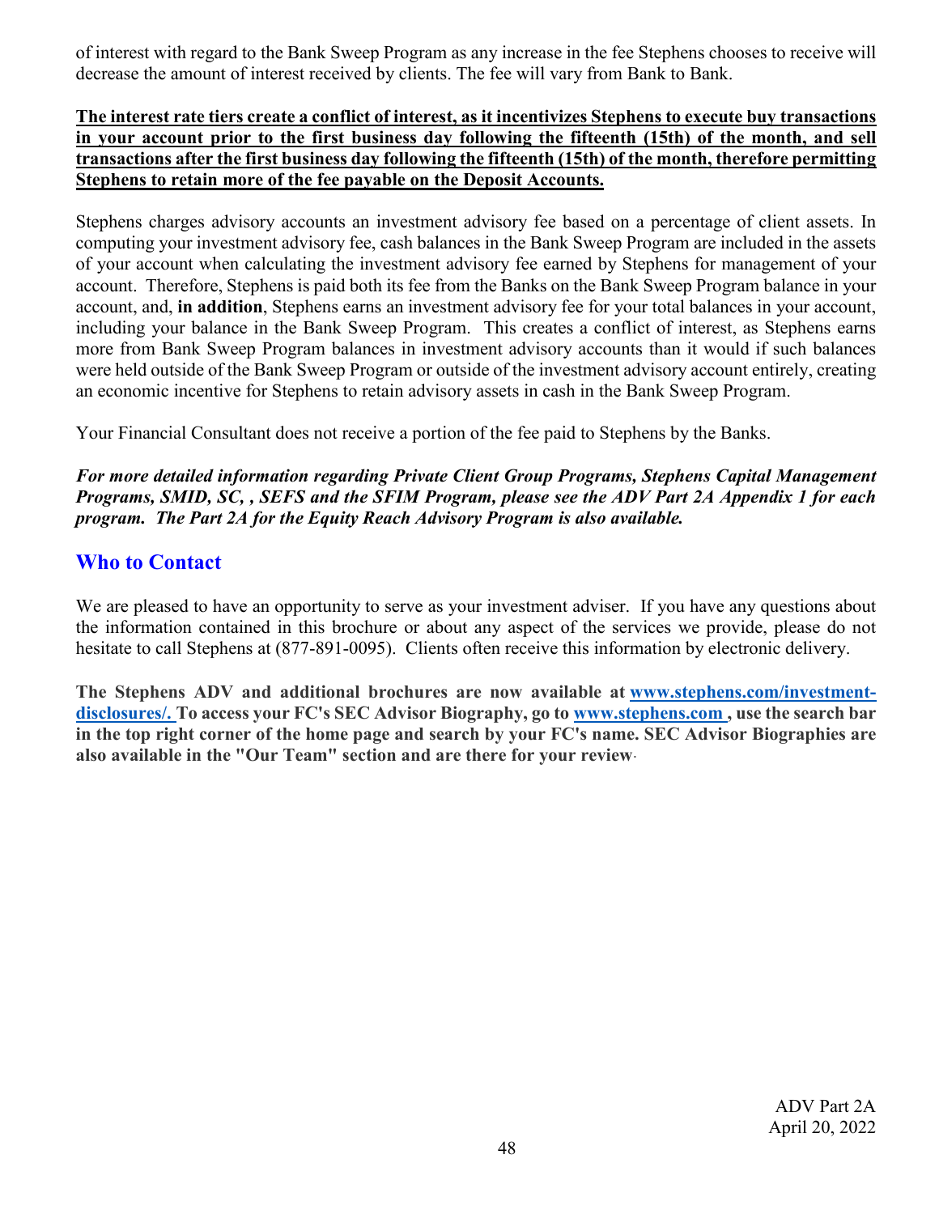of interest with regard to the Bank Sweep Program as any increase in the fee Stephens chooses to receive will decrease the amount of interest received by clients. The fee will vary from Bank to Bank.

**The interest rate tiers create a conflict of interest, as it incentivizes Stephens to execute buy transactions in your account prior to the first business day following the fifteenth (15th) of the month, and sell transactions after the first business day following the fifteenth (15th) of the month, therefore permitting Stephens to retain more of the fee payable on the Deposit Accounts.**

Stephens charges advisory accounts an investment advisory fee based on a percentage of client assets. In computing your investment advisory fee, cash balances in the Bank Sweep Program are included in the assets of your account when calculating the investment advisory fee earned by Stephens for management of your account. Therefore, Stephens is paid both its fee from the Banks on the Bank Sweep Program balance in your account, and, **in addition**, Stephens earns an investment advisory fee for your total balances in your account, including your balance in the Bank Sweep Program. This creates a conflict of interest, as Stephens earns more from Bank Sweep Program balances in investment advisory accounts than it would if such balances were held outside of the Bank Sweep Program or outside of the investment advisory account entirely, creating an economic incentive for Stephens to retain advisory assets in cash in the Bank Sweep Program.

Your Financial Consultant does not receive a portion of the fee paid to Stephens by the Banks.

***For more detailed information regarding Private Client Group Programs, Stephens Capital Management Programs, SMID, SC, , SEFS and the SFIM Program, please see the ADV Part 2A Appendix 1 for each program. The Part 2A for the Equity Reach Advisory Program is also available.***

## Who to Contact

We are pleased to have an opportunity to serve as your investment adviser. If you have any questions about the information contained in this brochure or about any aspect of the services we provide, please do not hesitate to call Stephens at (877-891-0095). Clients often receive this information by electronic delivery.

**The Stephens ADV and additional brochures are now available at www.stephens.com/investment-disclosures/. To access your FC's SEC Advisor Biography, go to www.stephens.com , use the search bar in the top right corner of the home page and search by your FC's name. SEC Advisor Biographies are also available in the "Our Team" section and are there for your review.**